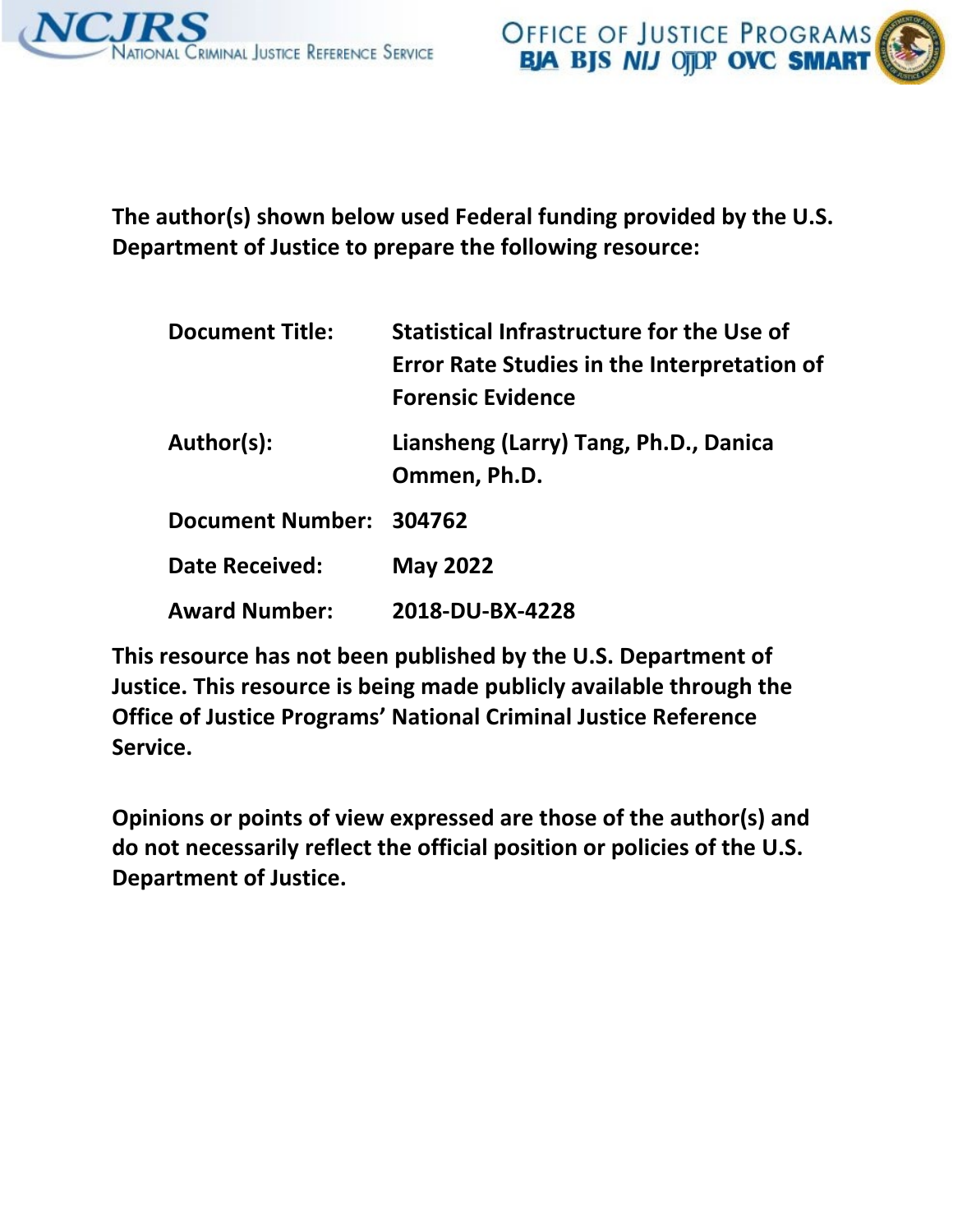The author(s) shown below used Federal funding provided by the U.S. Department of Justice to prepare the following resource:

| | |
|---|---|
| **Document Title:** | **Statistical Infrastructure for the Use of Error Rate Studies in the Interpretation of Forensic Evidence** |
| **Author(s):** | **Liansheng (Larry) Tang, Ph.D., Danica Ommen, Ph.D.** |
| **Document Number:** | **304762** |
| **Date Received:** | **May 2022** |
| **Award Number:** | **2018-DU-BX-4228** |

**This resource has not been published by the U.S. Department of Justice. This resource is being made publicly available through the Office of Justice Programs' National Criminal Justice Reference Service.**

**Opinions or points of view expressed are those of the author(s) and do not necessarily reflect the official position or policies of the U.S. Department of Justice.**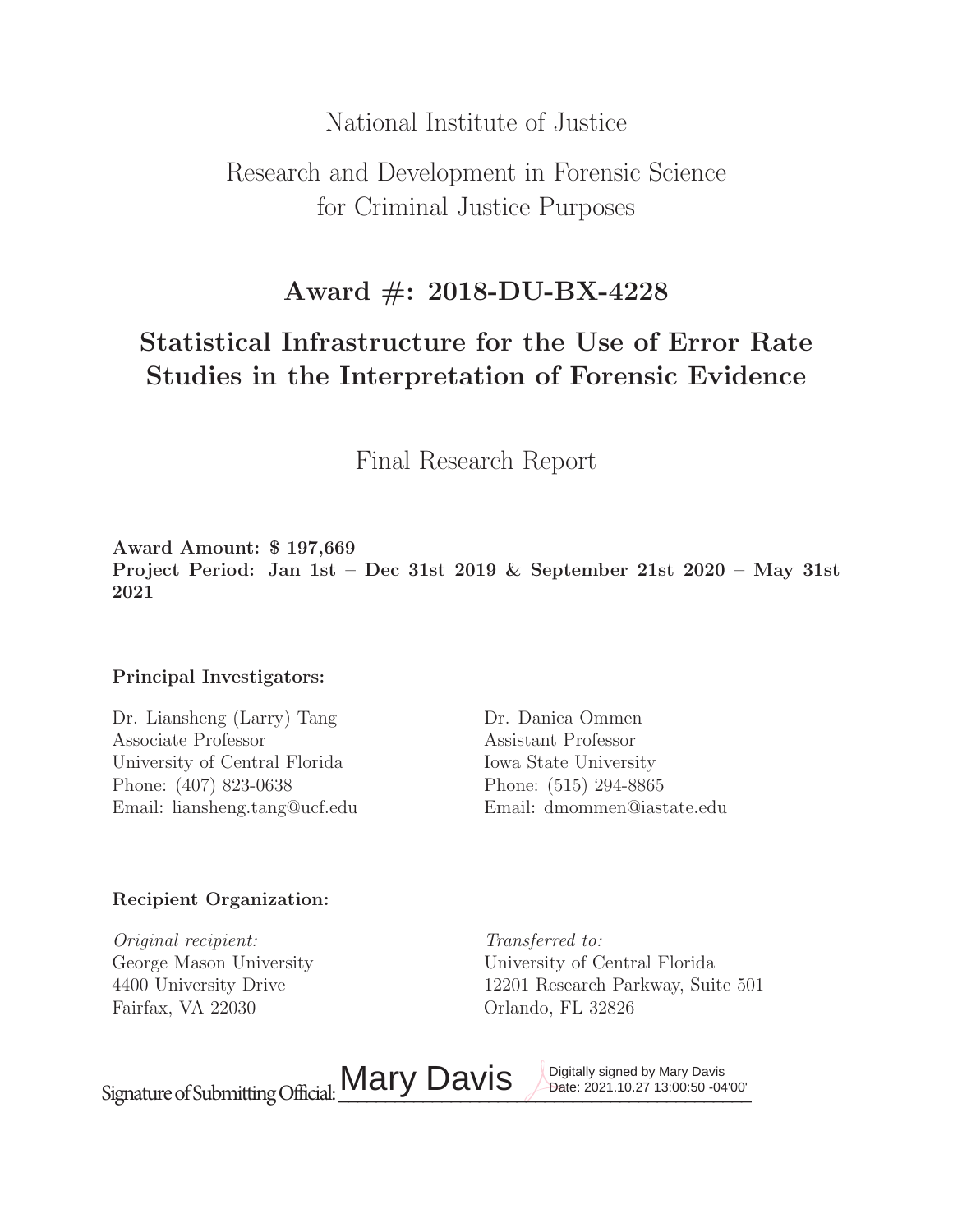National Institute of Justice

Research and Development in Forensic Science for Criminal Justice Purposes

## Award #: 2018-DU-BX-4228

# Statistical Infrastructure for the Use of Error Rate Studies in the Interpretation of Forensic Evidence

Final Research Report

**Award Amount: $ 197,669**
**Project Period: Jan 1st – Dec 31st 2019 & September 21st 2020 – May 31st 2021**

**Principal Investigators:**

Dr. Liansheng (Larry) Tang
Associate Professor
University of Central Florida
Phone: (407) 823-0638
Email: liansheng.tang@ucf.edu

Dr. Danica Ommen
Assistant Professor
Iowa State University
Phone: (515) 294-8865
Email: dmommen@iastate.edu

**Recipient Organization:**

*Original recipient:*
George Mason University
4400 University Drive
Fairfax, VA 22030

*Transferred to:*
University of Central Florida
12201 Research Parkway, Suite 501
Orlando, FL 32826

Signature of Submitting Official: Mary Davis Digitally signed by Mary Davis Date: 2021.10.27 13:00:50 -04'00'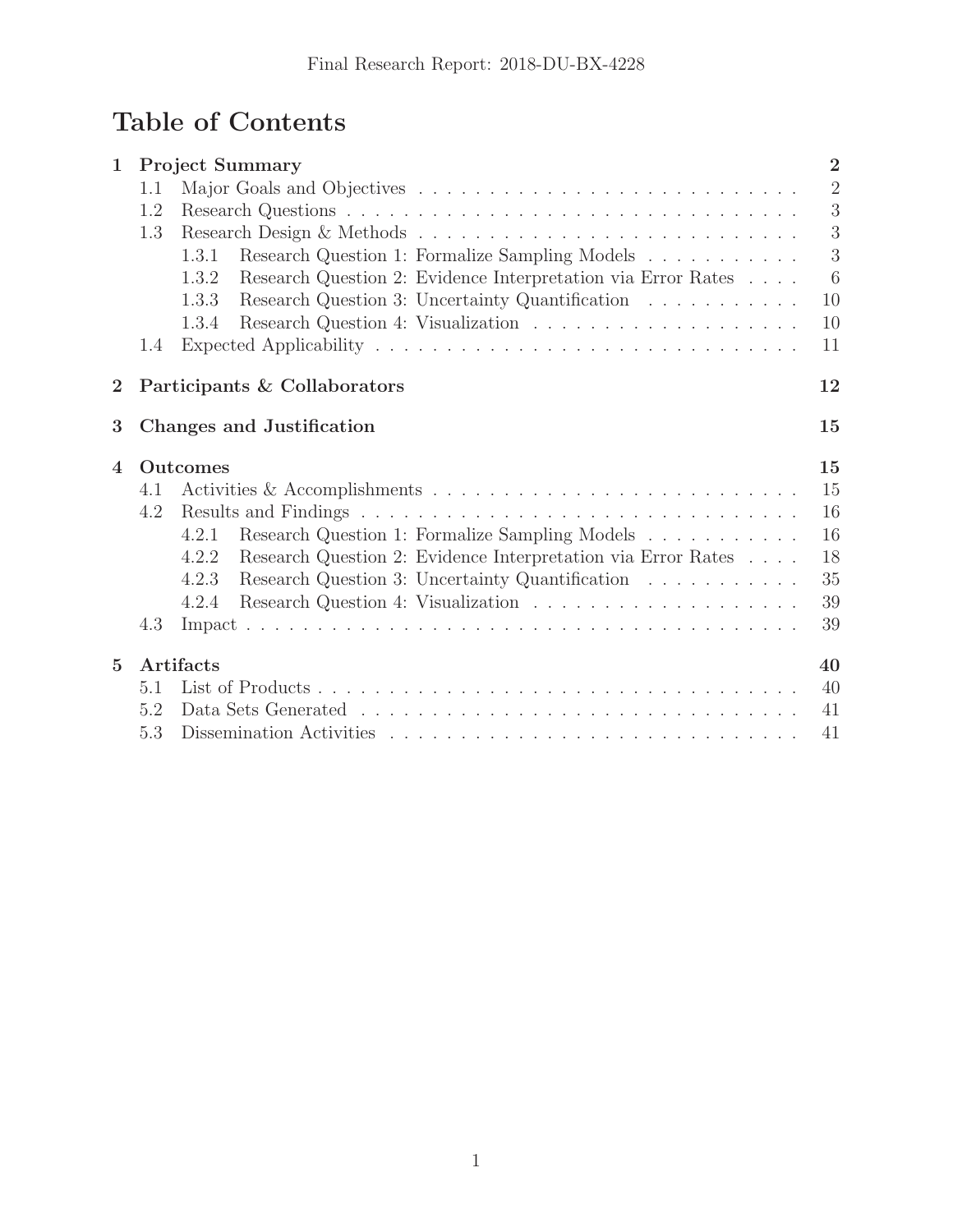# Table of Contents

| | | |
|---|---|---|
| **1** | **Project Summary** | **2** |
| 1.1 | Major Goals and Objectives | 2 |
| 1.2 | Research Questions | 3 |
| 1.3 | Research Design & Methods | 3 |
| 1.3.1 | Research Question 1: Formalize Sampling Models | 3 |
| 1.3.2 | Research Question 2: Evidence Interpretation via Error Rates | 6 |
| 1.3.3 | Research Question 3: Uncertainty Quantification | 10 |
| 1.3.4 | Research Question 4: Visualization | 10 |
| 1.4 | Expected Applicability | 11 |
| **2** | **Participants & Collaborators** | **12** |
| **3** | **Changes and Justification** | **15** |
| **4** | **Outcomes** | **15** |
| 4.1 | Activities & Accomplishments | 15 |
| 4.2 | Results and Findings | 16 |
| 4.2.1 | Research Question 1: Formalize Sampling Models | 16 |
| 4.2.2 | Research Question 2: Evidence Interpretation via Error Rates | 18 |
| 4.2.3 | Research Question 3: Uncertainty Quantification | 35 |
| 4.2.4 | Research Question 4: Visualization | 39 |
| 4.3 | Impact | 39 |
| **5** | **Artifacts** | **40** |
| 5.1 | List of Products | 40 |
| 5.2 | Data Sets Generated | 41 |
| 5.3 | Dissemination Activities | 41 |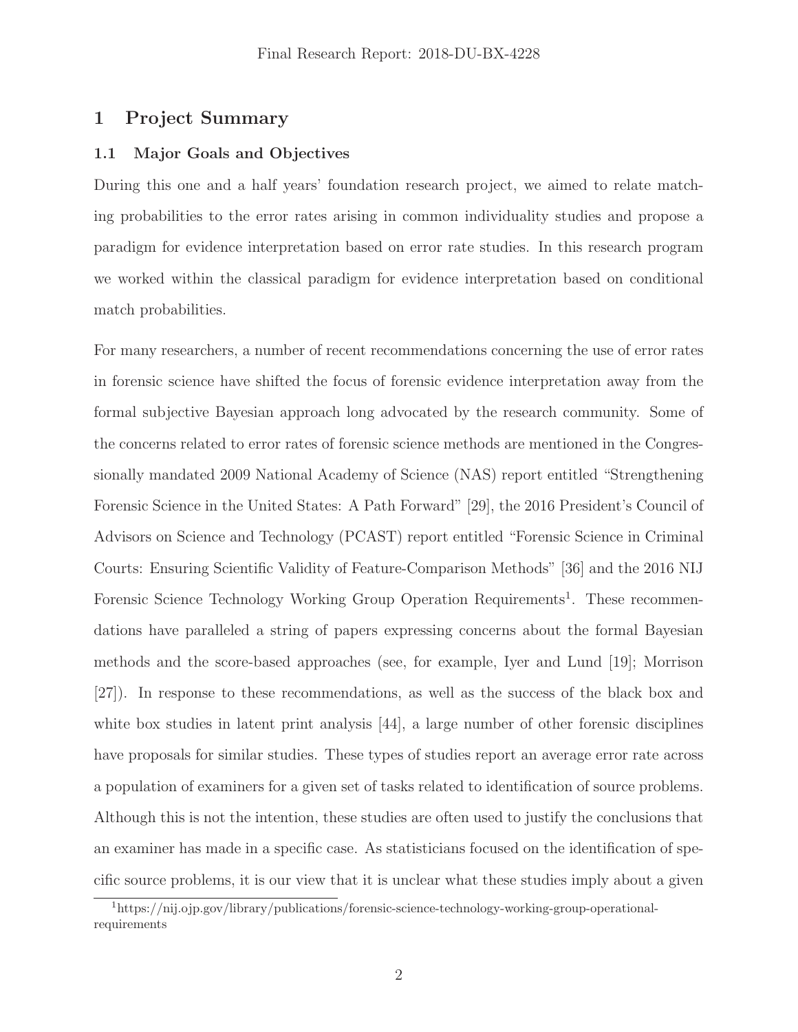# 1 Project Summary

## 1.1 Major Goals and Objectives

During this one and a half years' foundation research project, we aimed to relate matching probabilities to the error rates arising in common individuality studies and propose a paradigm for evidence interpretation based on error rate studies. In this research program we worked within the classical paradigm for evidence interpretation based on conditional match probabilities.

For many researchers, a number of recent recommendations concerning the use of error rates in forensic science have shifted the focus of forensic evidence interpretation away from the formal subjective Bayesian approach long advocated by the research community. Some of the concerns related to error rates of forensic science methods are mentioned in the Congressionally mandated 2009 National Academy of Science (NAS) report entitled "Strengthening Forensic Science in the United States: A Path Forward" [29], the 2016 President's Council of Advisors on Science and Technology (PCAST) report entitled "Forensic Science in Criminal Courts: Ensuring Scientific Validity of Feature-Comparison Methods" [36] and the 2016 NIJ Forensic Science Technology Working Group Operation Requirements[1]. These recommendations have paralleled a string of papers expressing concerns about the formal Bayesian methods and the score-based approaches (see, for example, Iyer and Lund [19]; Morrison [27]). In response to these recommendations, as well as the success of the black box and white box studies in latent print analysis [44], a large number of other forensic disciplines have proposals for similar studies. These types of studies report an average error rate across a population of examiners for a given set of tasks related to identification of source problems. Although this is not the intention, these studies are often used to justify the conclusions that an examiner has made in a specific case. As statisticians focused on the identification of specific source problems, it is our view that it is unclear what these studies imply about a given

[1] https://nij.ojp.gov/library/publications/forensic-science-technology-working-group-operational-requirements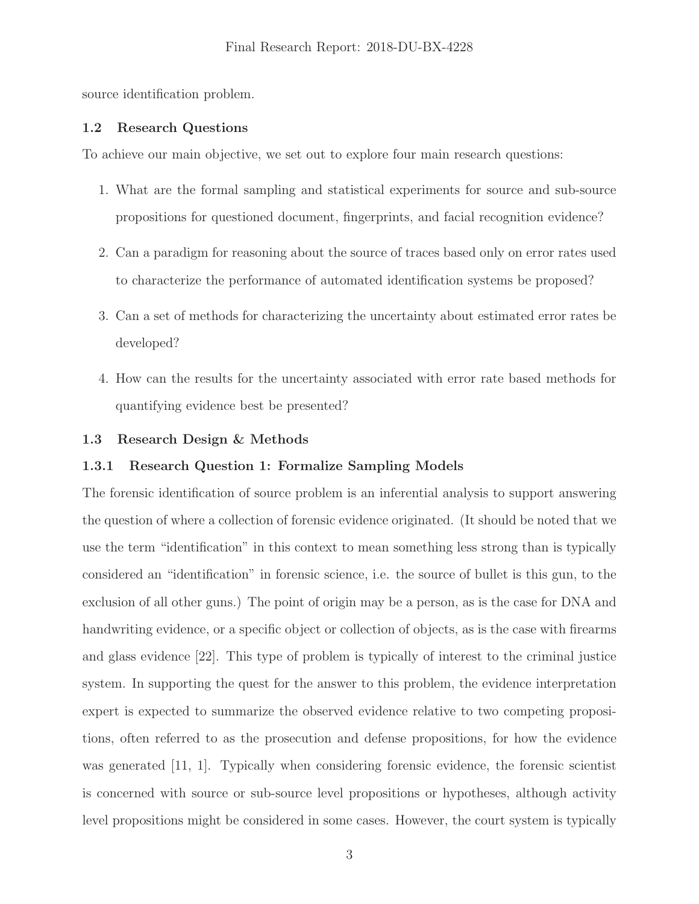source identification problem.

### 1.2 Research Questions

To achieve our main objective, we set out to explore four main research questions:

1. What are the formal sampling and statistical experiments for source and sub-source propositions for questioned document, fingerprints, and facial recognition evidence?
2. Can a paradigm for reasoning about the source of traces based only on error rates used to characterize the performance of automated identification systems be proposed?
3. Can a set of methods for characterizing the uncertainty about estimated error rates be developed?
4. How can the results for the uncertainty associated with error rate based methods for quantifying evidence best be presented?

### 1.3 Research Design & Methods

#### 1.3.1 Research Question 1: Formalize Sampling Models

The forensic identification of source problem is an inferential analysis to support answering the question of where a collection of forensic evidence originated. (It should be noted that we use the term "identification" in this context to mean something less strong than is typically considered an "identification" in forensic science, i.e. the source of bullet is this gun, to the exclusion of all other guns.) The point of origin may be a person, as is the case for DNA and handwriting evidence, or a specific object or collection of objects, as is the case with firearms and glass evidence [22]. This type of problem is typically of interest to the criminal justice system. In supporting the quest for the answer to this problem, the evidence interpretation expert is expected to summarize the observed evidence relative to two competing propositions, often referred to as the prosecution and defense propositions, for how the evidence was generated [11, 1]. Typically when considering forensic evidence, the forensic scientist is concerned with source or sub-source level propositions or hypotheses, although activity level propositions might be considered in some cases. However, the court system is typically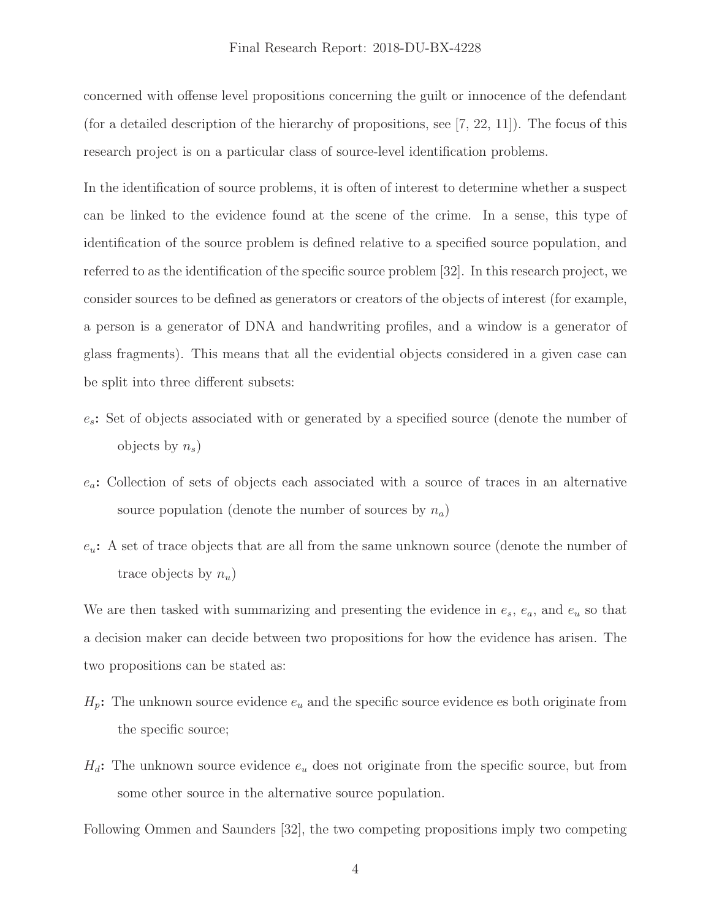concerned with offense level propositions concerning the guilt or innocence of the defendant (for a detailed description of the hierarchy of propositions, see [7, 22, 11]). The focus of this research project is on a particular class of source-level identification problems.

In the identification of source problems, it is often of interest to determine whether a suspect can be linked to the evidence found at the scene of the crime. In a sense, this type of identification of the source problem is defined relative to a specified source population, and referred to as the identification of the specific source problem [32]. In this research project, we consider sources to be defined as generators or creators of the objects of interest (for example, a person is a generator of DNA and handwriting profiles, and a window is a generator of glass fragments). This means that all the evidential objects considered in a given case can be split into three different subsets:

- **$e_s$:** Set of objects associated with or generated by a specified source (denote the number of objects by $n_s$)
- **$e_a$:** Collection of sets of objects each associated with a source of traces in an alternative source population (denote the number of sources by $n_a$)
- **$e_u$:** A set of trace objects that are all from the same unknown source (denote the number of trace objects by $n_u$)

We are then tasked with summarizing and presenting the evidence in $e_s$, $e_a$, and $e_u$ so that a decision maker can decide between two propositions for how the evidence has arisen. The two propositions can be stated as:

- **$H_p$:** The unknown source evidence $e_u$ and the specific source evidence es both originate from the specific source;
- **$H_d$:** The unknown source evidence $e_u$ does not originate from the specific source, but from some other source in the alternative source population.

Following Ommen and Saunders [32], the two competing propositions imply two competing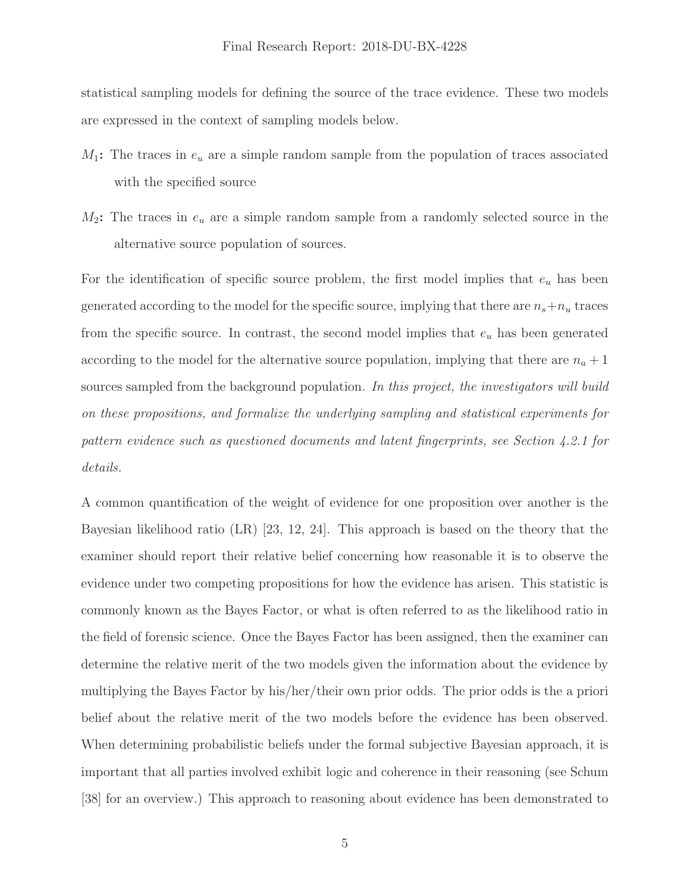statistical sampling models for defining the source of the trace evidence. These two models are expressed in the context of sampling models below.

- $M_1$**:** The traces in $e_u$ are a simple random sample from the population of traces associated with the specified source
- $M_2$**:** The traces in $e_u$ are a simple random sample from a randomly selected source in the alternative source population of sources.

For the identification of specific source problem, the first model implies that $e_u$ has been generated according to the model for the specific source, implying that there are $n_s + n_u$ traces from the specific source. In contrast, the second model implies that $e_u$ has been generated according to the model for the alternative source population, implying that there are $n_a + 1$ sources sampled from the background population. *In this project, the investigators will build on these propositions, and formalize the underlying sampling and statistical experiments for pattern evidence such as questioned documents and latent fingerprints, see Section 4.2.1 for details.*

A common quantification of the weight of evidence for one proposition over another is the Bayesian likelihood ratio (LR) [23, 12, 24]. This approach is based on the theory that the examiner should report their relative belief concerning how reasonable it is to observe the evidence under two competing propositions for how the evidence has arisen. This statistic is commonly known as the Bayes Factor, or what is often referred to as the likelihood ratio in the field of forensic science. Once the Bayes Factor has been assigned, then the examiner can determine the relative merit of the two models given the information about the evidence by multiplying the Bayes Factor by his/her/their own prior odds. The prior odds is the a priori belief about the relative merit of the two models before the evidence has been observed. When determining probabilistic beliefs under the formal subjective Bayesian approach, it is important that all parties involved exhibit logic and coherence in their reasoning (see Schum [38] for an overview.) This approach to reasoning about evidence has been demonstrated to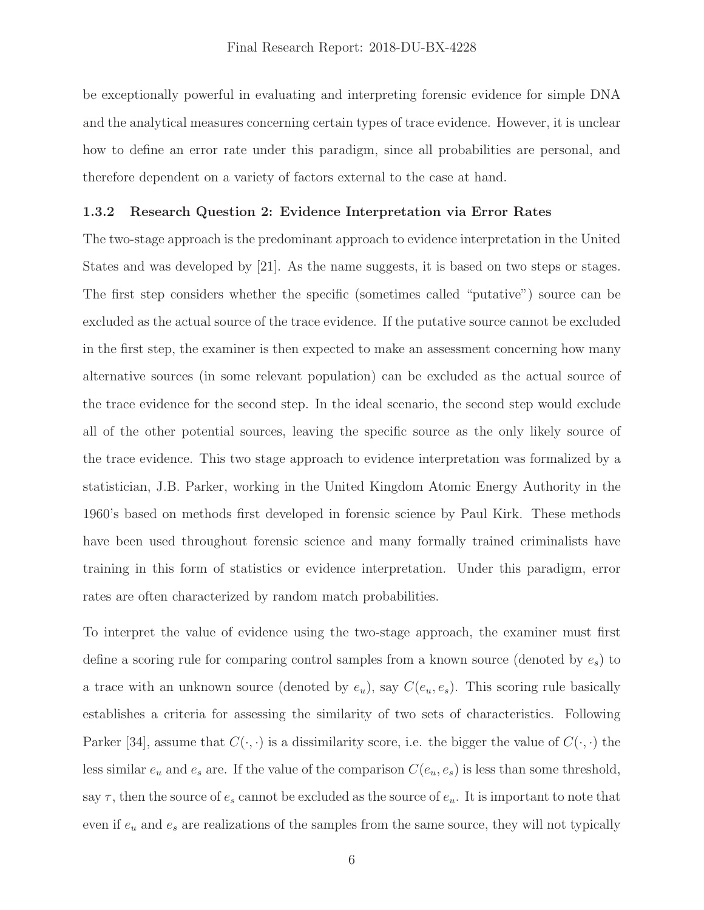be exceptionally powerful in evaluating and interpreting forensic evidence for simple DNA and the analytical measures concerning certain types of trace evidence. However, it is unclear how to define an error rate under this paradigm, since all probabilities are personal, and therefore dependent on a variety of factors external to the case at hand.

### 1.3.2 Research Question 2: Evidence Interpretation via Error Rates

The two-stage approach is the predominant approach to evidence interpretation in the United States and was developed by [21]. As the name suggests, it is based on two steps or stages. The first step considers whether the specific (sometimes called "putative") source can be excluded as the actual source of the trace evidence. If the putative source cannot be excluded in the first step, the examiner is then expected to make an assessment concerning how many alternative sources (in some relevant population) can be excluded as the actual source of the trace evidence for the second step. In the ideal scenario, the second step would exclude all of the other potential sources, leaving the specific source as the only likely source of the trace evidence. This two stage approach to evidence interpretation was formalized by a statistician, J.B. Parker, working in the United Kingdom Atomic Energy Authority in the 1960's based on methods first developed in forensic science by Paul Kirk. These methods have been used throughout forensic science and many formally trained criminalists have training in this form of statistics or evidence interpretation. Under this paradigm, error rates are often characterized by random match probabilities.

To interpret the value of evidence using the two-stage approach, the examiner must first define a scoring rule for comparing control samples from a known source (denoted by $e_s$) to a trace with an unknown source (denoted by $e_u$), say $C(e_u, e_s)$. This scoring rule basically establishes a criteria for assessing the similarity of two sets of characteristics. Following Parker [34], assume that $C(\cdot, \cdot)$ is a dissimilarity score, i.e. the bigger the value of $C(\cdot, \cdot)$ the less similar $e_u$ and $e_s$ are. If the value of the comparison $C(e_u, e_s)$ is less than some threshold, say $\tau$, then the source of $e_s$ cannot be excluded as the source of $e_u$. It is important to note that even if $e_u$ and $e_s$ are realizations of the samples from the same source, they will not typically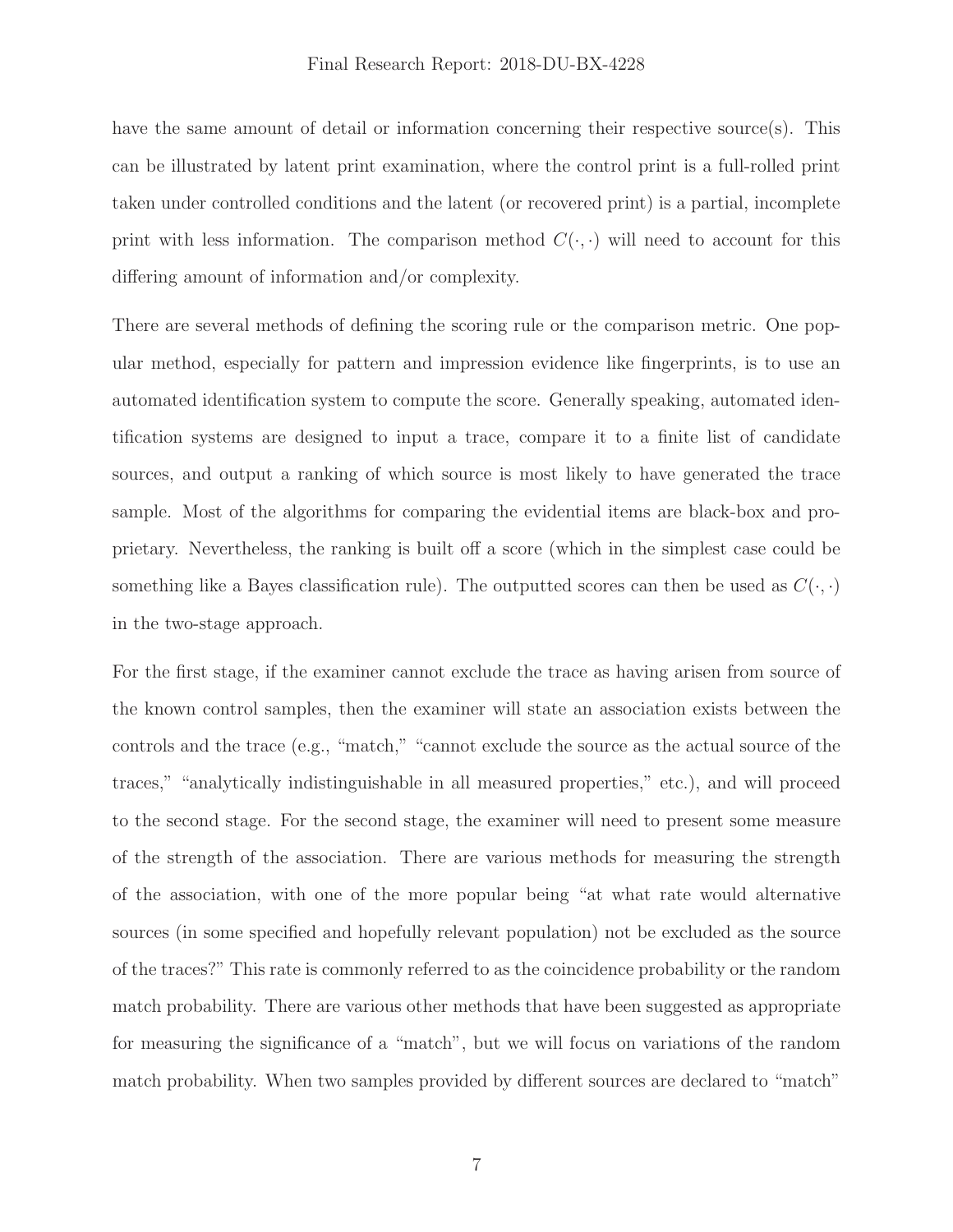have the same amount of detail or information concerning their respective source(s). This can be illustrated by latent print examination, where the control print is a full-rolled print taken under controlled conditions and the latent (or recovered print) is a partial, incomplete print with less information. The comparison method $C(\cdot, \cdot)$ will need to account for this differing amount of information and/or complexity.

There are several methods of defining the scoring rule or the comparison metric. One popular method, especially for pattern and impression evidence like fingerprints, is to use an automated identification system to compute the score. Generally speaking, automated identification systems are designed to input a trace, compare it to a finite list of candidate sources, and output a ranking of which source is most likely to have generated the trace sample. Most of the algorithms for comparing the evidential items are black-box and proprietary. Nevertheless, the ranking is built off a score (which in the simplest case could be something like a Bayes classification rule). The outputted scores can then be used as $C(\cdot, \cdot)$ in the two-stage approach.

For the first stage, if the examiner cannot exclude the trace as having arisen from source of the known control samples, then the examiner will state an association exists between the controls and the trace (e.g., "match," "cannot exclude the source as the actual source of the traces," "analytically indistinguishable in all measured properties," etc.), and will proceed to the second stage. For the second stage, the examiner will need to present some measure of the strength of the association. There are various methods for measuring the strength of the association, with one of the more popular being "at what rate would alternative sources (in some specified and hopefully relevant population) not be excluded as the source of the traces?" This rate is commonly referred to as the coincidence probability or the random match probability. There are various other methods that have been suggested as appropriate for measuring the significance of a "match", but we will focus on variations of the random match probability. When two samples provided by different sources are declared to "match"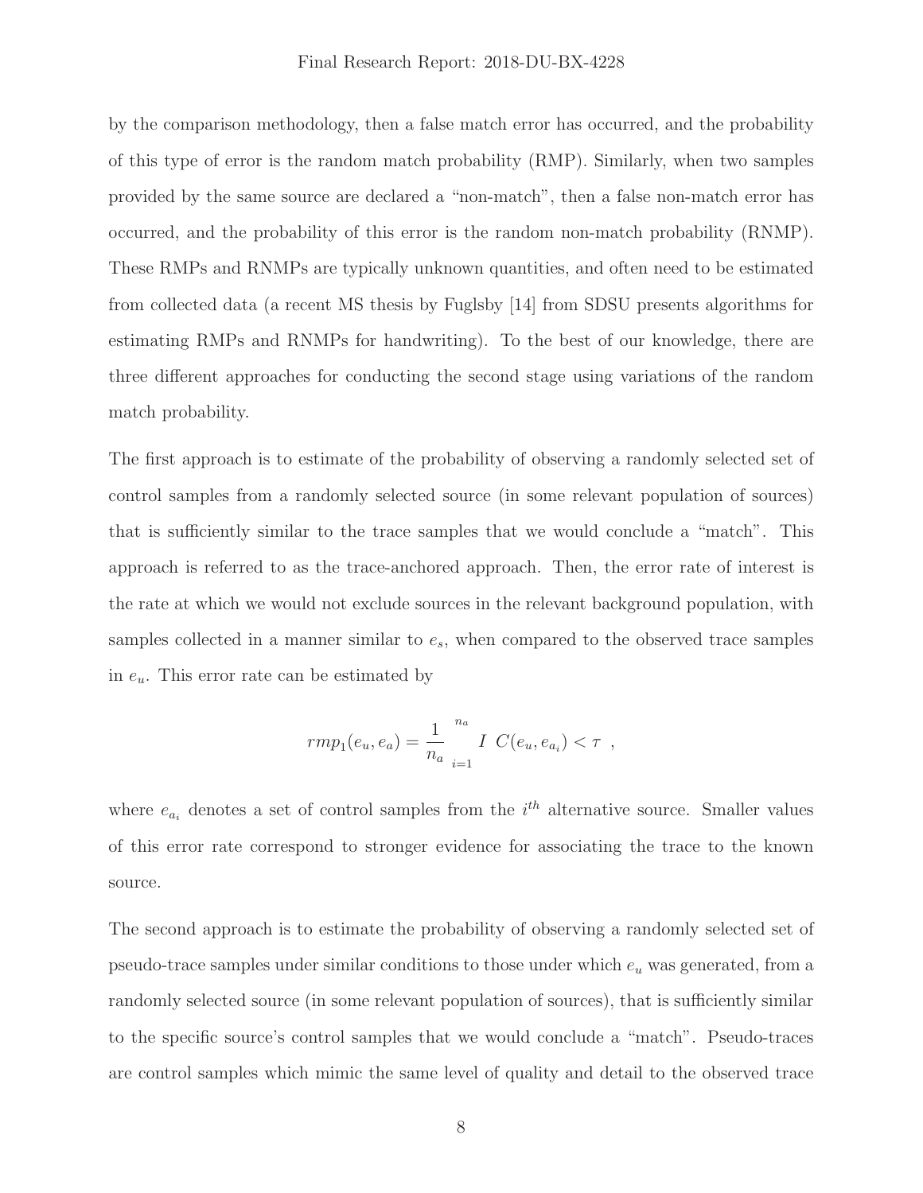by the comparison methodology, then a false match error has occurred, and the probability of this type of error is the random match probability (RMP). Similarly, when two samples provided by the same source are declared a "non-match", then a false non-match error has occurred, and the probability of this error is the random non-match probability (RNMP). These RMPs and RNMPs are typically unknown quantities, and often need to be estimated from collected data (a recent MS thesis by Fuglsby [14] from SDSU presents algorithms for estimating RMPs and RNMPs for handwriting). To the best of our knowledge, there are three different approaches for conducting the second stage using variations of the random match probability.

The first approach is to estimate of the probability of observing a randomly selected set of control samples from a randomly selected source (in some relevant population of sources) that is sufficiently similar to the trace samples that we would conclude a "match". This approach is referred to as the trace-anchored approach. Then, the error rate of interest is the rate at which we would not exclude sources in the relevant background population, with samples collected in a manner similar to $e_s$, when compared to the observed trace samples in $e_u$. This error rate can be estimated by

$$rmp_1(e_u, e_a) = \frac{1}{n_a} \sum_{i=1}^{n_a} I\left( C(e_u, e_{a_i}) < \tau \right),$$

where $e_{a_i}$ denotes a set of control samples from the $i^{th}$ alternative source. Smaller values of this error rate correspond to stronger evidence for associating the trace to the known source.

The second approach is to estimate the probability of observing a randomly selected set of pseudo-trace samples under similar conditions to those under which $e_u$ was generated, from a randomly selected source (in some relevant population of sources), that is sufficiently similar to the specific source's control samples that we would conclude a "match". Pseudo-traces are control samples which mimic the same level of quality and detail to the observed trace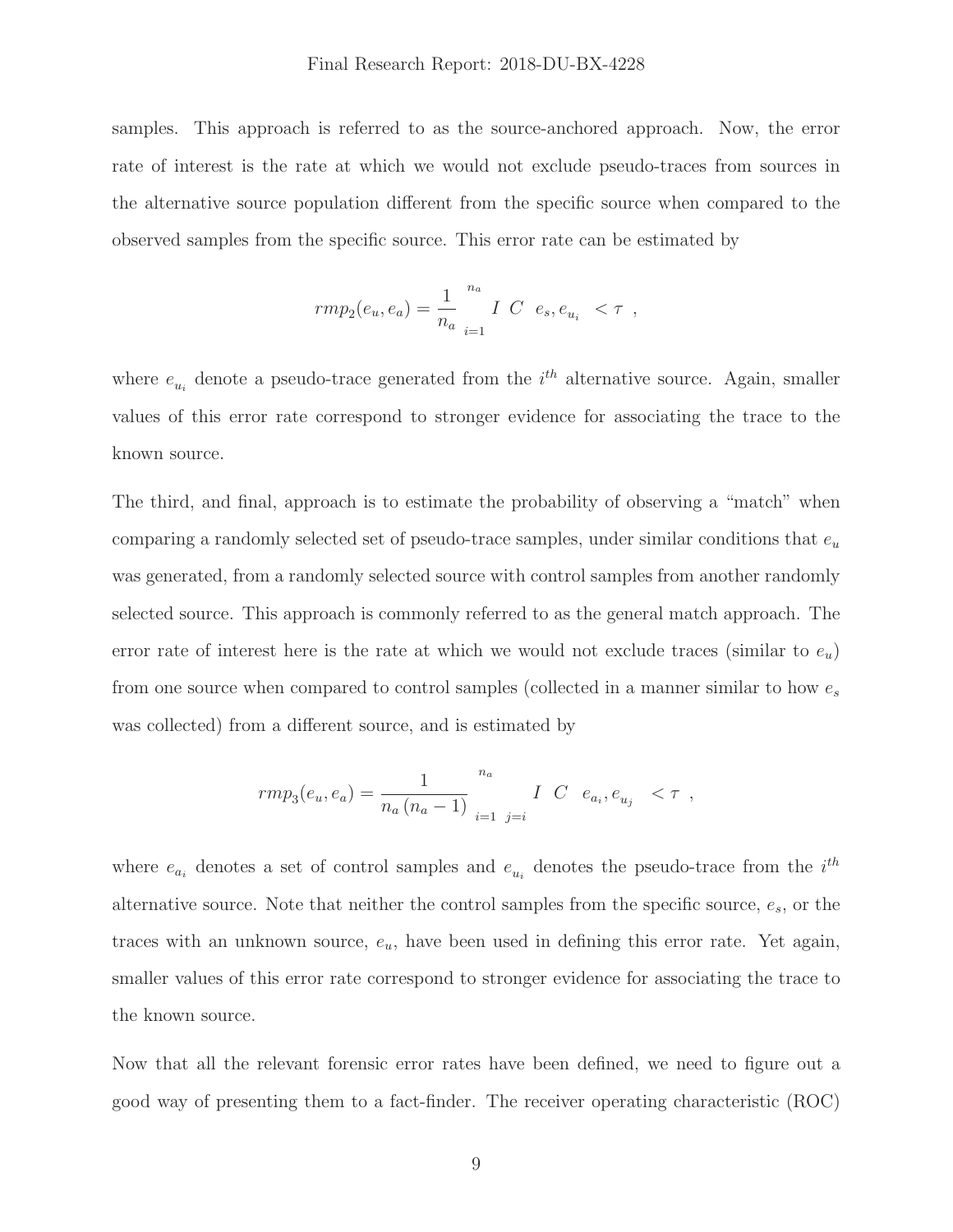samples. This approach is referred to as the source-anchored approach. Now, the error rate of interest is the rate at which we would not exclude pseudo-traces from sources in the alternative source population different from the specific source when compared to the observed samples from the specific source. This error rate can be estimated by

$$rmp_2(e_u, e_a) = \frac{1}{n_a} \sum_{i=1}^{n_a} I\left(C\left(e_s, e_{u_i}\right) < \tau\right),$$

where $e_{u_i}$ denote a pseudo-trace generated from the $i^{th}$ alternative source. Again, smaller values of this error rate correspond to stronger evidence for associating the trace to the known source.

The third, and final, approach is to estimate the probability of observing a "match" when comparing a randomly selected set of pseudo-trace samples, under similar conditions that $e_u$ was generated, from a randomly selected source with control samples from another randomly selected source. This approach is commonly referred to as the general match approach. The error rate of interest here is the rate at which we would not exclude traces (similar to $e_u$) from one source when compared to control samples (collected in a manner similar to how $e_s$ was collected) from a different source, and is estimated by

$$rmp_3(e_u, e_a) = \frac{1}{n_a\left(n_a - 1\right)} \sum_{i=1}^{n_a} \sum_{j \neq i} I\left(C\left(e_{a_i}, e_{u_j}\right) < \tau\right),$$

where $e_{a_i}$ denotes a set of control samples and $e_{u_i}$ denotes the pseudo-trace from the $i^{th}$ alternative source. Note that neither the control samples from the specific source, $e_s$, or the traces with an unknown source, $e_u$, have been used in defining this error rate. Yet again, smaller values of this error rate correspond to stronger evidence for associating the trace to the known source.

Now that all the relevant forensic error rates have been defined, we need to figure out a good way of presenting them to a fact-finder. The receiver operating characteristic (ROC)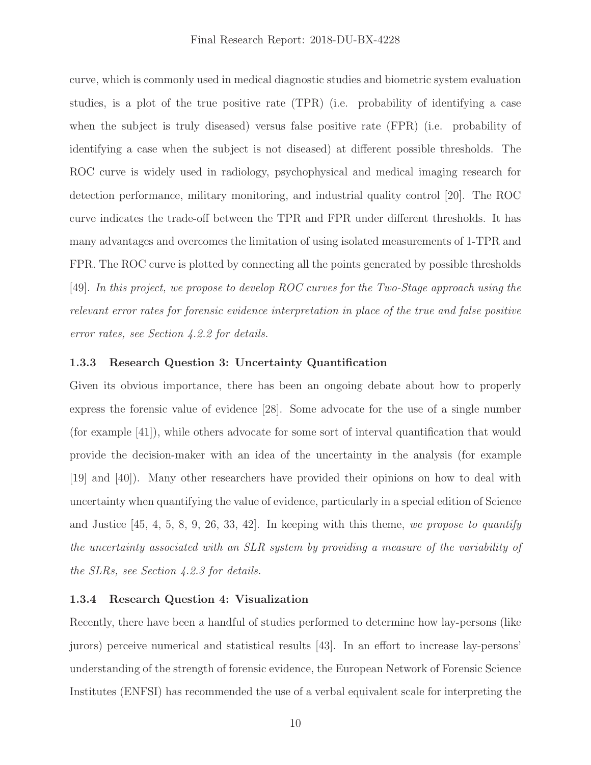curve, which is commonly used in medical diagnostic studies and biometric system evaluation studies, is a plot of the true positive rate (TPR) (i.e. probability of identifying a case when the subject is truly diseased) versus false positive rate (FPR) (i.e. probability of identifying a case when the subject is not diseased) at different possible thresholds. The ROC curve is widely used in radiology, psychophysical and medical imaging research for detection performance, military monitoring, and industrial quality control [20]. The ROC curve indicates the trade-off between the TPR and FPR under different thresholds. It has many advantages and overcomes the limitation of using isolated measurements of 1-TPR and FPR. The ROC curve is plotted by connecting all the points generated by possible thresholds [49]. *In this project, we propose to develop ROC curves for the Two-Stage approach using the relevant error rates for forensic evidence interpretation in place of the true and false positive error rates, see Section 4.2.2 for details.*

### 1.3.3 Research Question 3: Uncertainty Quantification

Given its obvious importance, there has been an ongoing debate about how to properly express the forensic value of evidence [28]. Some advocate for the use of a single number (for example [41]), while others advocate for some sort of interval quantification that would provide the decision-maker with an idea of the uncertainty in the analysis (for example [19] and [40]). Many other researchers have provided their opinions on how to deal with uncertainty when quantifying the value of evidence, particularly in a special edition of Science and Justice [45, 4, 5, 8, 9, 26, 33, 42]. In keeping with this theme, *we propose to quantify the uncertainty associated with an SLR system by providing a measure of the variability of the SLRs, see Section 4.2.3 for details.*

### 1.3.4 Research Question 4: Visualization

Recently, there have been a handful of studies performed to determine how lay-persons (like jurors) perceive numerical and statistical results [43]. In an effort to increase lay-persons' understanding of the strength of forensic evidence, the European Network of Forensic Science Institutes (ENFSI) has recommended the use of a verbal equivalent scale for interpreting the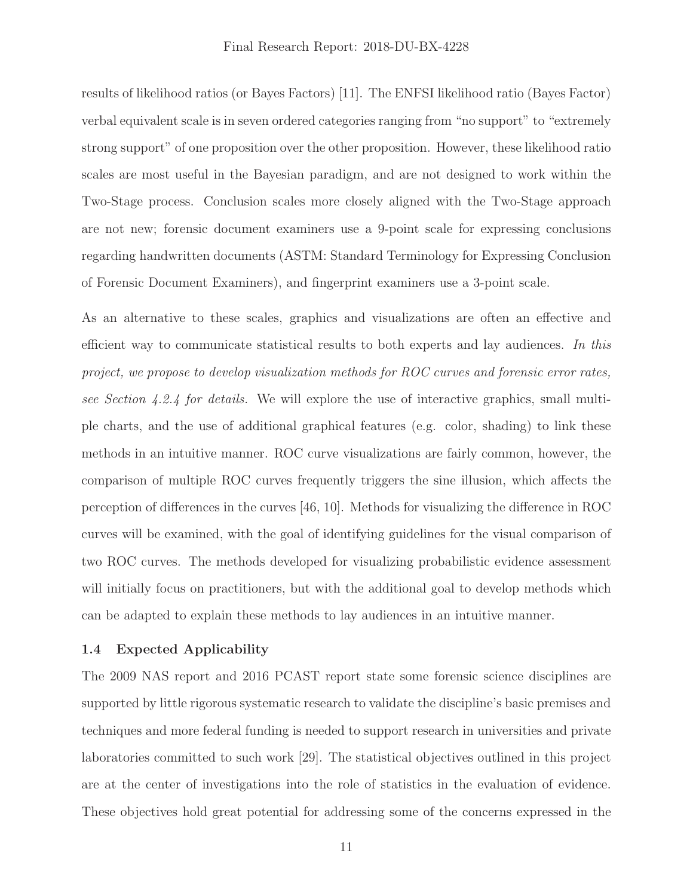results of likelihood ratios (or Bayes Factors) [11]. The ENFSI likelihood ratio (Bayes Factor) verbal equivalent scale is in seven ordered categories ranging from "no support" to "extremely strong support" of one proposition over the other proposition. However, these likelihood ratio scales are most useful in the Bayesian paradigm, and are not designed to work within the Two-Stage process. Conclusion scales more closely aligned with the Two-Stage approach are not new; forensic document examiners use a 9-point scale for expressing conclusions regarding handwritten documents (ASTM: Standard Terminology for Expressing Conclusion of Forensic Document Examiners), and fingerprint examiners use a 3-point scale.

As an alternative to these scales, graphics and visualizations are often an effective and efficient way to communicate statistical results to both experts and lay audiences. *In this project, we propose to develop visualization methods for ROC curves and forensic error rates, see Section 4.2.4 for details.* We will explore the use of interactive graphics, small multiple charts, and the use of additional graphical features (e.g. color, shading) to link these methods in an intuitive manner. ROC curve visualizations are fairly common, however, the comparison of multiple ROC curves frequently triggers the sine illusion, which affects the perception of differences in the curves [46, 10]. Methods for visualizing the difference in ROC curves will be examined, with the goal of identifying guidelines for the visual comparison of two ROC curves. The methods developed for visualizing probabilistic evidence assessment will initially focus on practitioners, but with the additional goal to develop methods which can be adapted to explain these methods to lay audiences in an intuitive manner.

### 1.4 Expected Applicability

The 2009 NAS report and 2016 PCAST report state some forensic science disciplines are supported by little rigorous systematic research to validate the discipline's basic premises and techniques and more federal funding is needed to support research in universities and private laboratories committed to such work [29]. The statistical objectives outlined in this project are at the center of investigations into the role of statistics in the evaluation of evidence. These objectives hold great potential for addressing some of the concerns expressed in the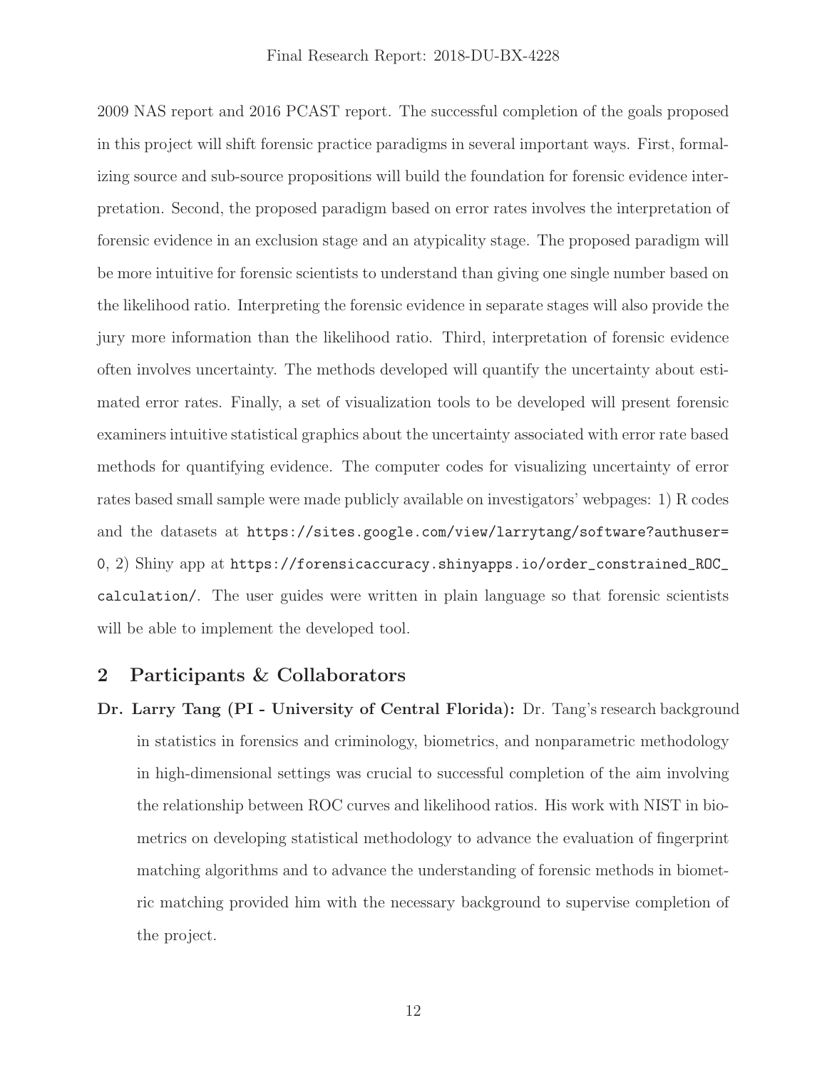2009 NAS report and 2016 PCAST report. The successful completion of the goals proposed in this project will shift forensic practice paradigms in several important ways. First, formalizing source and sub-source propositions will build the foundation for forensic evidence interpretation. Second, the proposed paradigm based on error rates involves the interpretation of forensic evidence in an exclusion stage and an atypicality stage. The proposed paradigm will be more intuitive for forensic scientists to understand than giving one single number based on the likelihood ratio. Interpreting the forensic evidence in separate stages will also provide the jury more information than the likelihood ratio. Third, interpretation of forensic evidence often involves uncertainty. The methods developed will quantify the uncertainty about estimated error rates. Finally, a set of visualization tools to be developed will present forensic examiners intuitive statistical graphics about the uncertainty associated with error rate based methods for quantifying evidence. The computer codes for visualizing uncertainty of error rates based small sample were made publicly available on investigators' webpages: 1) R codes and the datasets at `https://sites.google.com/view/larrytang/software?authuser=0`, 2) Shiny app at `https://forensicaccuracy.shinyapps.io/order_constrained_ROC_calculation/`. The user guides were written in plain language so that forensic scientists will be able to implement the developed tool.

## 2 Participants & Collaborators

**Dr. Larry Tang (PI - University of Central Florida):** Dr. Tang's research background in statistics in forensics and criminology, biometrics, and nonparametric methodology in high-dimensional settings was crucial to successful completion of the aim involving the relationship between ROC curves and likelihood ratios. His work with NIST in biometrics on developing statistical methodology to advance the evaluation of fingerprint matching algorithms and to advance the understanding of forensic methods in biometric matching provided him with the necessary background to supervise completion of the project.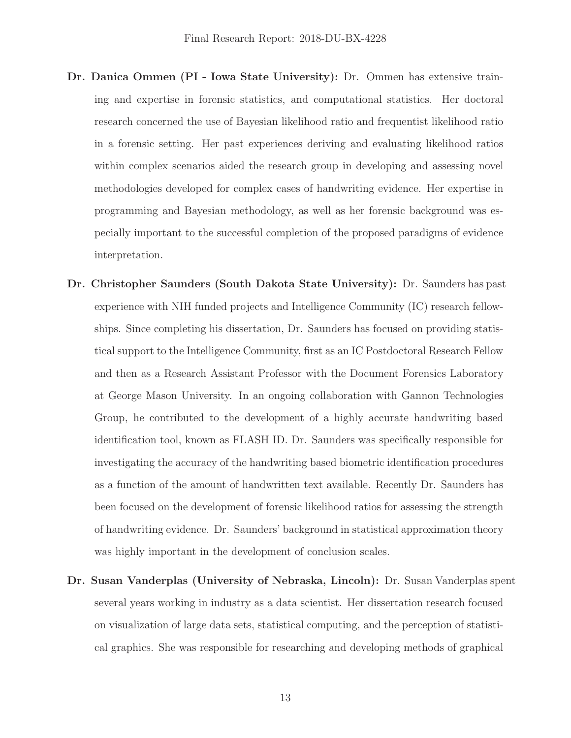**Dr. Danica Ommen (PI - Iowa State University):** Dr. Ommen has extensive training and expertise in forensic statistics, and computational statistics. Her doctoral research concerned the use of Bayesian likelihood ratio and frequentist likelihood ratio in a forensic setting. Her past experiences deriving and evaluating likelihood ratios within complex scenarios aided the research group in developing and assessing novel methodologies developed for complex cases of handwriting evidence. Her expertise in programming and Bayesian methodology, as well as her forensic background was especially important to the successful completion of the proposed paradigms of evidence interpretation.

**Dr. Christopher Saunders (South Dakota State University):** Dr. Saunders has past experience with NIH funded projects and Intelligence Community (IC) research fellowships. Since completing his dissertation, Dr. Saunders has focused on providing statistical support to the Intelligence Community, first as an IC Postdoctoral Research Fellow and then as a Research Assistant Professor with the Document Forensics Laboratory at George Mason University. In an ongoing collaboration with Gannon Technologies Group, he contributed to the development of a highly accurate handwriting based identification tool, known as FLASH ID. Dr. Saunders was specifically responsible for investigating the accuracy of the handwriting based biometric identification procedures as a function of the amount of handwritten text available. Recently Dr. Saunders has been focused on the development of forensic likelihood ratios for assessing the strength of handwriting evidence. Dr. Saunders' background in statistical approximation theory was highly important in the development of conclusion scales.

**Dr. Susan Vanderplas (University of Nebraska, Lincoln):** Dr. Susan Vanderplas spent several years working in industry as a data scientist. Her dissertation research focused on visualization of large data sets, statistical computing, and the perception of statistical graphics. She was responsible for researching and developing methods of graphical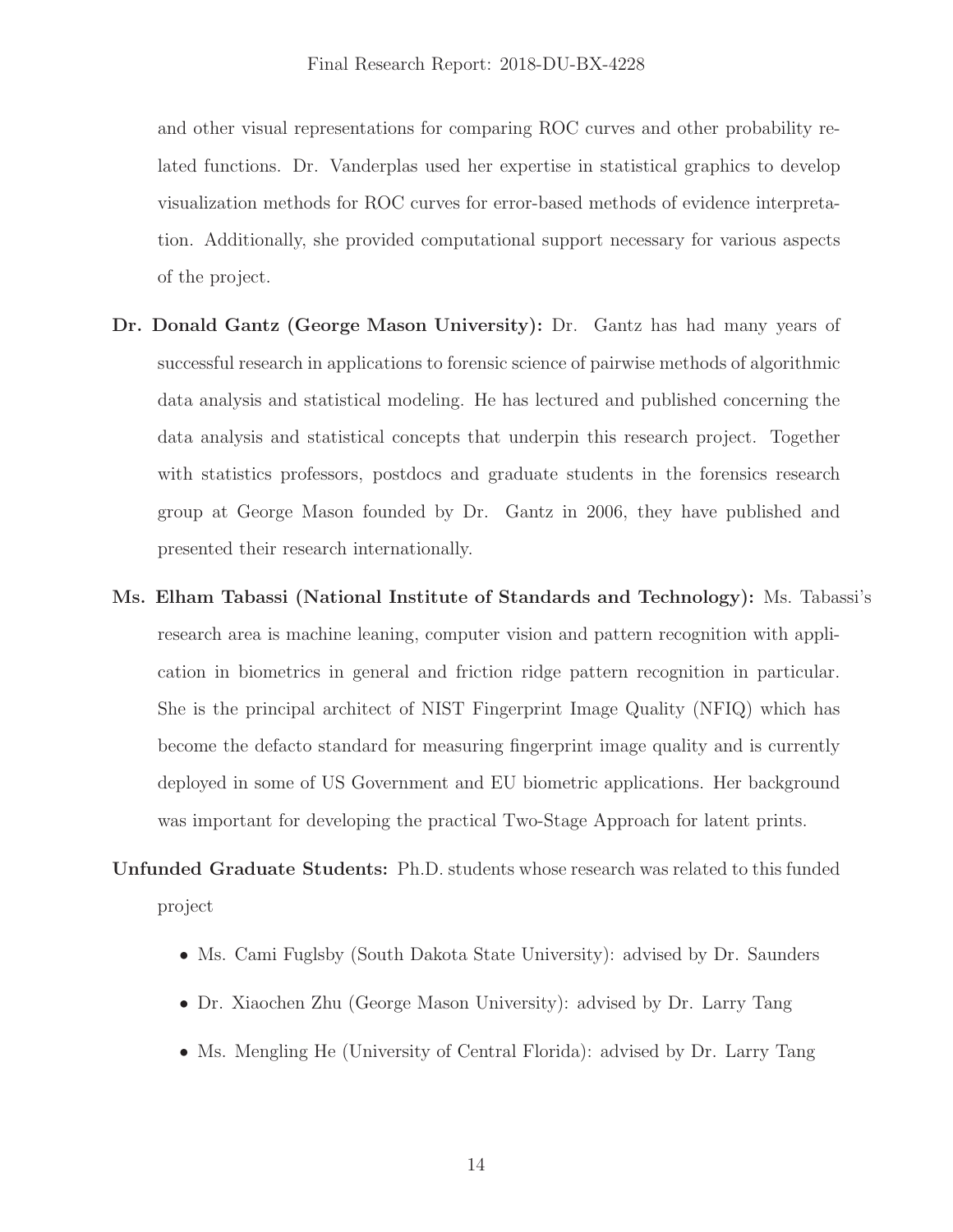and other visual representations for comparing ROC curves and other probability related functions. Dr. Vanderplas used her expertise in statistical graphics to develop visualization methods for ROC curves for error-based methods of evidence interpretation. Additionally, she provided computational support necessary for various aspects of the project.

**Dr. Donald Gantz (George Mason University):** Dr. Gantz has had many years of successful research in applications to forensic science of pairwise methods of algorithmic data analysis and statistical modeling. He has lectured and published concerning the data analysis and statistical concepts that underpin this research project. Together with statistics professors, postdocs and graduate students in the forensics research group at George Mason founded by Dr. Gantz in 2006, they have published and presented their research internationally.

**Ms. Elham Tabassi (National Institute of Standards and Technology):** Ms. Tabassi's research area is machine leaning, computer vision and pattern recognition with application in biometrics in general and friction ridge pattern recognition in particular. She is the principal architect of NIST Fingerprint Image Quality (NFIQ) which has become the defacto standard for measuring fingerprint image quality and is currently deployed in some of US Government and EU biometric applications. Her background was important for developing the practical Two-Stage Approach for latent prints.

**Unfunded Graduate Students:** Ph.D. students whose research was related to this funded project

- Ms. Cami Fuglsby (South Dakota State University): advised by Dr. Saunders
- Dr. Xiaochen Zhu (George Mason University): advised by Dr. Larry Tang
- Ms. Mengling He (University of Central Florida): advised by Dr. Larry Tang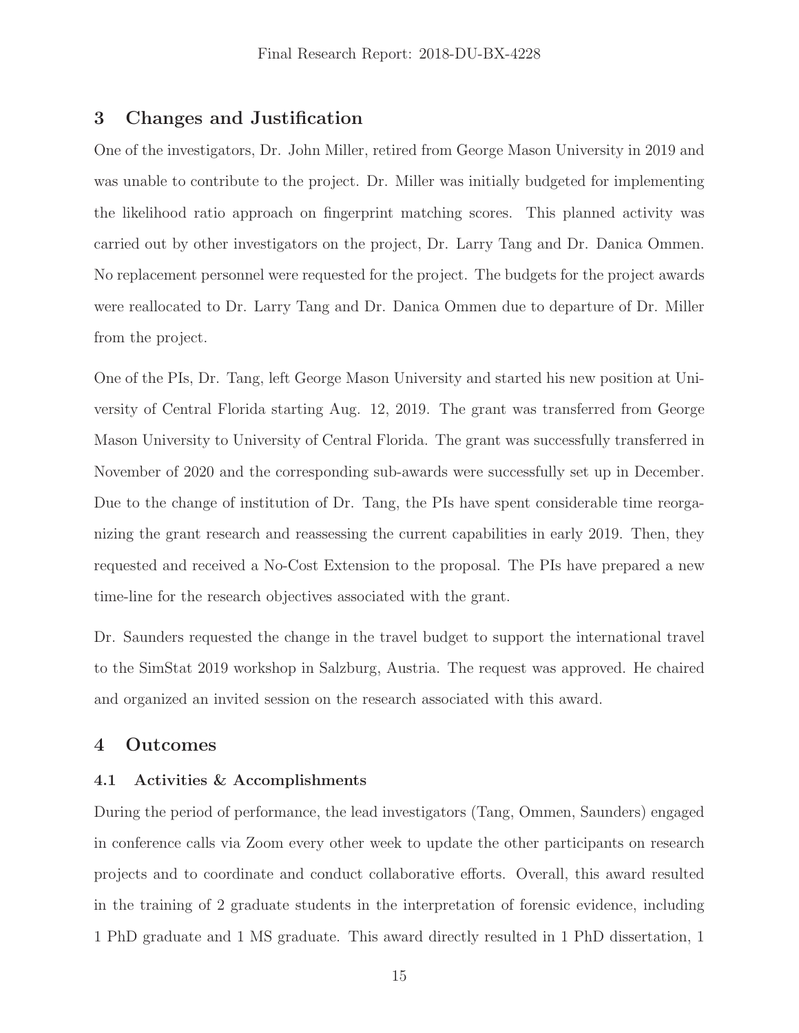## 3 Changes and Justification

One of the investigators, Dr. John Miller, retired from George Mason University in 2019 and was unable to contribute to the project. Dr. Miller was initially budgeted for implementing the likelihood ratio approach on fingerprint matching scores. This planned activity was carried out by other investigators on the project, Dr. Larry Tang and Dr. Danica Ommen. No replacement personnel were requested for the project. The budgets for the project awards were reallocated to Dr. Larry Tang and Dr. Danica Ommen due to departure of Dr. Miller from the project.

One of the PIs, Dr. Tang, left George Mason University and started his new position at University of Central Florida starting Aug. 12, 2019. The grant was transferred from George Mason University to University of Central Florida. The grant was successfully transferred in November of 2020 and the corresponding sub-awards were successfully set up in December. Due to the change of institution of Dr. Tang, the PIs have spent considerable time reorganizing the grant research and reassessing the current capabilities in early 2019. Then, they requested and received a No-Cost Extension to the proposal. The PIs have prepared a new time-line for the research objectives associated with the grant.

Dr. Saunders requested the change in the travel budget to support the international travel to the SimStat 2019 workshop in Salzburg, Austria. The request was approved. He chaired and organized an invited session on the research associated with this award.

## 4 Outcomes

### 4.1 Activities & Accomplishments

During the period of performance, the lead investigators (Tang, Ommen, Saunders) engaged in conference calls via Zoom every other week to update the other participants on research projects and to coordinate and conduct collaborative efforts. Overall, this award resulted in the training of 2 graduate students in the interpretation of forensic evidence, including 1 PhD graduate and 1 MS graduate. This award directly resulted in 1 PhD dissertation, 1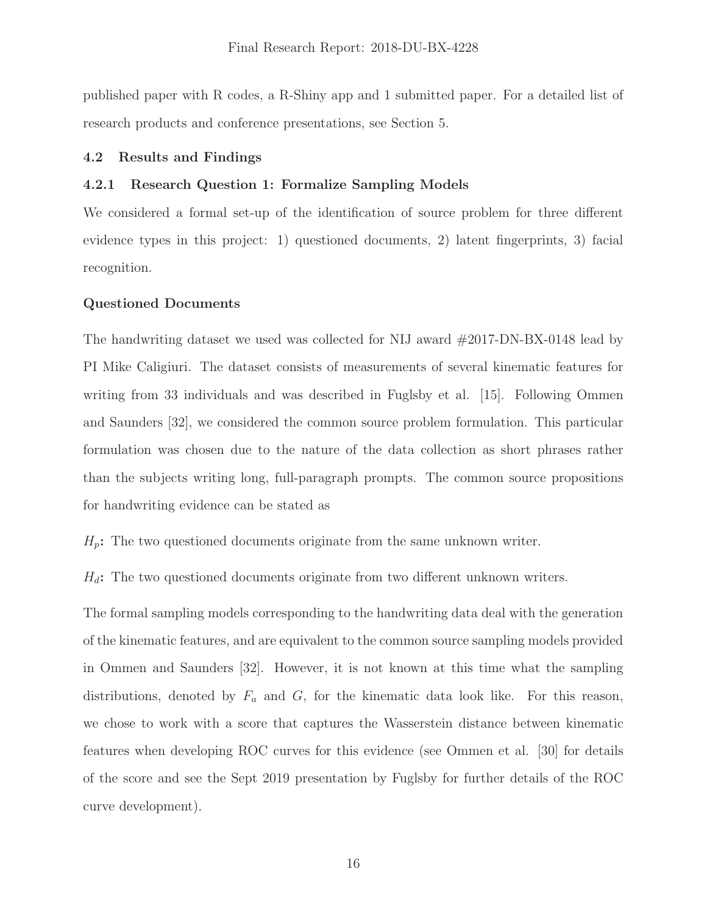published paper with R codes, a R-Shiny app and 1 submitted paper. For a detailed list of research products and conference presentations, see Section 5.

### 4.2 Results and Findings

#### 4.2.1 Research Question 1: Formalize Sampling Models

We considered a formal set-up of the identification of source problem for three different evidence types in this project: 1) questioned documents, 2) latent fingerprints, 3) facial recognition.

**Questioned Documents**

The handwriting dataset we used was collected for NIJ award #2017-DN-BX-0148 lead by PI Mike Caligiuri. The dataset consists of measurements of several kinematic features for writing from 33 individuals and was described in Fuglsby et al. [15]. Following Ommen and Saunders [32], we considered the common source problem formulation. This particular formulation was chosen due to the nature of the data collection as short phrases rather than the subjects writing long, full-paragraph prompts. The common source propositions for handwriting evidence can be stated as

$H_p$**:** The two questioned documents originate from the same unknown writer.

$H_d$**:** The two questioned documents originate from two different unknown writers.

The formal sampling models corresponding to the handwriting data deal with the generation of the kinematic features, and are equivalent to the common source sampling models provided in Ommen and Saunders [32]. However, it is not known at this time what the sampling distributions, denoted by $F_a$ and $G$, for the kinematic data look like. For this reason, we chose to work with a score that captures the Wasserstein distance between kinematic features when developing ROC curves for this evidence (see Ommen et al. [30] for details of the score and see the Sept 2019 presentation by Fuglsby for further details of the ROC curve development).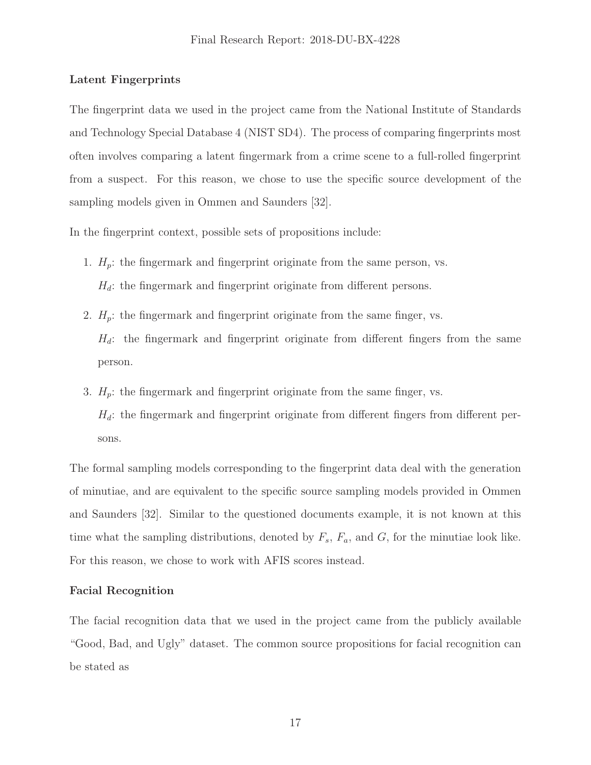### Latent Fingerprints

The fingerprint data we used in the project came from the National Institute of Standards and Technology Special Database 4 (NIST SD4). The process of comparing fingerprints most often involves comparing a latent fingermark from a crime scene to a full-rolled fingerprint from a suspect. For this reason, we chose to use the specific source development of the sampling models given in Ommen and Saunders [32].

In the fingerprint context, possible sets of propositions include:

1. $H_p$: the fingermark and fingerprint originate from the same person, vs.
   $H_d$: the fingermark and fingerprint originate from different persons.
2. $H_p$: the fingermark and fingerprint originate from the same finger, vs.
   $H_d$: the fingermark and fingerprint originate from different fingers from the same person.
3. $H_p$: the fingermark and fingerprint originate from the same finger, vs.
   $H_d$: the fingermark and fingerprint originate from different fingers from different persons.

The formal sampling models corresponding to the fingerprint data deal with the generation of minutiae, and are equivalent to the specific source sampling models provided in Ommen and Saunders [32]. Similar to the questioned documents example, it is not known at this time what the sampling distributions, denoted by $F_s$, $F_a$, and $G$, for the minutiae look like. For this reason, we chose to work with AFIS scores instead.

### Facial Recognition

The facial recognition data that we used in the project came from the publicly available "Good, Bad, and Ugly" dataset. The common source propositions for facial recognition can be stated as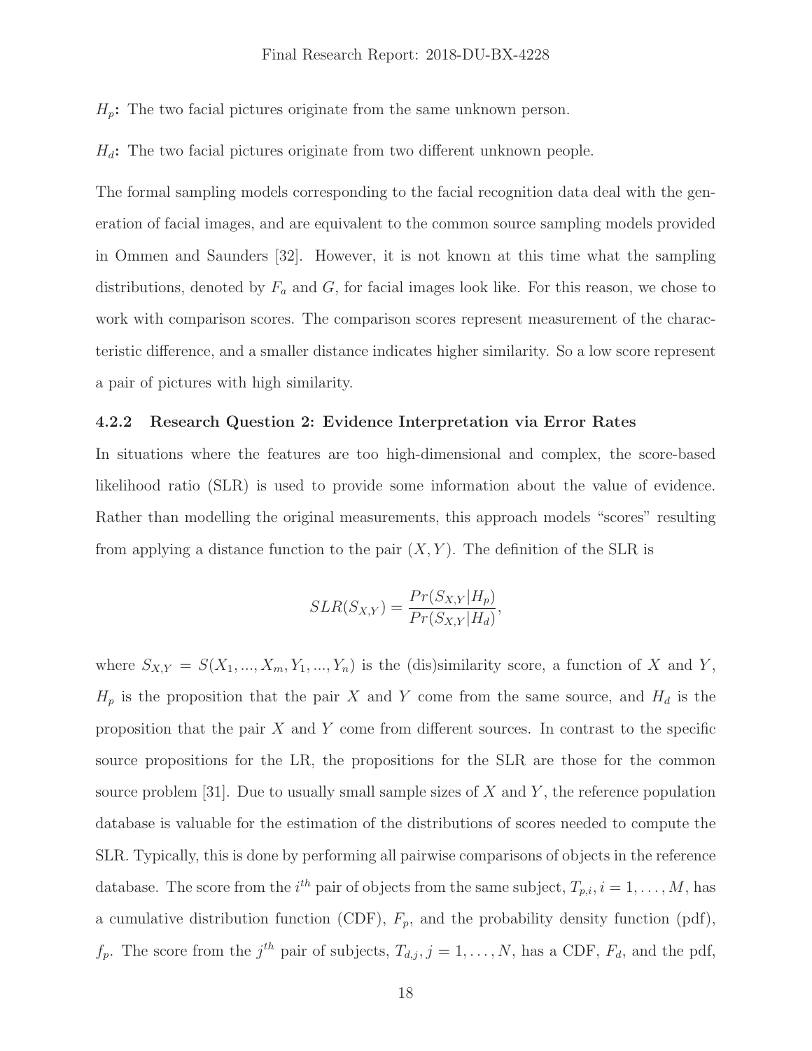$H_p$**:** The two facial pictures originate from the same unknown person.

$H_d$**:** The two facial pictures originate from two different unknown people.

The formal sampling models corresponding to the facial recognition data deal with the generation of facial images, and are equivalent to the common source sampling models provided in Ommen and Saunders [32]. However, it is not known at this time what the sampling distributions, denoted by $F_a$ and $G$, for facial images look like. For this reason, we chose to work with comparison scores. The comparison scores represent measurement of the characteristic difference, and a smaller distance indicates higher similarity. So a low score represent a pair of pictures with high similarity.

#### 4.2.2 Research Question 2: Evidence Interpretation via Error Rates

In situations where the features are too high-dimensional and complex, the score-based likelihood ratio (SLR) is used to provide some information about the value of evidence. Rather than modelling the original measurements, this approach models "scores" resulting from applying a distance function to the pair $(X, Y)$. The definition of the SLR is

$$SLR(S_{X,Y}) = \frac{Pr(S_{X,Y}|H_p)}{Pr(S_{X,Y}|H_d)},$$

where $S_{X,Y} = S(X_1, ..., X_m, Y_1, ..., Y_n)$ is the (dis)similarity score, a function of $X$ and $Y$, $H_p$ is the proposition that the pair $X$ and $Y$ come from the same source, and $H_d$ is the proposition that the pair $X$ and $Y$ come from different sources. In contrast to the specific source propositions for the LR, the propositions for the SLR are those for the common source problem [31]. Due to usually small sample sizes of $X$ and $Y$, the reference population database is valuable for the estimation of the distributions of scores needed to compute the SLR. Typically, this is done by performing all pairwise comparisons of objects in the reference database. The score from the $i^{th}$ pair of objects from the same subject, $T_{p,i}, i = 1, \ldots, M$, has a cumulative distribution function (CDF), $F_p$, and the probability density function (pdf), $f_p$. The score from the $j^{th}$ pair of subjects, $T_{d,j}, j = 1, \ldots, N$, has a CDF, $F_d$, and the pdf,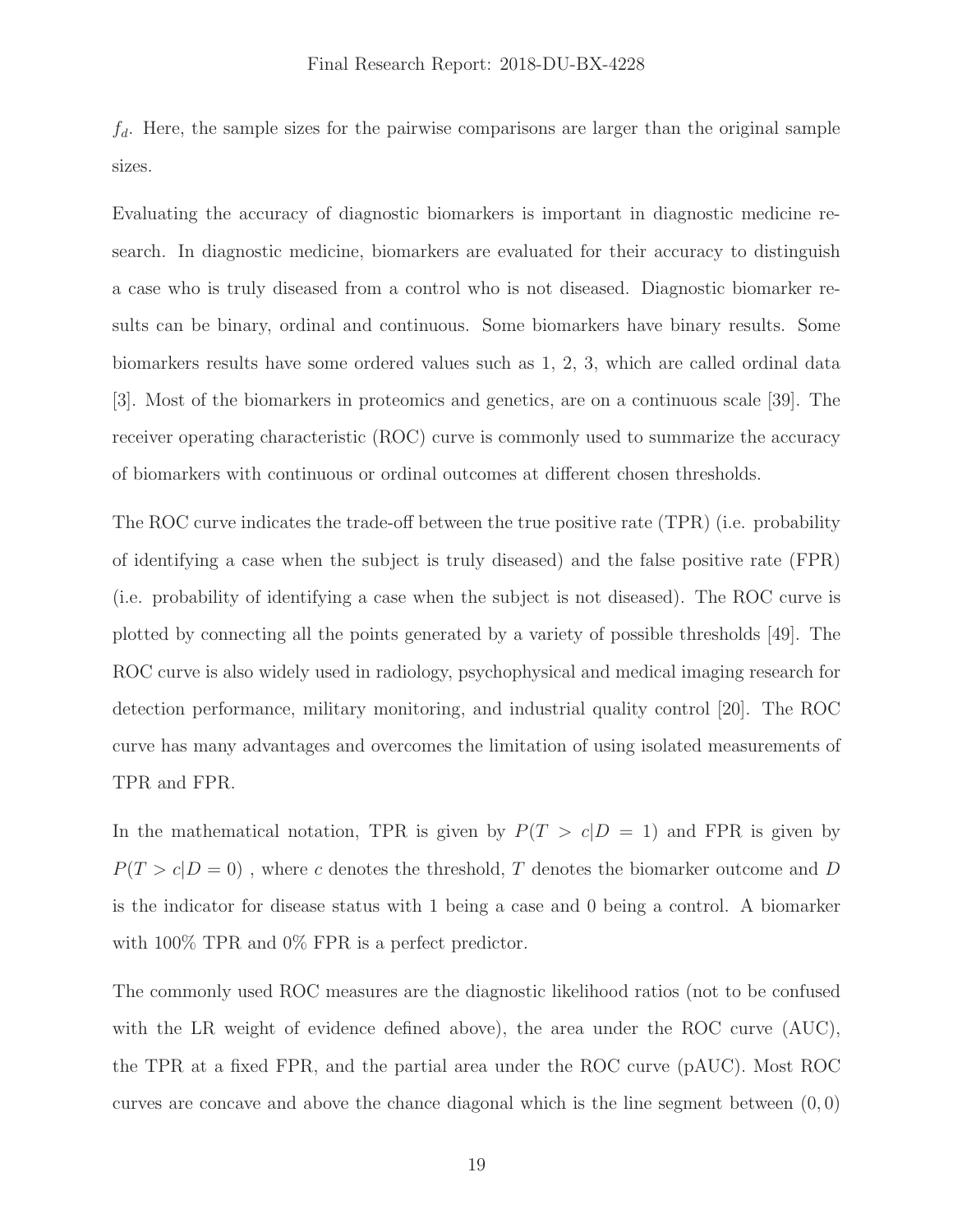$f_d$. Here, the sample sizes for the pairwise comparisons are larger than the original sample sizes.

Evaluating the accuracy of diagnostic biomarkers is important in diagnostic medicine research. In diagnostic medicine, biomarkers are evaluated for their accuracy to distinguish a case who is truly diseased from a control who is not diseased. Diagnostic biomarker results can be binary, ordinal and continuous. Some biomarkers have binary results. Some biomarkers results have some ordered values such as 1, 2, 3, which are called ordinal data [3]. Most of the biomarkers in proteomics and genetics, are on a continuous scale [39]. The receiver operating characteristic (ROC) curve is commonly used to summarize the accuracy of biomarkers with continuous or ordinal outcomes at different chosen thresholds.

The ROC curve indicates the trade-off between the true positive rate (TPR) (i.e. probability of identifying a case when the subject is truly diseased) and the false positive rate (FPR) (i.e. probability of identifying a case when the subject is not diseased). The ROC curve is plotted by connecting all the points generated by a variety of possible thresholds [49]. The ROC curve is also widely used in radiology, psychophysical and medical imaging research for detection performance, military monitoring, and industrial quality control [20]. The ROC curve has many advantages and overcomes the limitation of using isolated measurements of TPR and FPR.

In the mathematical notation, TPR is given by $P(T > c|D = 1)$ and FPR is given by $P(T > c|D = 0)$ , where $c$ denotes the threshold, $T$ denotes the biomarker outcome and $D$ is the indicator for disease status with 1 being a case and 0 being a control. A biomarker with 100% TPR and 0% FPR is a perfect predictor.

The commonly used ROC measures are the diagnostic likelihood ratios (not to be confused with the LR weight of evidence defined above), the area under the ROC curve (AUC), the TPR at a fixed FPR, and the partial area under the ROC curve (pAUC). Most ROC curves are concave and above the chance diagonal which is the line segment between $(0, 0)$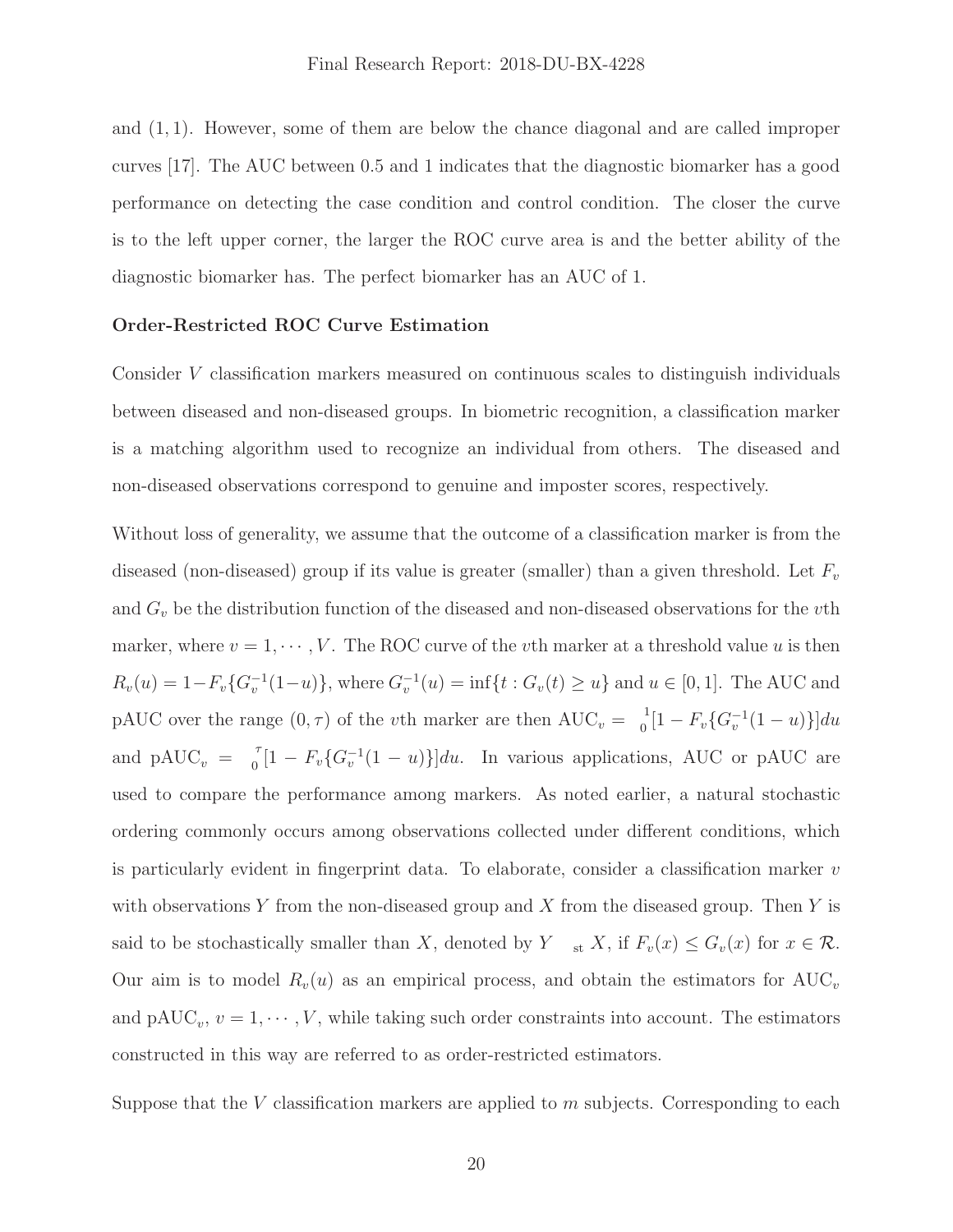and $(1, 1)$. However, some of them are below the chance diagonal and are called improper curves [17]. The AUC between 0.5 and 1 indicates that the diagnostic biomarker has a good performance on detecting the case condition and control condition. The closer the curve is to the left upper corner, the larger the ROC curve area is and the better ability of the diagnostic biomarker has. The perfect biomarker has an AUC of 1.

**Order-Restricted ROC Curve Estimation**

Consider $V$ classification markers measured on continuous scales to distinguish individuals between diseased and non-diseased groups. In biometric recognition, a classification marker is a matching algorithm used to recognize an individual from others. The diseased and non-diseased observations correspond to genuine and imposter scores, respectively.

Without loss of generality, we assume that the outcome of a classification marker is from the diseased (non-diseased) group if its value is greater (smaller) than a given threshold. Let $F_v$ and $G_v$ be the distribution function of the diseased and non-diseased observations for the $v$th marker, where $v = 1, \cdots, V$. The ROC curve of the $v$th marker at a threshold value $u$ is then $R_v(u) = 1 - F_v\{G_v^{-1}(1-u)\}$, where $G_v^{-1}(u) = \inf\{t : G_v(t) \geq u\}$ and $u \in [0, 1]$. The AUC and pAUC over the range $(0, \tau)$ of the $v$th marker are then $\text{AUC}_v = \int_0^1 [1 - F_v\{G_v^{-1}(1-u)\}]du$ and $\text{pAUC}_v = \int_0^\tau [1 - F_v\{G_v^{-1}(1-u)\}]du$. In various applications, AUC or pAUC are used to compare the performance among markers. As noted earlier, a natural stochastic ordering commonly occurs among observations collected under different conditions, which is particularly evident in fingerprint data. To elaborate, consider a classification marker $v$ with observations $Y$ from the non-diseased group and $X$ from the diseased group. Then $Y$ is said to be stochastically smaller than $X$, denoted by $Y \preceq_{\text{st}} X$, if $F_v(x) \leq G_v(x)$ for $x \in \mathcal{R}$. Our aim is to model $R_v(u)$ as an empirical process, and obtain the estimators for $\text{AUC}_v$ and $\text{pAUC}_v$, $v = 1, \cdots, V$, while taking such order constraints into account. The estimators constructed in this way are referred to as order-restricted estimators.

Suppose that the $V$ classification markers are applied to $m$ subjects. Corresponding to each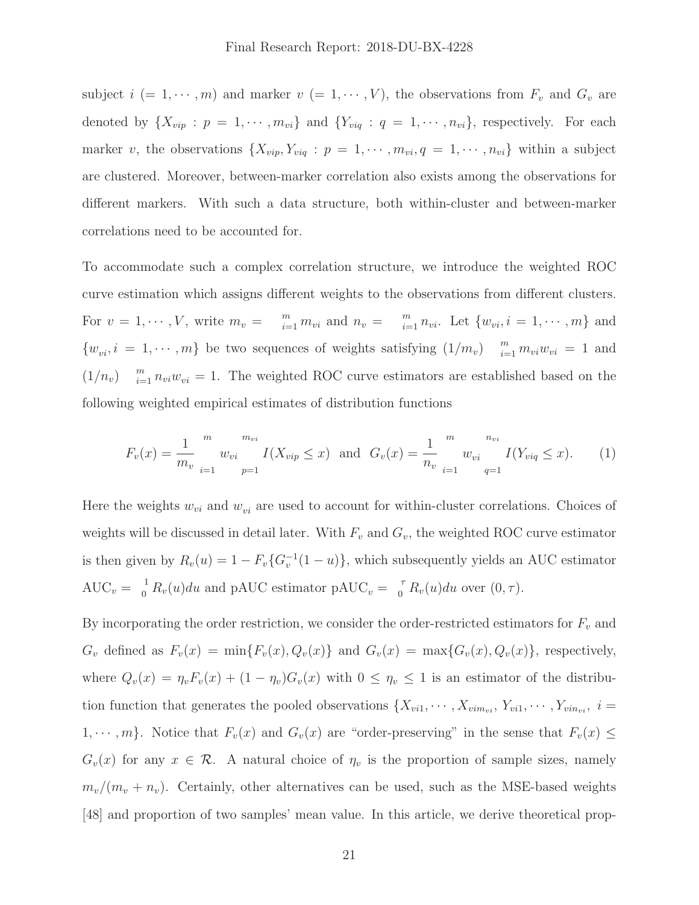subject $i$ $(= 1, \cdots, m)$ and marker $v$ $(= 1, \cdots, V)$, the observations from $F_v$ and $G_v$ are denoted by $\{X_{vip} : p = 1, \cdots, m_{vi}\}$ and $\{Y_{viq} : q = 1, \cdots, n_{vi}\}$, respectively. For each marker $v$, the observations $\{X_{vip}, Y_{viq} : p = 1, \cdots, m_{vi}, q = 1, \cdots, n_{vi}\}$ within a subject are clustered. Moreover, between-marker correlation also exists among the observations for different markers. With such a data structure, both within-cluster and between-marker correlations need to be accounted for.

To accommodate such a complex correlation structure, we introduce the weighted ROC curve estimation which assigns different weights to the observations from different clusters. For $v = 1, \cdots, V$, write $m_v = \sum_{i=1}^{m} m_{vi}$ and $n_v = \sum_{i=1}^{m} n_{vi}$. Let $\{w_{vi}, i = 1, \cdots, m\}$ and $\{w_{vi}, i = 1, \cdots, m\}$ be two sequences of weights satisfying $(1/m_v) \sum_{i=1}^{m} m_{vi} w_{vi} = 1$ and $(1/n_v) \sum_{i=1}^{m} n_{vi} w_{vi} = 1$. The weighted ROC curve estimators are established based on the following weighted empirical estimates of distribution functions

$$F_v(x) = \frac{1}{m_v} \sum_{i=1}^{m} w_{vi} \sum_{p=1}^{m_{vi}} I(X_{vip} \leq x) \text{ and } G_v(x) = \frac{1}{n_v} \sum_{i=1}^{m} w_{vi} \sum_{q=1}^{n_{vi}} I(Y_{viq} \leq x). \tag{1}$$

Here the weights $w_{vi}$ and $w_{vi}$ are used to account for within-cluster correlations. Choices of weights will be discussed in detail later. With $F_v$ and $G_v$, the weighted ROC curve estimator is then given by $R_v(u) = 1 - F_v\{G_v^{-1}(1-u)\}$, which subsequently yields an AUC estimator $\text{AUC}_v = \int_0^1 R_v(u)du$ and pAUC estimator $\text{pAUC}_v = \int_0^\tau R_v(u)du$ over $(0, \tau)$.

By incorporating the order restriction, we consider the order-restricted estimators for $F_v$ and $G_v$ defined as $F_v(x) = \min\{F_v(x), Q_v(x)\}$ and $G_v(x) = \max\{G_v(x), Q_v(x)\}$, respectively, where $Q_v(x) = \eta_v F_v(x) + (1 - \eta_v) G_v(x)$ with $0 \leq \eta_v \leq 1$ is an estimator of the distribution function that generates the pooled observations $\{X_{vi1}, \cdots, X_{vim_{vi}}, Y_{vi1}, \cdots, Y_{vin_{vi}},\ i = 1, \cdots, m\}$. Notice that $F_v(x)$ and $G_v(x)$ are "order-preserving" in the sense that $F_v(x) \leq G_v(x)$ for any $x \in \mathcal{R}$. A natural choice of $\eta_v$ is the proportion of sample sizes, namely $m_v/(m_v + n_v)$. Certainly, other alternatives can be used, such as the MSE-based weights [48] and proportion of two samples' mean value. In this article, we derive theoretical prop-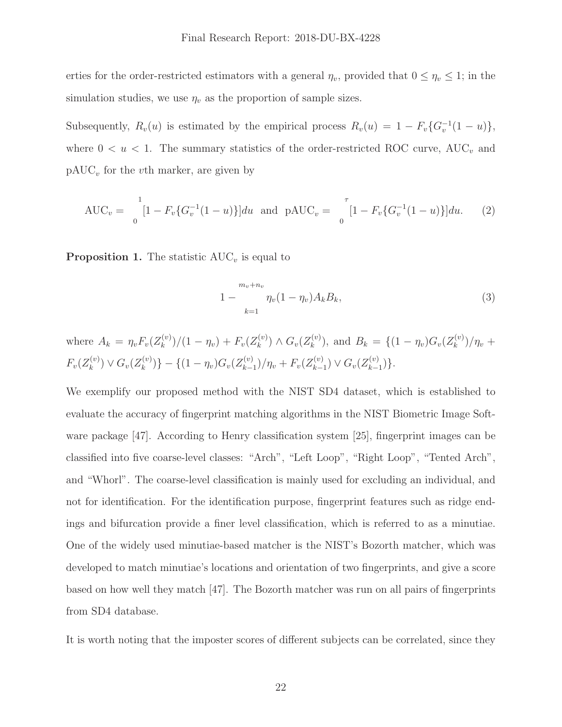erties for the order-restricted estimators with a general $\eta_v$, provided that $0 \leq \eta_v \leq 1$; in the simulation studies, we use $\eta_v$ as the proportion of sample sizes.

Subsequently, $R_v(u)$ is estimated by the empirical process $R_v(u) = 1 - F_v\{G_v^{-1}(1-u)\}$, where $0 < u < 1$. The summary statistics of the order-restricted ROC curve, $\text{AUC}_v$ and $\text{pAUC}_v$ for the $v$th marker, are given by

$$\text{AUC}_v = \int_0^1 [1 - F_v\{G_v^{-1}(1-u)\}]du \quad \text{and} \quad \text{pAUC}_v = \int_0^\tau [1 - F_v\{G_v^{-1}(1-u)\}]du. \tag{2}$$

**Proposition 1.** The statistic $\text{AUC}_v$ is equal to

$$1 - \sum_{k=1}^{m_v+n_v} \eta_v(1-\eta_v)A_k B_k, \tag{3}$$

where $A_k = \eta_v F_v(Z_k^{(v)})/(1-\eta_v) + F_v(Z_k^{(v)}) \wedge G_v(Z_k^{(v)})$, and $B_k = \{(1-\eta_v)G_v(Z_k^{(v)})/\eta_v + F_v(Z_k^{(v)}) \vee G_v(Z_k^{(v)})\} - \{(1-\eta_v)G_v(Z_{k-1}^{(v)})/\eta_v + F_v(Z_{k-1}^{(v)}) \vee G_v(Z_{k-1}^{(v)})\}$.

We exemplify our proposed method with the NIST SD4 dataset, which is established to evaluate the accuracy of fingerprint matching algorithms in the NIST Biometric Image Software package [47]. According to Henry classification system [25], fingerprint images can be classified into five coarse-level classes: "Arch", "Left Loop", "Right Loop", "Tented Arch", and "Whorl". The coarse-level classification is mainly used for excluding an individual, and not for identification. For the identification purpose, fingerprint features such as ridge endings and bifurcation provide a finer level classification, which is referred to as a minutiae. One of the widely used minutiae-based matcher is the NIST's Bozorth matcher, which was developed to match minutiae's locations and orientation of two fingerprints, and give a score based on how well they match [47]. The Bozorth matcher was run on all pairs of fingerprints from SD4 database.

It is worth noting that the imposter scores of different subjects can be correlated, since they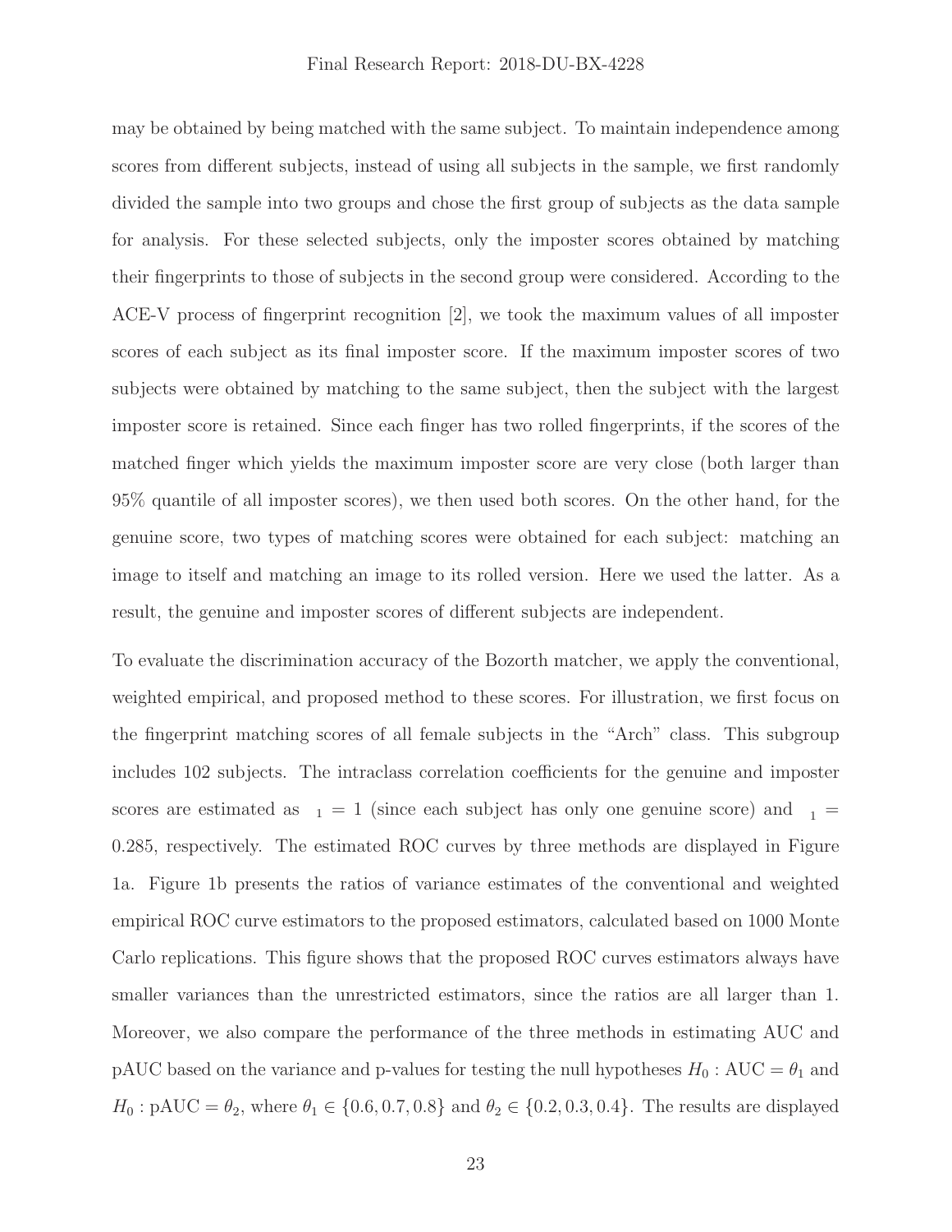may be obtained by being matched with the same subject. To maintain independence among scores from different subjects, instead of using all subjects in the sample, we first randomly divided the sample into two groups and chose the first group of subjects as the data sample for analysis. For these selected subjects, only the imposter scores obtained by matching their fingerprints to those of subjects in the second group were considered. According to the ACE-V process of fingerprint recognition [2], we took the maximum values of all imposter scores of each subject as its final imposter score. If the maximum imposter scores of two subjects were obtained by matching to the same subject, then the subject with the largest imposter score is retained. Since each finger has two rolled fingerprints, if the scores of the matched finger which yields the maximum imposter score are very close (both larger than 95% quantile of all imposter scores), we then used both scores. On the other hand, for the genuine score, two types of matching scores were obtained for each subject: matching an image to itself and matching an image to its rolled version. Here we used the latter. As a result, the genuine and imposter scores of different subjects are independent.

To evaluate the discrimination accuracy of the Bozorth matcher, we apply the conventional, weighted empirical, and proposed method to these scores. For illustration, we first focus on the fingerprint matching scores of all female subjects in the "Arch" class. This subgroup includes 102 subjects. The intraclass correlation coefficients for the genuine and imposter scores are estimated as $_1 = 1$ (since each subject has only one genuine score) and $_1 = 0.285$, respectively. The estimated ROC curves by three methods are displayed in Figure 1a. Figure 1b presents the ratios of variance estimates of the conventional and weighted empirical ROC curve estimators to the proposed estimators, calculated based on 1000 Monte Carlo replications. This figure shows that the proposed ROC curves estimators always have smaller variances than the unrestricted estimators, since the ratios are all larger than 1. Moreover, we also compare the performance of the three methods in estimating AUC and pAUC based on the variance and p-values for testing the null hypotheses $H_0 : \text{AUC} = \theta_1$ and $H_0 : \text{pAUC} = \theta_2$, where $\theta_1 \in \{0.6, 0.7, 0.8\}$ and $\theta_2 \in \{0.2, 0.3, 0.4\}$. The results are displayed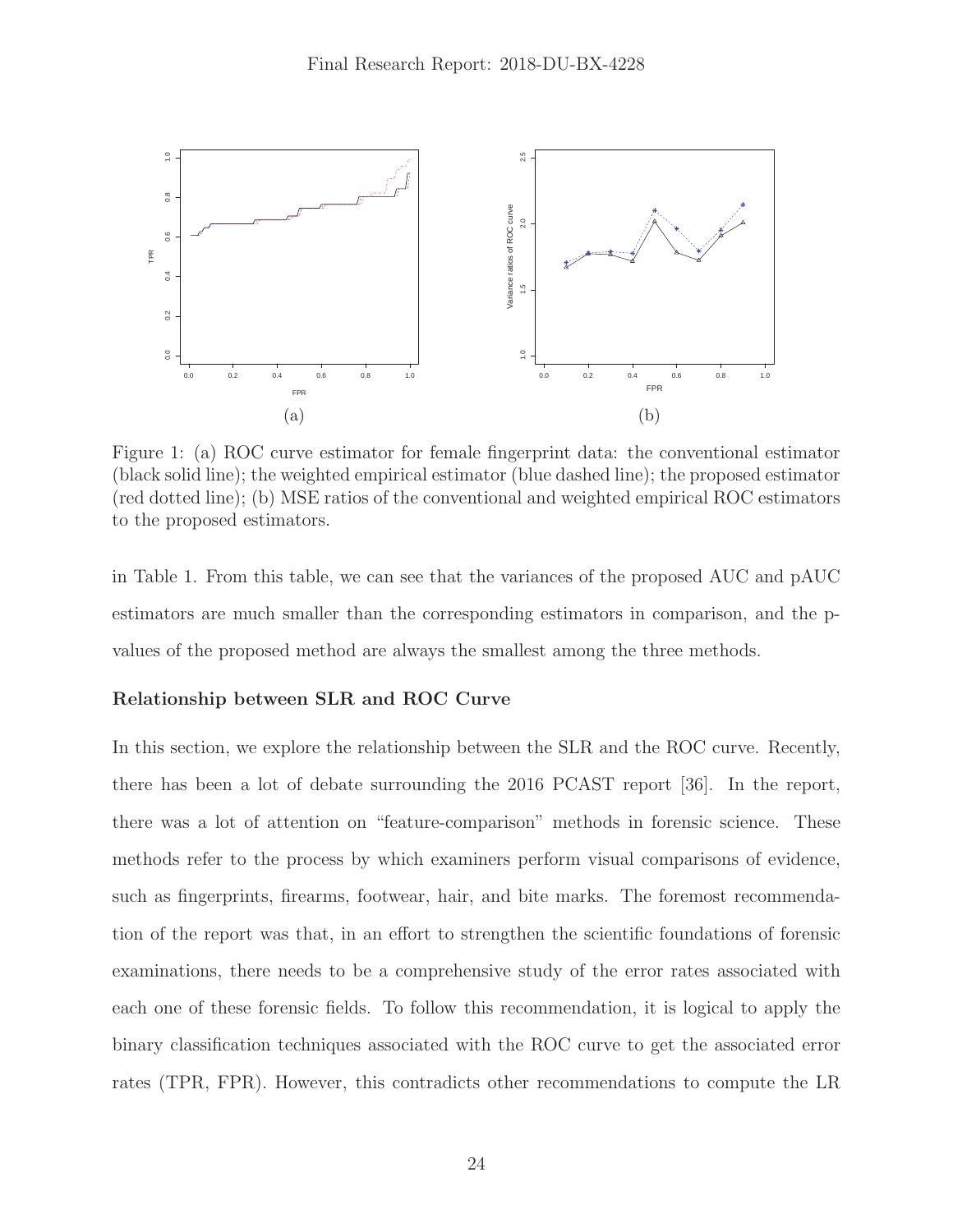Figure 1: (a) ROC curve estimator for female fingerprint data: the conventional estimator (black solid line); the weighted empirical estimator (blue dashed line); the proposed estimator (red dotted line); (b) MSE ratios of the conventional and weighted empirical ROC estimators to the proposed estimators.

in Table 1. From this table, we can see that the variances of the proposed AUC and pAUC estimators are much smaller than the corresponding estimators in comparison, and the p-values of the proposed method are always the smallest among the three methods.

### Relationship between SLR and ROC Curve

In this section, we explore the relationship between the SLR and the ROC curve. Recently, there has been a lot of debate surrounding the 2016 PCAST report [36]. In the report, there was a lot of attention on "feature-comparison" methods in forensic science. These methods refer to the process by which examiners perform visual comparisons of evidence, such as fingerprints, firearms, footwear, hair, and bite marks. The foremost recommendation of the report was that, in an effort to strengthen the scientific foundations of forensic examinations, there needs to be a comprehensive study of the error rates associated with each one of these forensic fields. To follow this recommendation, it is logical to apply the binary classification techniques associated with the ROC curve to get the associated error rates (TPR, FPR). However, this contradicts other recommendations to compute the LR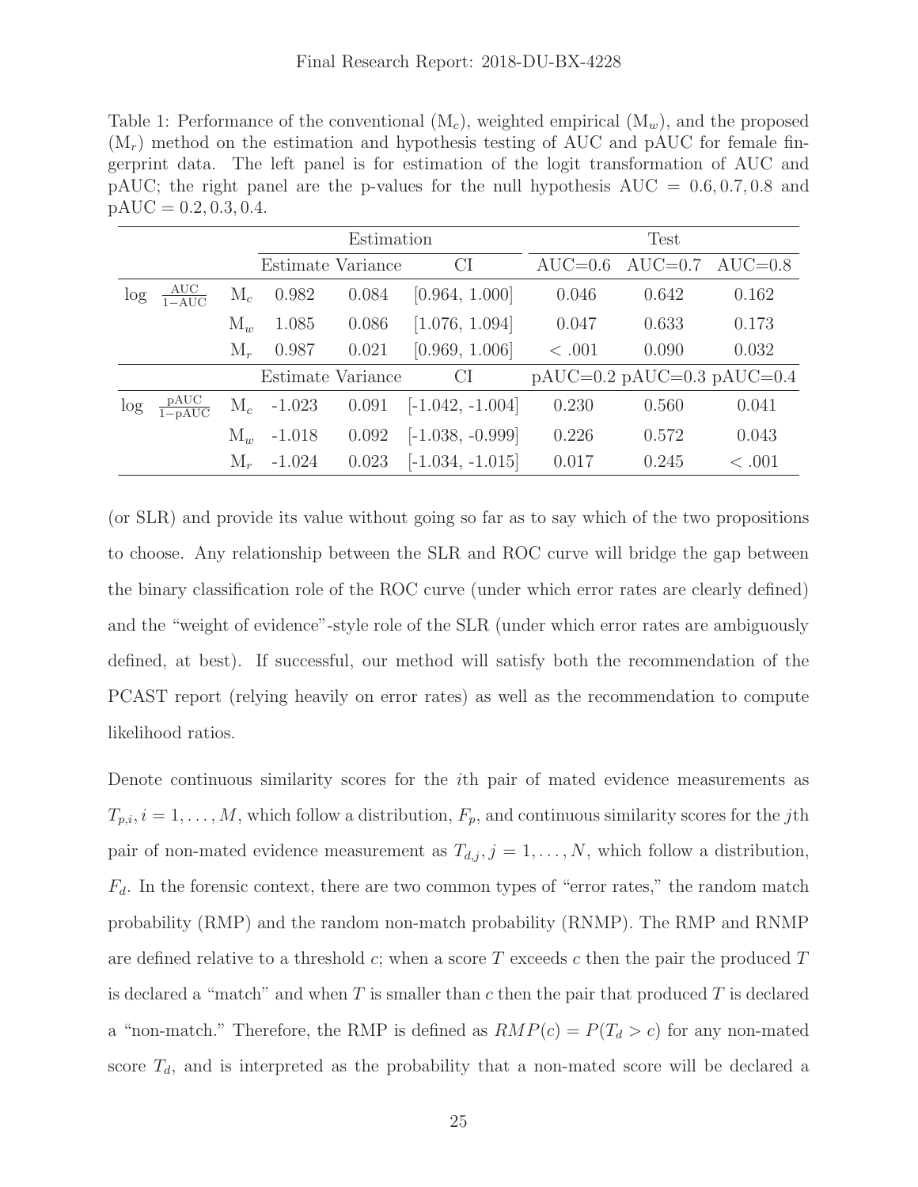Table 1: Performance of the conventional ($M_c$), weighted empirical ($M_w$), and the proposed ($M_r$) method on the estimation and hypothesis testing of AUC and pAUC for female fingerprint data. The left panel is for estimation of the logit transformation of AUC and pAUC; the right panel are the p-values for the null hypothesis AUC = 0.6, 0.7, 0.8 and pAUC = 0.2, 0.3, 0.4.

| | | Estimation | | | Test | | |
|---|---|---|---|---|---|---|---|
| | | Estimate | Variance | CI | AUC=0.6 | AUC=0.7 | AUC=0.8 |
| $\log \frac{\text{AUC}}{1-\text{AUC}}$ | $M_c$ | 0.982 | 0.084 | [0.964, 1.000] | 0.046 | 0.642 | 0.162 |
| | $M_w$ | 1.085 | 0.086 | [1.076, 1.094] | 0.047 | 0.633 | 0.173 |
| | $M_r$ | 0.987 | 0.021 | [0.969, 1.006] | < .001 | 0.090 | 0.032 |
| | | Estimate | Variance | CI | pAUC=0.2 | pAUC=0.3 | pAUC=0.4 |
| $\log \frac{\text{pAUC}}{1-\text{pAUC}}$ | $M_c$ | -1.023 | 0.091 | [-1.042, -1.004] | 0.230 | 0.560 | 0.041 |
| | $M_w$ | -1.018 | 0.092 | [-1.038, -0.999] | 0.226 | 0.572 | 0.043 |
| | $M_r$ | -1.024 | 0.023 | [-1.034, -1.015] | 0.017 | 0.245 | < .001 |

(or SLR) and provide its value without going so far as to say which of the two propositions to choose. Any relationship between the SLR and ROC curve will bridge the gap between the binary classification role of the ROC curve (under which error rates are clearly defined) and the "weight of evidence"-style role of the SLR (under which error rates are ambiguously defined, at best). If successful, our method will satisfy both the recommendation of the PCAST report (relying heavily on error rates) as well as the recommendation to compute likelihood ratios.

Denote continuous similarity scores for the $i$th pair of mated evidence measurements as $T_{p,i}, i = 1, \ldots, M$, which follow a distribution, $F_p$, and continuous similarity scores for the $j$th pair of non-mated evidence measurement as $T_{d,j}, j = 1, \ldots, N$, which follow a distribution, $F_d$. In the forensic context, there are two common types of "error rates," the random match probability (RMP) and the random non-match probability (RNMP). The RMP and RNMP are defined relative to a threshold $c$; when a score $T$ exceeds $c$ then the pair the produced $T$ is declared a "match" and when $T$ is smaller than $c$ then the pair that produced $T$ is declared a "non-match." Therefore, the RMP is defined as $RMP(c) = P(T_d > c)$ for any non-mated score $T_d$, and is interpreted as the probability that a non-mated score will be declared a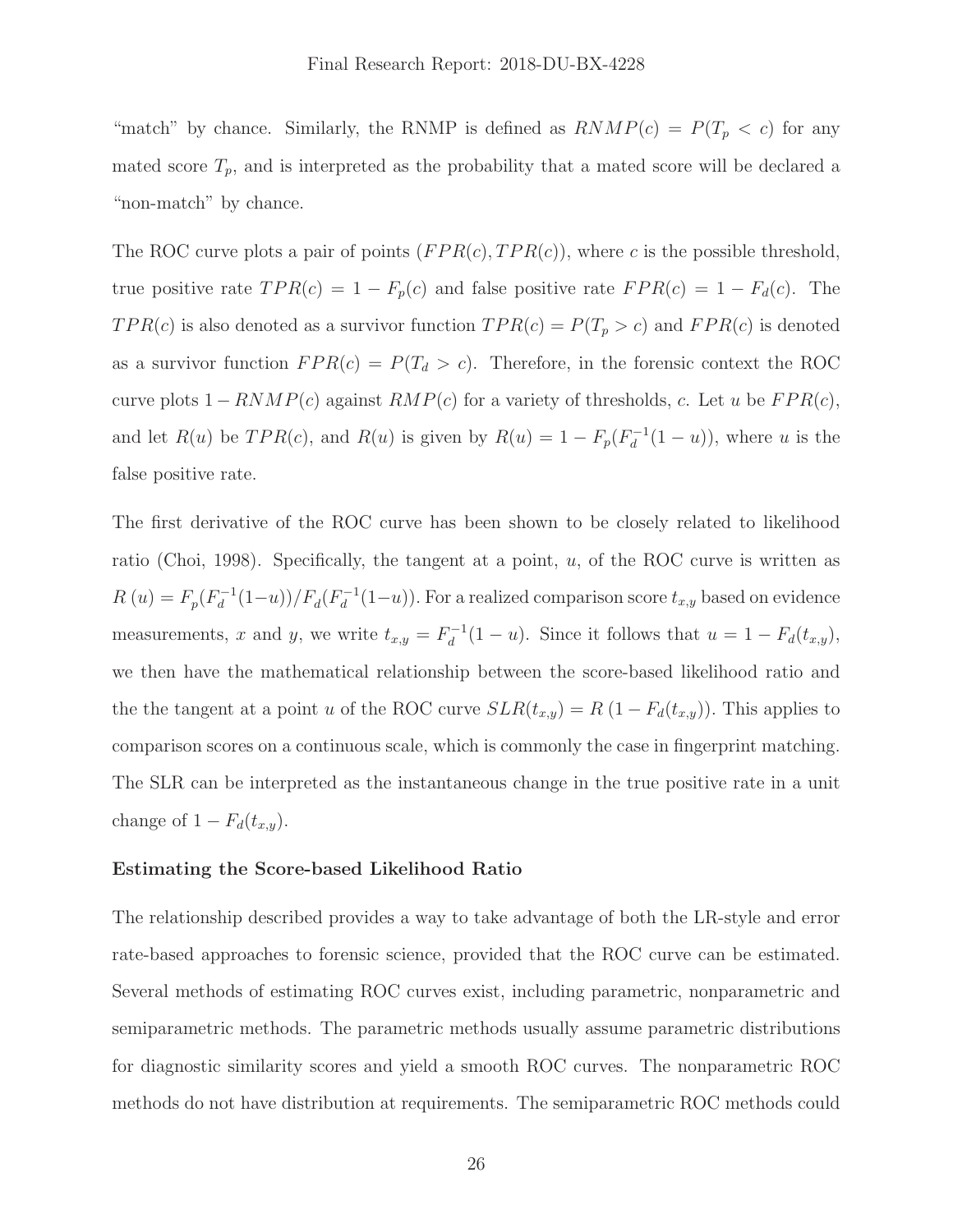"match" by chance. Similarly, the RNMP is defined as $RNMP(c) = P(T_p < c)$ for any mated score $T_p$, and is interpreted as the probability that a mated score will be declared a "non-match" by chance.

The ROC curve plots a pair of points $(FPR(c), TPR(c))$, where $c$ is the possible threshold, true positive rate $TPR(c) = 1 - F_p(c)$ and false positive rate $FPR(c) = 1 - F_d(c)$. The $TPR(c)$ is also denoted as a survivor function $TPR(c) = P(T_p > c)$ and $FPR(c)$ is denoted as a survivor function $FPR(c) = P(T_d > c)$. Therefore, in the forensic context the ROC curve plots $1 - RNMP(c)$ against $RMP(c)$ for a variety of thresholds, $c$. Let $u$ be $FPR(c)$, and let $R(u)$ be $TPR(c)$, and $R(u)$ is given by $R(u) = 1 - F_p(F_d^{-1}(1-u))$, where $u$ is the false positive rate.

The first derivative of the ROC curve has been shown to be closely related to likelihood ratio (Choi, 1998). Specifically, the tangent at a point, $u$, of the ROC curve is written as $R\,(u) = F_p(F_d^{-1}(1-u))/F_d(F_d^{-1}(1-u))$. For a realized comparison score $t_{x,y}$ based on evidence measurements, $x$ and $y$, we write $t_{x,y} = F_d^{-1}(1-u)$. Since it follows that $u = 1 - F_d(t_{x,y})$, we then have the mathematical relationship between the score-based likelihood ratio and the the tangent at a point $u$ of the ROC curve $SLR(t_{x,y}) = R\,(1 - F_d(t_{x,y}))$. This applies to comparison scores on a continuous scale, which is commonly the case in fingerprint matching. The SLR can be interpreted as the instantaneous change in the true positive rate in a unit change of $1 - F_d(t_{x,y})$.

**Estimating the Score-based Likelihood Ratio**

The relationship described provides a way to take advantage of both the LR-style and error rate-based approaches to forensic science, provided that the ROC curve can be estimated. Several methods of estimating ROC curves exist, including parametric, nonparametric and semiparametric methods. The parametric methods usually assume parametric distributions for diagnostic similarity scores and yield a smooth ROC curves. The nonparametric ROC methods do not have distribution at requirements. The semiparametric ROC methods could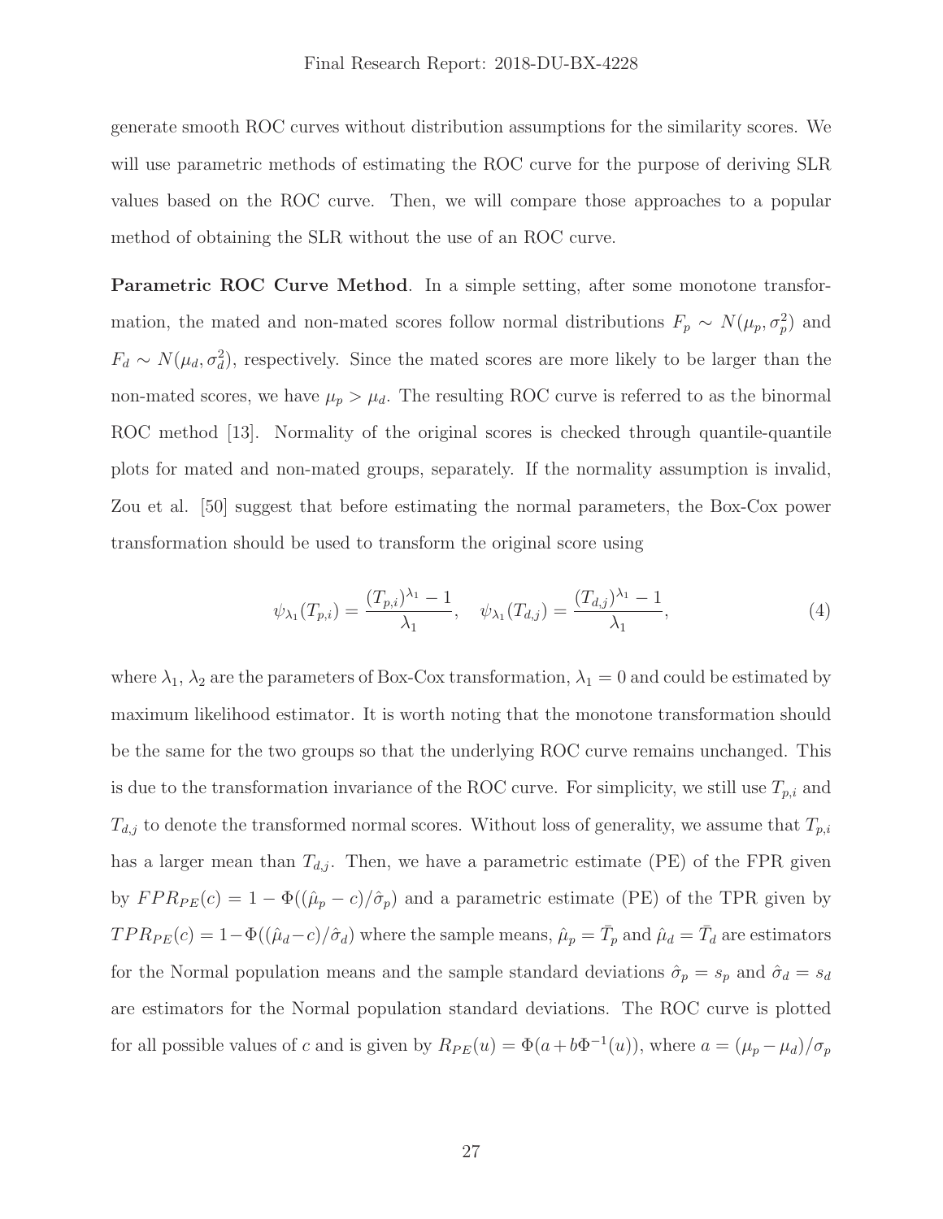generate smooth ROC curves without distribution assumptions for the similarity scores. We will use parametric methods of estimating the ROC curve for the purpose of deriving SLR values based on the ROC curve. Then, we will compare those approaches to a popular method of obtaining the SLR without the use of an ROC curve.

**Parametric ROC Curve Method**. In a simple setting, after some monotone transformation, the mated and non-mated scores follow normal distributions $F_p \sim N(\mu_p, \sigma_p^2)$ and $F_d \sim N(\mu_d, \sigma_d^2)$, respectively. Since the mated scores are more likely to be larger than the non-mated scores, we have $\mu_p > \mu_d$. The resulting ROC curve is referred to as the binormal ROC method [13]. Normality of the original scores is checked through quantile-quantile plots for mated and non-mated groups, separately. If the normality assumption is invalid, Zou et al. [50] suggest that before estimating the normal parameters, the Box-Cox power transformation should be used to transform the original score using

$$\psi_{\lambda_1}(T_{p,i}) = \frac{(T_{p,i})^{\lambda_1} - 1}{\lambda_1}, \quad \psi_{\lambda_1}(T_{d,j}) = \frac{(T_{d,j})^{\lambda_1} - 1}{\lambda_1}, \tag{4}$$

where $\lambda_1$, $\lambda_2$ are the parameters of Box-Cox transformation, $\lambda_1 = 0$ and could be estimated by maximum likelihood estimator. It is worth noting that the monotone transformation should be the same for the two groups so that the underlying ROC curve remains unchanged. This is due to the transformation invariance of the ROC curve. For simplicity, we still use $T_{p,i}$ and $T_{d,j}$ to denote the transformed normal scores. Without loss of generality, we assume that $T_{p,i}$ has a larger mean than $T_{d,j}$. Then, we have a parametric estimate (PE) of the FPR given by $FPR_{PE}(c) = 1 - \Phi((\hat{\mu}_p - c)/\hat{\sigma}_p)$ and a parametric estimate (PE) of the TPR given by $TPR_{PE}(c) = 1 - \Phi((\hat{\mu}_d - c)/\hat{\sigma}_d)$ where the sample means, $\hat{\mu}_p = \bar{T}_p$ and $\hat{\mu}_d = \bar{T}_d$ are estimators for the Normal population means and the sample standard deviations $\hat{\sigma}_p = s_p$ and $\hat{\sigma}_d = s_d$ are estimators for the Normal population standard deviations. The ROC curve is plotted for all possible values of $c$ and is given by $R_{PE}(u) = \Phi(a + b\Phi^{-1}(u))$, where $a = (\mu_p - \mu_d)/\sigma_p$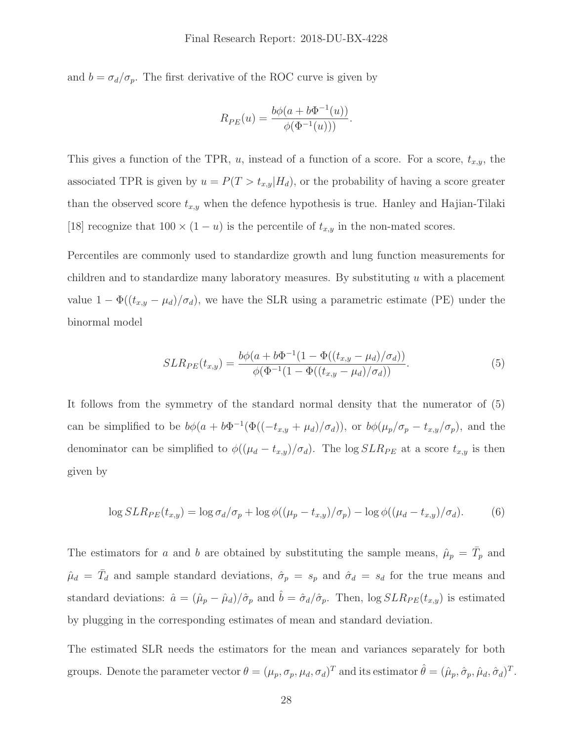and $b = \sigma_d/\sigma_p$. The first derivative of the ROC curve is given by

$$R_{PE}(u) = \frac{b\phi(a + b\Phi^{-1}(u))}{\phi(\Phi^{-1}(u)))}.$$

This gives a function of the TPR, $u$, instead of a function of a score. For a score, $t_{x,y}$, the associated TPR is given by $u = P(T > t_{x,y}|H_d)$, or the probability of having a score greater than the observed score $t_{x,y}$ when the defence hypothesis is true. Hanley and Hajian-Tilaki [18] recognize that $100 \times (1 - u)$ is the percentile of $t_{x,y}$ in the non-mated scores.

Percentiles are commonly used to standardize growth and lung function measurements for children and to standardize many laboratory measures. By substituting $u$ with a placement value $1 - \Phi((t_{x,y} - \mu_d)/\sigma_d)$, we have the SLR using a parametric estimate (PE) under the binormal model

$$SLR_{PE}(t_{x,y}) = \frac{b\phi(a + b\Phi^{-1}(1 - \Phi((t_{x,y} - \mu_d)/\sigma_d))}{\phi(\Phi^{-1}(1 - \Phi((t_{x,y} - \mu_d)/\sigma_d))}. \tag{5}$$

It follows from the symmetry of the standard normal density that the numerator of (5) can be simplified to be $b\phi(a + b\Phi^{-1}(\Phi((-t_{x,y} + \mu_d)/\sigma_d))$, or $b\phi(\mu_p/\sigma_p - t_{x,y}/\sigma_p)$, and the denominator can be simplified to $\phi((\mu_d - t_{x,y})/\sigma_d)$. The $\log SLR_{PE}$ at a score $t_{x,y}$ is then given by

$$\log SLR_{PE}(t_{x,y}) = \log \sigma_d/\sigma_p + \log \phi((\mu_p - t_{x,y})/\sigma_p) - \log \phi((\mu_d - t_{x,y})/\sigma_d). \tag{6}$$

The estimators for $a$ and $b$ are obtained by substituting the sample means, $\hat{\mu}_p = \bar{T}_p$ and $\hat{\mu}_d = \bar{T}_d$ and sample standard deviations, $\hat{\sigma}_p = s_p$ and $\hat{\sigma}_d = s_d$ for the true means and standard deviations: $\hat{a} = (\hat{\mu}_p - \hat{\mu}_d)/\hat{\sigma}_p$ and $\hat{b} = \hat{\sigma}_d/\hat{\sigma}_p$. Then, $\log SLR_{PE}(t_{x,y})$ is estimated by plugging in the corresponding estimates of mean and standard deviation.

The estimated SLR needs the estimators for the mean and variances separately for both groups. Denote the parameter vector $\theta = (\mu_p, \sigma_p, \mu_d, \sigma_d)^T$ and its estimator $\hat{\theta} = (\hat{\mu}_p, \hat{\sigma}_p, \hat{\mu}_d, \hat{\sigma}_d)^T$.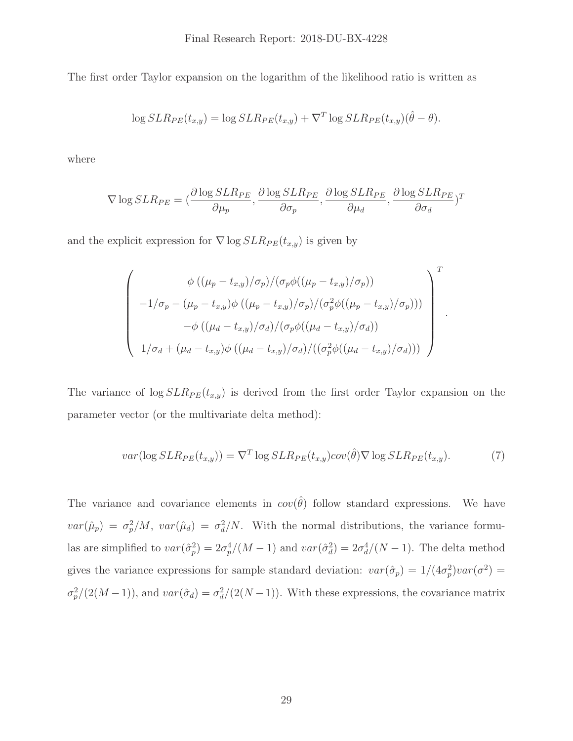The first order Taylor expansion on the logarithm of the likelihood ratio is written as

$$\log SLR_{PE}(t_{x,y}) = \log SLR_{PE}(t_{x,y}) + \nabla^T \log SLR_{PE}(t_{x,y})(\hat{\theta} - \theta).$$

where

$$\nabla \log SLR_{PE} = (\frac{\partial \log SLR_{PE}}{\partial \mu_p}, \frac{\partial \log SLR_{PE}}{\partial \sigma_p}, \frac{\partial \log SLR_{PE}}{\partial \mu_d}, \frac{\partial \log SLR_{PE}}{\partial \sigma_d})^T$$

and the explicit expression for $\nabla \log SLR_{PE}(t_{x,y})$ is given by

$$\begin{pmatrix} \phi\left((\mu_p - t_{x,y})/\sigma_p\right)/(\sigma_p \phi((\mu_p - t_{x,y})/\sigma_p)) \\ -1/\sigma_p - (\mu_p - t_{x,y})\phi\left((\mu_p - t_{x,y})/\sigma_p\right)/(\sigma_p^2 \phi((\mu_p - t_{x,y})/\sigma_p))) \\ -\phi\left((\mu_d - t_{x,y})/\sigma_d\right)/(\sigma_p \phi((\mu_d - t_{x,y})/\sigma_d)) \\ 1/\sigma_d + (\mu_d - t_{x,y})\phi\left((\mu_d - t_{x,y})/\sigma_d\right)/((\sigma_p^2 \phi((\mu_d - t_{x,y})/\sigma_d))) \end{pmatrix}^T.$$

The variance of $\log SLR_{PE}(t_{x,y})$ is derived from the first order Taylor expansion on the parameter vector (or the multivariate delta method):

$$var(\log SLR_{PE}(t_{x,y})) = \nabla^T \log SLR_{PE}(t_{x,y}) cov(\hat{\theta}) \nabla \log SLR_{PE}(t_{x,y}). \quad (7)$$

The variance and covariance elements in $cov(\hat{\theta})$ follow standard expressions. We have $var(\hat{\mu}_p) = \sigma_p^2/M$, $var(\hat{\mu}_d) = \sigma_d^2/N$. With the normal distributions, the variance formulas are simplified to $var(\hat{\sigma}_p^2) = 2\sigma_p^4/(M-1)$ and $var(\hat{\sigma}_d^2) = 2\sigma_d^4/(N-1)$. The delta method gives the variance expressions for sample standard deviation: $var(\hat{\sigma}_p) = 1/(4\sigma_p^2)var(\sigma^2) = \sigma_p^2/(2(M-1))$, and $var(\hat{\sigma}_d) = \sigma_d^2/(2(N-1))$. With these expressions, the covariance matrix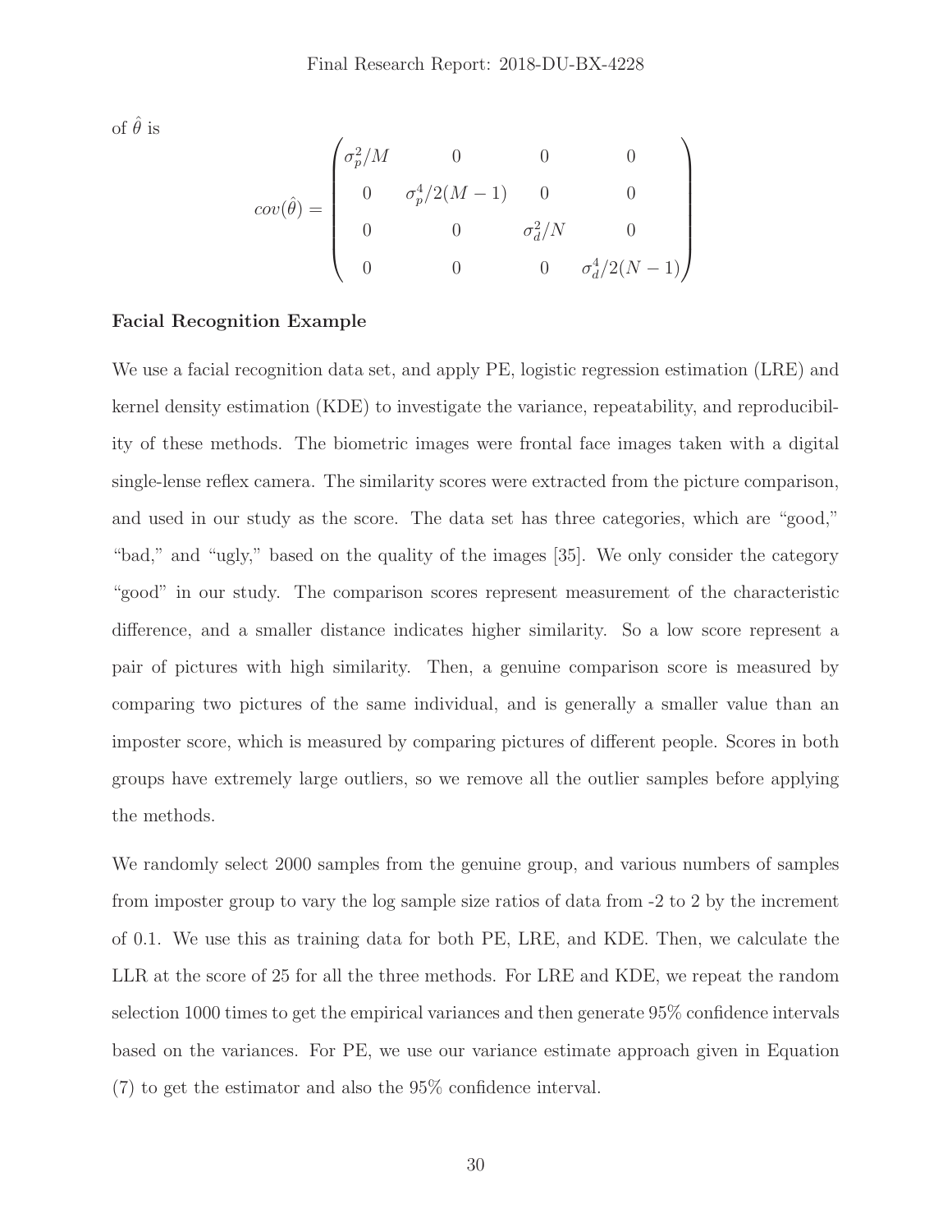of $\hat{\theta}$ is

$$cov(\hat{\theta}) = \begin{pmatrix} \sigma_p^2/M & 0 & 0 & 0 \\ 0 & \sigma_p^4/2(M-1) & 0 & 0 \\ 0 & 0 & \sigma_d^2/N & 0 \\ 0 & 0 & 0 & \sigma_d^4/2(N-1) \end{pmatrix}$$

**Facial Recognition Example**

We use a facial recognition data set, and apply PE, logistic regression estimation (LRE) and kernel density estimation (KDE) to investigate the variance, repeatability, and reproducibility of these methods. The biometric images were frontal face images taken with a digital single-lense reflex camera. The similarity scores were extracted from the picture comparison, and used in our study as the score. The data set has three categories, which are "good," "bad," and "ugly," based on the quality of the images [35]. We only consider the category "good" in our study. The comparison scores represent measurement of the characteristic difference, and a smaller distance indicates higher similarity. So a low score represent a pair of pictures with high similarity. Then, a genuine comparison score is measured by comparing two pictures of the same individual, and is generally a smaller value than an imposter score, which is measured by comparing pictures of different people. Scores in both groups have extremely large outliers, so we remove all the outlier samples before applying the methods.

We randomly select 2000 samples from the genuine group, and various numbers of samples from imposter group to vary the log sample size ratios of data from -2 to 2 by the increment of 0.1. We use this as training data for both PE, LRE, and KDE. Then, we calculate the LLR at the score of 25 for all the three methods. For LRE and KDE, we repeat the random selection 1000 times to get the empirical variances and then generate 95% confidence intervals based on the variances. For PE, we use our variance estimate approach given in Equation (7) to get the estimator and also the 95% confidence interval.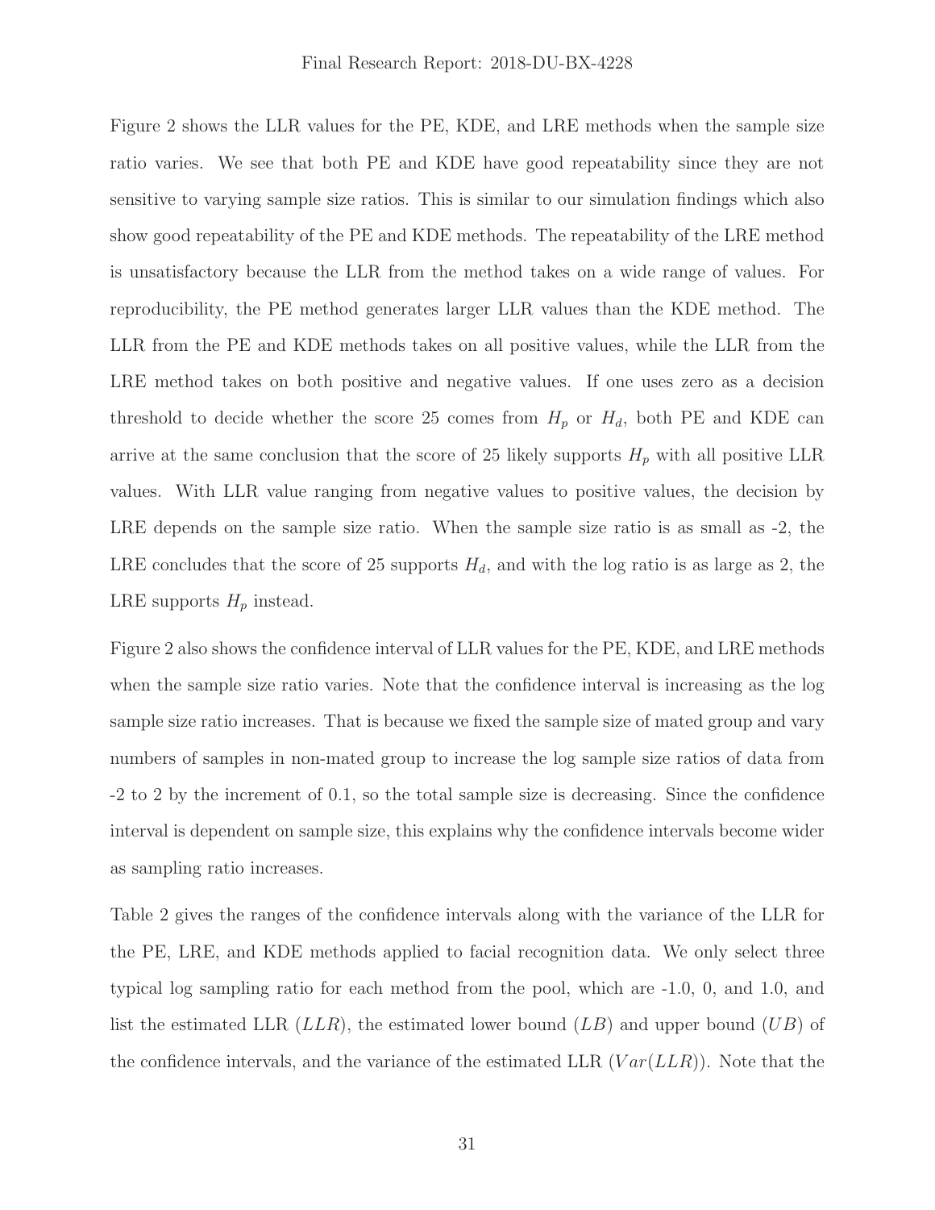Figure 2 shows the LLR values for the PE, KDE, and LRE methods when the sample size ratio varies. We see that both PE and KDE have good repeatability since they are not sensitive to varying sample size ratios. This is similar to our simulation findings which also show good repeatability of the PE and KDE methods. The repeatability of the LRE method is unsatisfactory because the LLR from the method takes on a wide range of values. For reproducibility, the PE method generates larger LLR values than the KDE method. The LLR from the PE and KDE methods takes on all positive values, while the LLR from the LRE method takes on both positive and negative values. If one uses zero as a decision threshold to decide whether the score 25 comes from $H_p$ or $H_d$, both PE and KDE can arrive at the same conclusion that the score of 25 likely supports $H_p$ with all positive LLR values. With LLR value ranging from negative values to positive values, the decision by LRE depends on the sample size ratio. When the sample size ratio is as small as -2, the LRE concludes that the score of 25 supports $H_d$, and with the log ratio is as large as 2, the LRE supports $H_p$ instead.

Figure 2 also shows the confidence interval of LLR values for the PE, KDE, and LRE methods when the sample size ratio varies. Note that the confidence interval is increasing as the log sample size ratio increases. That is because we fixed the sample size of mated group and vary numbers of samples in non-mated group to increase the log sample size ratios of data from -2 to 2 by the increment of 0.1, so the total sample size is decreasing. Since the confidence interval is dependent on sample size, this explains why the confidence intervals become wider as sampling ratio increases.

Table 2 gives the ranges of the confidence intervals along with the variance of the LLR for the PE, LRE, and KDE methods applied to facial recognition data. We only select three typical log sampling ratio for each method from the pool, which are -1.0, 0, and 1.0, and list the estimated LLR ($LLR$), the estimated lower bound ($LB$) and upper bound ($UB$) of the confidence intervals, and the variance of the estimated LLR ($Var(LLR)$). Note that the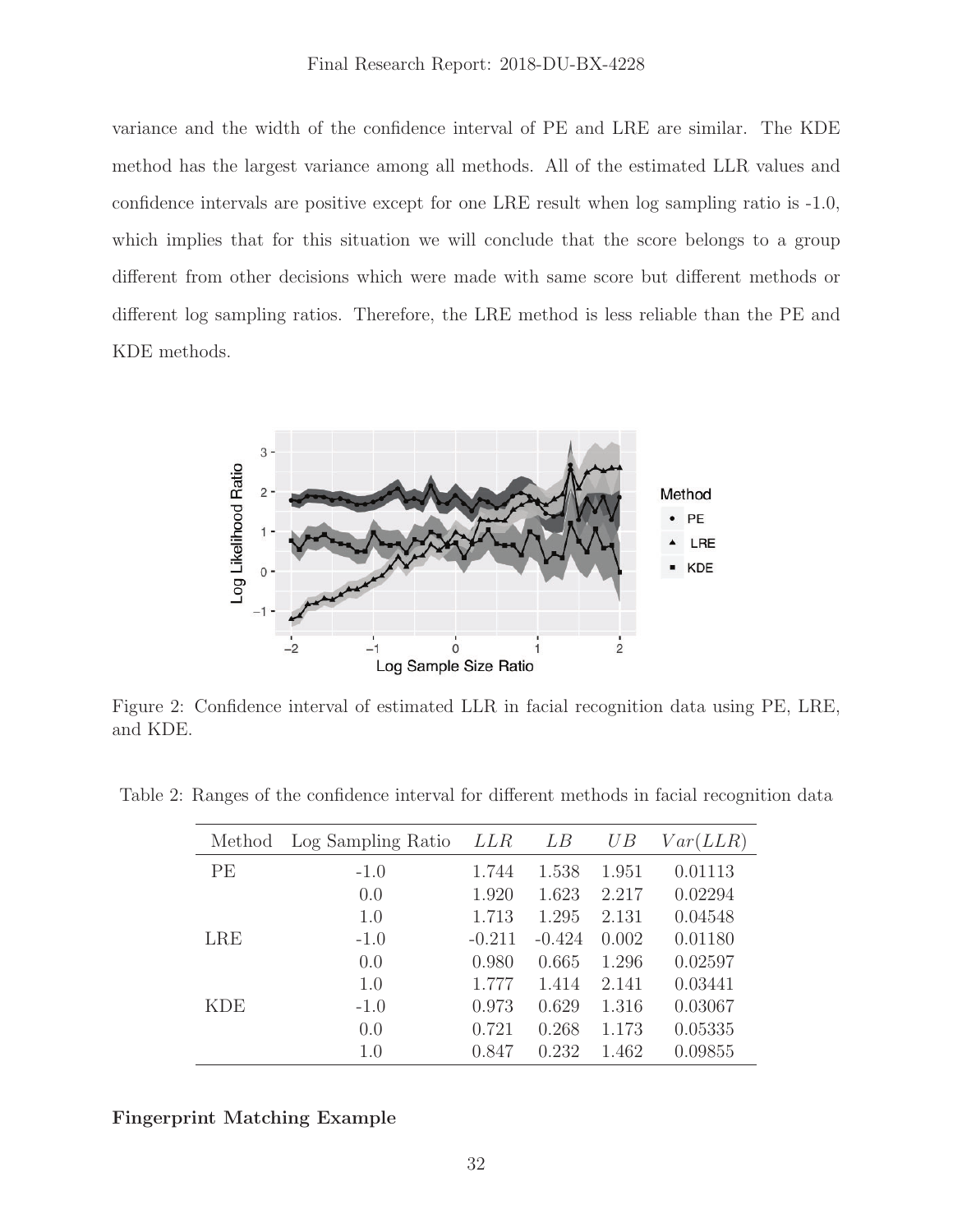variance and the width of the confidence interval of PE and LRE are similar. The KDE method has the largest variance among all methods. All of the estimated LLR values and confidence intervals are positive except for one LRE result when log sampling ratio is -1.0, which implies that for this situation we will conclude that the score belongs to a group different from other decisions which were made with same score but different methods or different log sampling ratios. Therefore, the LRE method is less reliable than the PE and KDE methods.

Figure 2: Confidence interval of estimated LLR in facial recognition data using PE, LRE, and KDE.

Table 2: Ranges of the confidence interval for different methods in facial recognition data

| Method | Log Sampling Ratio | $LLR$ | $LB$ | $UB$ | $Var(LLR)$ |
|---|---|---|---|---|---|
| PE | -1.0 | 1.744 | 1.538 | 1.951 | 0.01113 |
| | 0.0 | 1.920 | 1.623 | 2.217 | 0.02294 |
| | 1.0 | 1.713 | 1.295 | 2.131 | 0.04548 |
| LRE | -1.0 | -0.211 | -0.424 | 0.002 | 0.01180 |
| | 0.0 | 0.980 | 0.665 | 1.296 | 0.02597 |
| | 1.0 | 1.777 | 1.414 | 2.141 | 0.03441 |
| KDE | -1.0 | 0.973 | 0.629 | 1.316 | 0.03067 |
| | 0.0 | 0.721 | 0.268 | 1.173 | 0.05335 |
| | 1.0 | 0.847 | 0.232 | 1.462 | 0.09855 |

**Fingerprint Matching Example**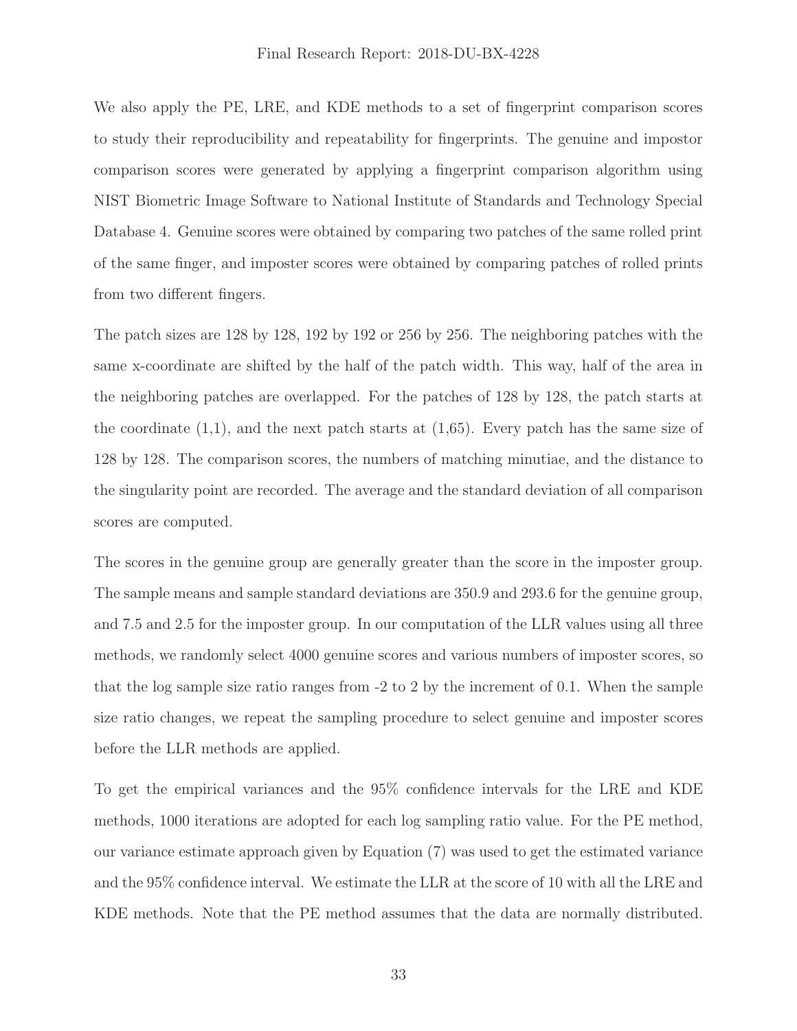We also apply the PE, LRE, and KDE methods to a set of fingerprint comparison scores to study their reproducibility and repeatability for fingerprints. The genuine and impostor comparison scores were generated by applying a fingerprint comparison algorithm using NIST Biometric Image Software to National Institute of Standards and Technology Special Database 4. Genuine scores were obtained by comparing two patches of the same rolled print of the same finger, and imposter scores were obtained by comparing patches of rolled prints from two different fingers.

The patch sizes are 128 by 128, 192 by 192 or 256 by 256. The neighboring patches with the same x-coordinate are shifted by the half of the patch width. This way, half of the area in the neighboring patches are overlapped. For the patches of 128 by 128, the patch starts at the coordinate (1,1), and the next patch starts at (1,65). Every patch has the same size of 128 by 128. The comparison scores, the numbers of matching minutiae, and the distance to the singularity point are recorded. The average and the standard deviation of all comparison scores are computed.

The scores in the genuine group are generally greater than the score in the imposter group. The sample means and sample standard deviations are 350.9 and 293.6 for the genuine group, and 7.5 and 2.5 for the imposter group. In our computation of the LLR values using all three methods, we randomly select 4000 genuine scores and various numbers of imposter scores, so that the log sample size ratio ranges from -2 to 2 by the increment of 0.1. When the sample size ratio changes, we repeat the sampling procedure to select genuine and imposter scores before the LLR methods are applied.

To get the empirical variances and the 95% confidence intervals for the LRE and KDE methods, 1000 iterations are adopted for each log sampling ratio value. For the PE method, our variance estimate approach given by Equation (7) was used to get the estimated variance and the 95% confidence interval. We estimate the LLR at the score of 10 with all the LRE and KDE methods. Note that the PE method assumes that the data are normally distributed.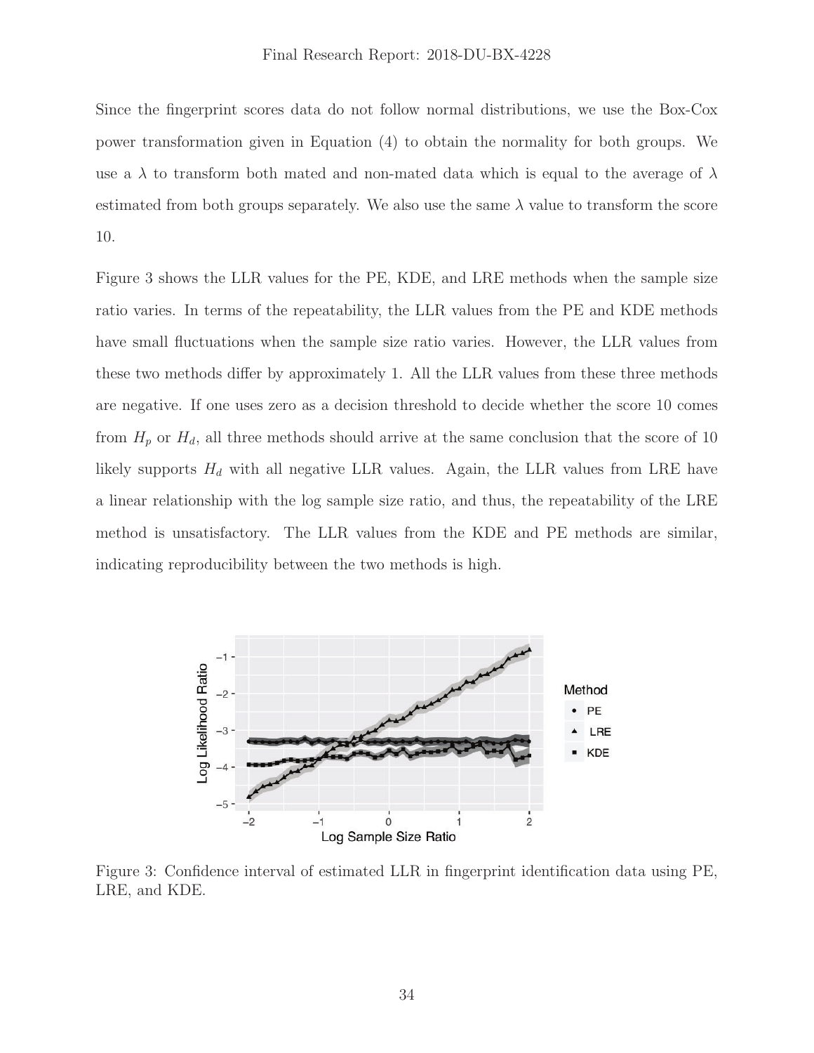Since the fingerprint scores data do not follow normal distributions, we use the Box-Cox power transformation given in Equation (4) to obtain the normality for both groups. We use a $\lambda$ to transform both mated and non-mated data which is equal to the average of $\lambda$ estimated from both groups separately. We also use the same $\lambda$ value to transform the score 10.

Figure 3 shows the LLR values for the PE, KDE, and LRE methods when the sample size ratio varies. In terms of the repeatability, the LLR values from the PE and KDE methods have small fluctuations when the sample size ratio varies. However, the LLR values from these two methods differ by approximately 1. All the LLR values from these three methods are negative. If one uses zero as a decision threshold to decide whether the score 10 comes from $H_p$ or $H_d$, all three methods should arrive at the same conclusion that the score of 10 likely supports $H_d$ with all negative LLR values. Again, the LLR values from LRE have a linear relationship with the log sample size ratio, and thus, the repeatability of the LRE method is unsatisfactory. The LLR values from the KDE and PE methods are similar, indicating reproducibility between the two methods is high.

Figure 3: Confidence interval of estimated LLR in fingerprint identification data using PE, LRE, and KDE.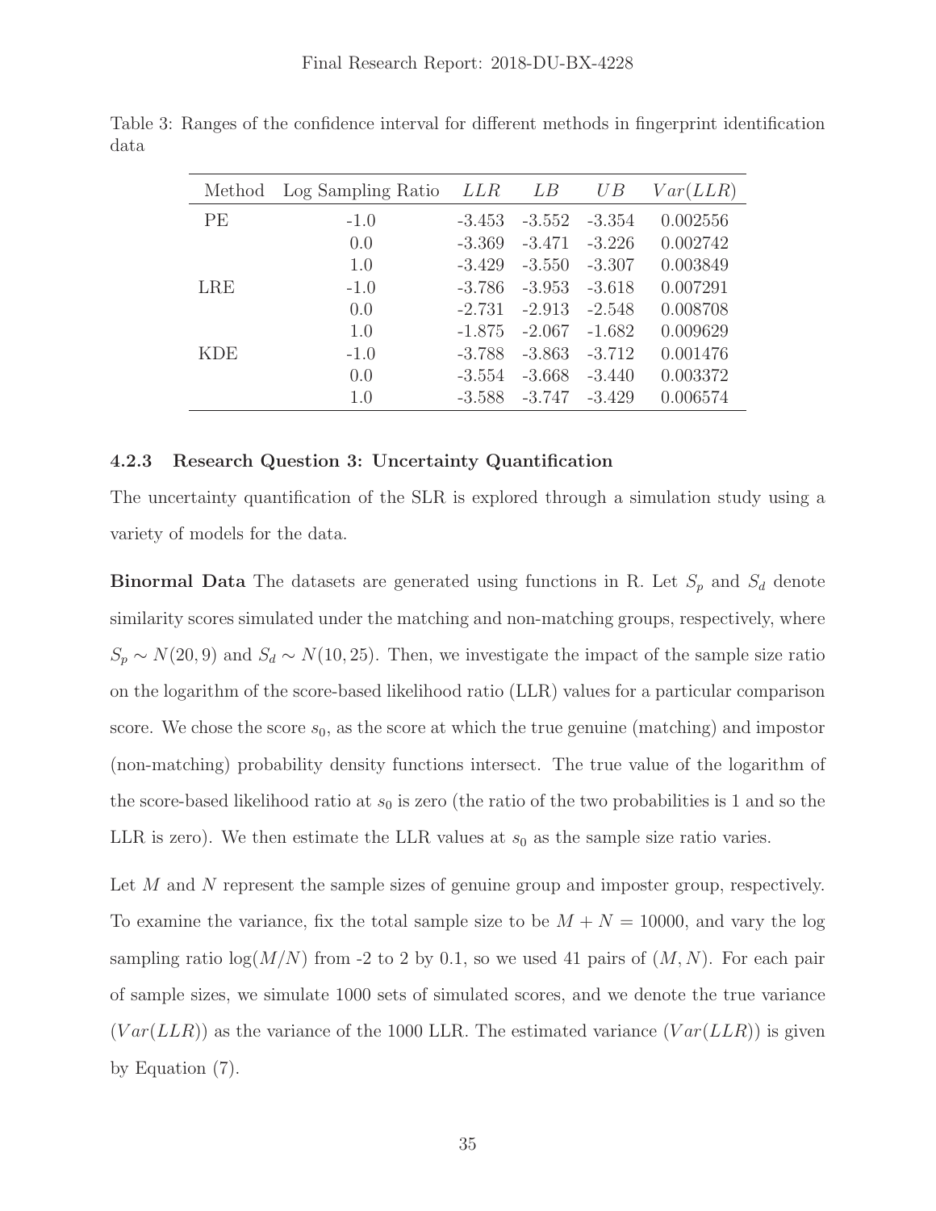Table 3: Ranges of the confidence interval for different methods in fingerprint identification data

| Method | Log Sampling Ratio | $LLR$ | $LB$ | $UB$ | $Var(LLR)$ |
|---|---|---|---|---|---|
| PE | -1.0 | -3.453 | -3.552 | -3.354 | 0.002556 |
| | 0.0 | -3.369 | -3.471 | -3.226 | 0.002742 |
| | 1.0 | -3.429 | -3.550 | -3.307 | 0.003849 |
| LRE | -1.0 | -3.786 | -3.953 | -3.618 | 0.007291 |
| | 0.0 | -2.731 | -2.913 | -2.548 | 0.008708 |
| | 1.0 | -1.875 | -2.067 | -1.682 | 0.009629 |
| KDE | -1.0 | -3.788 | -3.863 | -3.712 | 0.001476 |
| | 0.0 | -3.554 | -3.668 | -3.440 | 0.003372 |
| | 1.0 | -3.588 | -3.747 | -3.429 | 0.006574 |

#### 4.2.3 Research Question 3: Uncertainty Quantification

The uncertainty quantification of the SLR is explored through a simulation study using a variety of models for the data.

**Binormal Data** The datasets are generated using functions in R. Let $S_p$ and $S_d$ denote similarity scores simulated under the matching and non-matching groups, respectively, where $S_p \sim N(20, 9)$ and $S_d \sim N(10, 25)$. Then, we investigate the impact of the sample size ratio on the logarithm of the score-based likelihood ratio (LLR) values for a particular comparison score. We chose the score $s_0$, as the score at which the true genuine (matching) and impostor (non-matching) probability density functions intersect. The true value of the logarithm of the score-based likelihood ratio at $s_0$ is zero (the ratio of the two probabilities is 1 and so the LLR is zero). We then estimate the LLR values at $s_0$ as the sample size ratio varies.

Let $M$ and $N$ represent the sample sizes of genuine group and imposter group, respectively. To examine the variance, fix the total sample size to be $M + N = 10000$, and vary the log sampling ratio $\log(M/N)$ from -2 to 2 by 0.1, so we used 41 pairs of $(M, N)$. For each pair of sample sizes, we simulate 1000 sets of simulated scores, and we denote the true variance $(Var(LLR))$ as the variance of the 1000 LLR. The estimated variance $(Var(LLR))$ is given by Equation (7).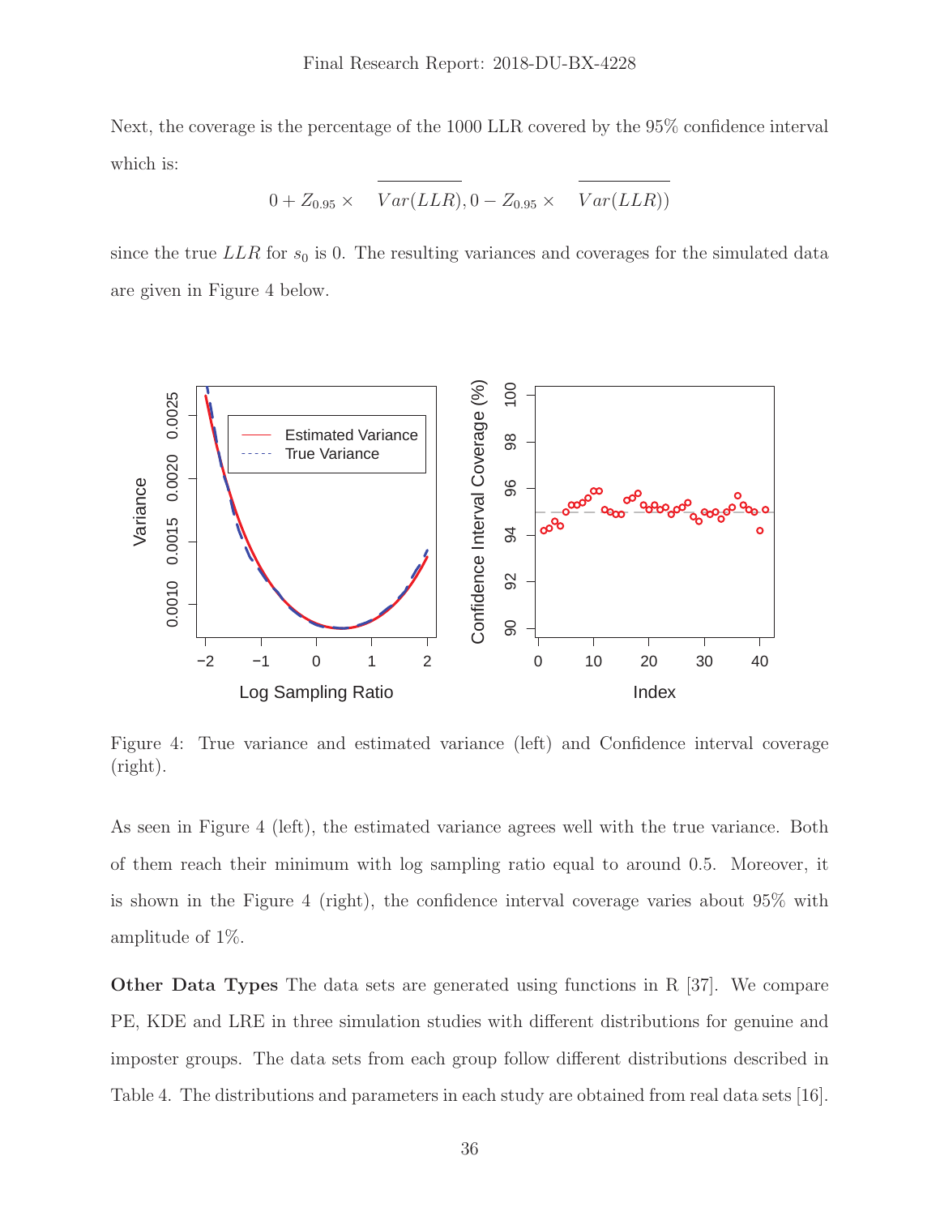Next, the coverage is the percentage of the 1000 LLR covered by the 95% confidence interval which is:

$$0 + Z_{0.95} \times \sqrt{Var(LLR)}, 0 - Z_{0.95} \times \sqrt{Var(LLR)})$$

since the true $LLR$ for $s_0$ is 0. The resulting variances and coverages for the simulated data are given in Figure 4 below.

Figure 4: True variance and estimated variance (left) and Confidence interval coverage (right).

As seen in Figure 4 (left), the estimated variance agrees well with the true variance. Both of them reach their minimum with log sampling ratio equal to around 0.5. Moreover, it is shown in the Figure 4 (right), the confidence interval coverage varies about 95% with amplitude of 1%.

**Other Data Types** The data sets are generated using functions in R [37]. We compare PE, KDE and LRE in three simulation studies with different distributions for genuine and imposter groups. The data sets from each group follow different distributions described in Table 4. The distributions and parameters in each study are obtained from real data sets [16].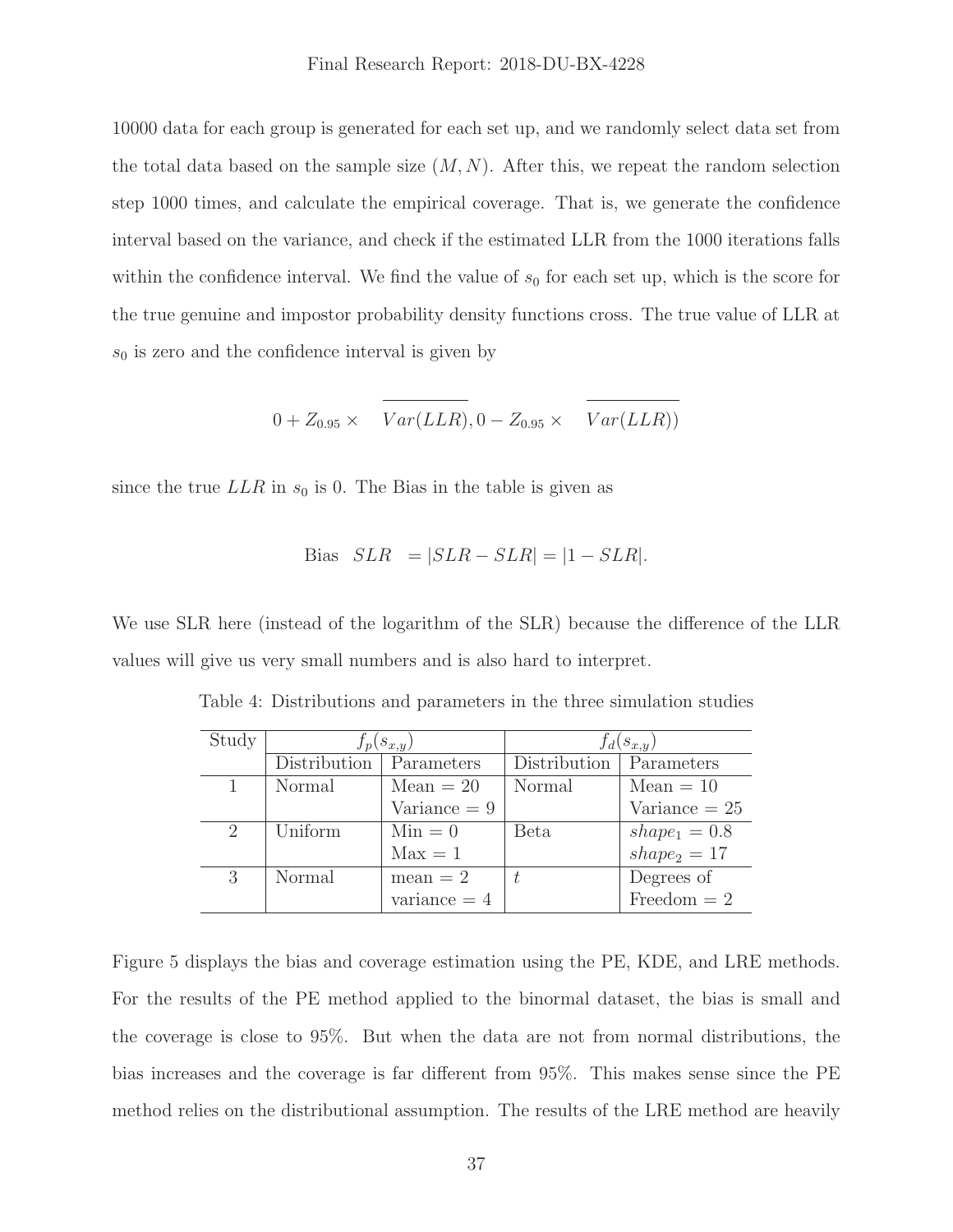10000 data for each group is generated for each set up, and we randomly select data set from the total data based on the sample size $(M, N)$. After this, we repeat the random selection step 1000 times, and calculate the empirical coverage. That is, we generate the confidence interval based on the variance, and check if the estimated LLR from the 1000 iterations falls within the confidence interval. We find the value of $s_0$ for each set up, which is the score for the true genuine and impostor probability density functions cross. The true value of LLR at $s_0$ is zero and the confidence interval is given by

$$0 + Z_{0.95} \times \sqrt{Var(LLR)}, 0 - Z_{0.95} \times \sqrt{Var(LLR)})$$

since the true $LLR$ in $s_0$ is 0. The Bias in the table is given as

$$\text{Bias}\left(\widehat{SLR}\right) = |\widehat{SLR} - SLR| = |1 - \widehat{SLR}|.$$

We use SLR here (instead of the logarithm of the SLR) because the difference of the LLR values will give us very small numbers and is also hard to interpret.

Table 4: Distributions and parameters in the three simulation studies

| Study | $f_p(s_{x,y})$ | | $f_d(s_{x,y})$ | |
|---|---|---|---|---|
| | Distribution | Parameters | Distribution | Parameters |
| 1 | Normal | Mean = 20 | Normal | Mean = 10 |
| | | Variance = 9 | | Variance = 25 |
| 2 | Uniform | Min = 0 | Beta | $shape_1 = 0.8$ |
| | | Max = 1 | | $shape_2 = 17$ |
| 3 | Normal | mean = 2 | $t$ | Degrees of |
| | | variance = 4 | | Freedom = 2 |

Figure 5 displays the bias and coverage estimation using the PE, KDE, and LRE methods. For the results of the PE method applied to the binormal dataset, the bias is small and the coverage is close to 95%. But when the data are not from normal distributions, the bias increases and the coverage is far different from 95%. This makes sense since the PE method relies on the distributional assumption. The results of the LRE method are heavily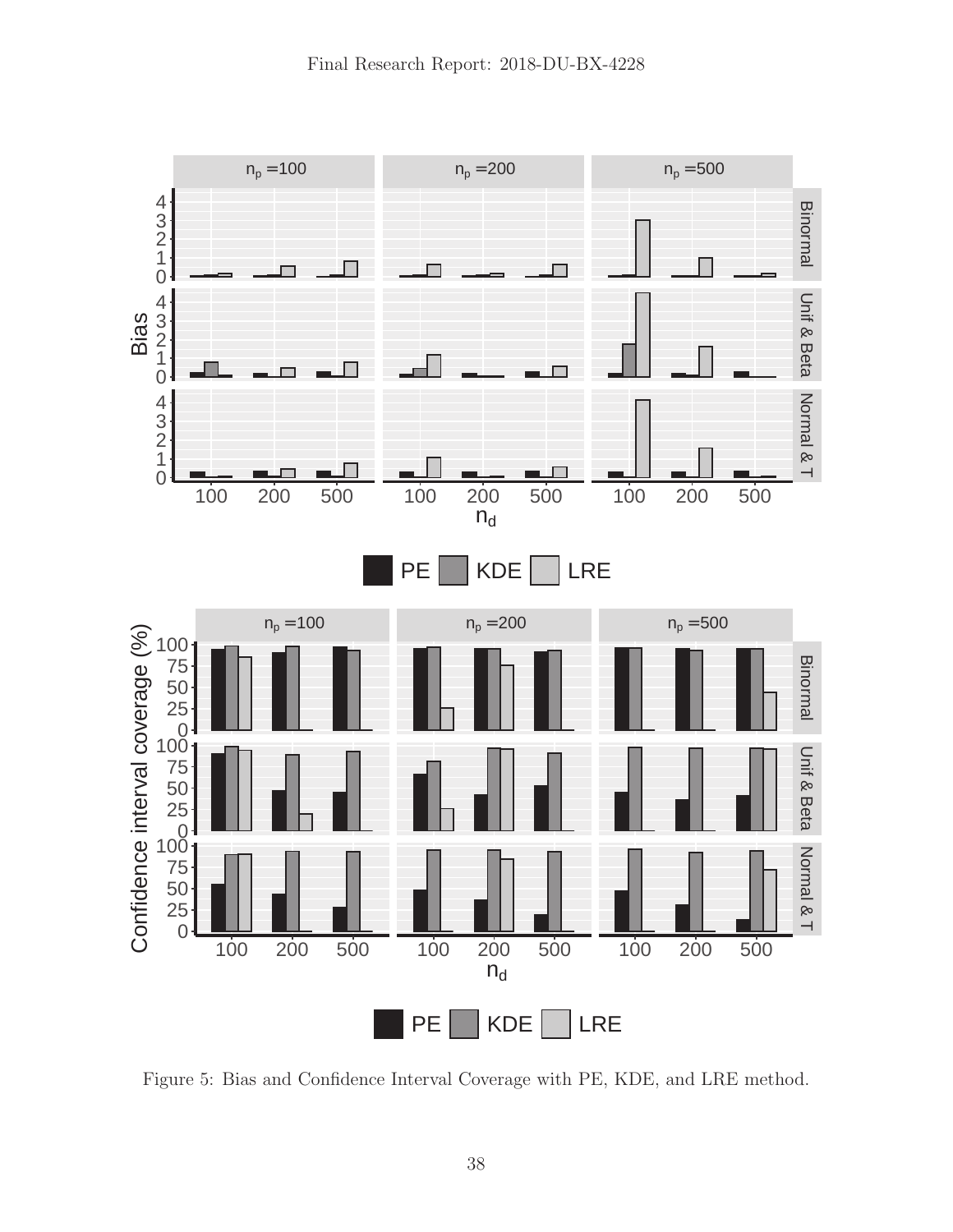Figure 5: Bias and Confidence Interval Coverage with PE, KDE, and LRE method.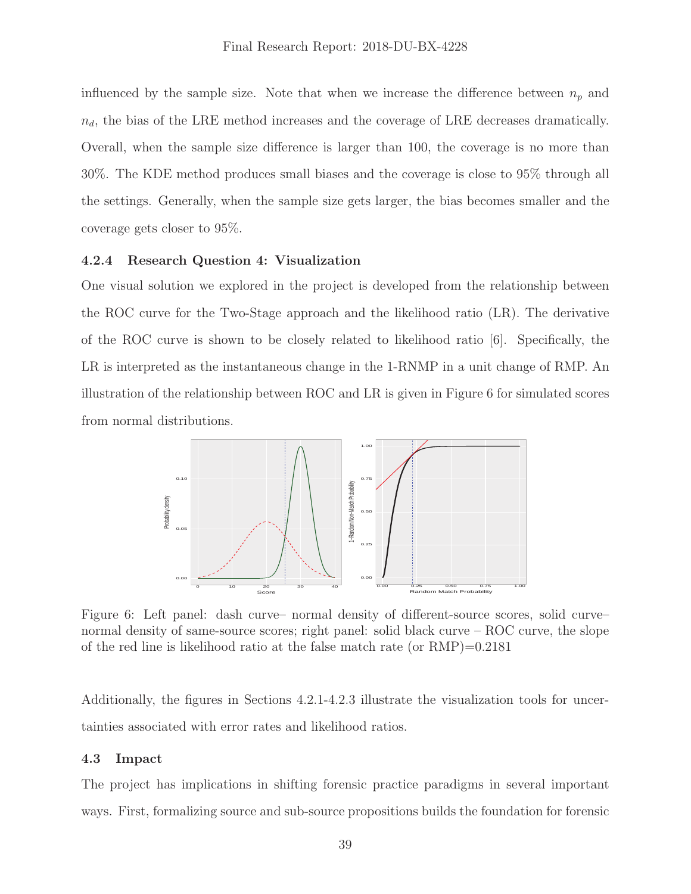influenced by the sample size. Note that when we increase the difference between $n_p$ and $n_d$, the bias of the LRE method increases and the coverage of LRE decreases dramatically. Overall, when the sample size difference is larger than 100, the coverage is no more than 30%. The KDE method produces small biases and the coverage is close to 95% through all the settings. Generally, when the sample size gets larger, the bias becomes smaller and the coverage gets closer to 95%.

#### 4.2.4 Research Question 4: Visualization

One visual solution we explored in the project is developed from the relationship between the ROC curve for the Two-Stage approach and the likelihood ratio (LR). The derivative of the ROC curve is shown to be closely related to likelihood ratio [6]. Specifically, the LR is interpreted as the instantaneous change in the 1-RNMP in a unit change of RMP. An illustration of the relationship between ROC and LR is given in Figure 6 for simulated scores from normal distributions.

Figure 6: Left panel: dash curve– normal density of different-source scores, solid curve– normal density of same-source scores; right panel: solid black curve – ROC curve, the slope of the red line is likelihood ratio at the false match rate (or RMP)=0.2181

Additionally, the figures in Sections 4.2.1-4.2.3 illustrate the visualization tools for uncertainties associated with error rates and likelihood ratios.

### 4.3 Impact

The project has implications in shifting forensic practice paradigms in several important ways. First, formalizing source and sub-source propositions builds the foundation for forensic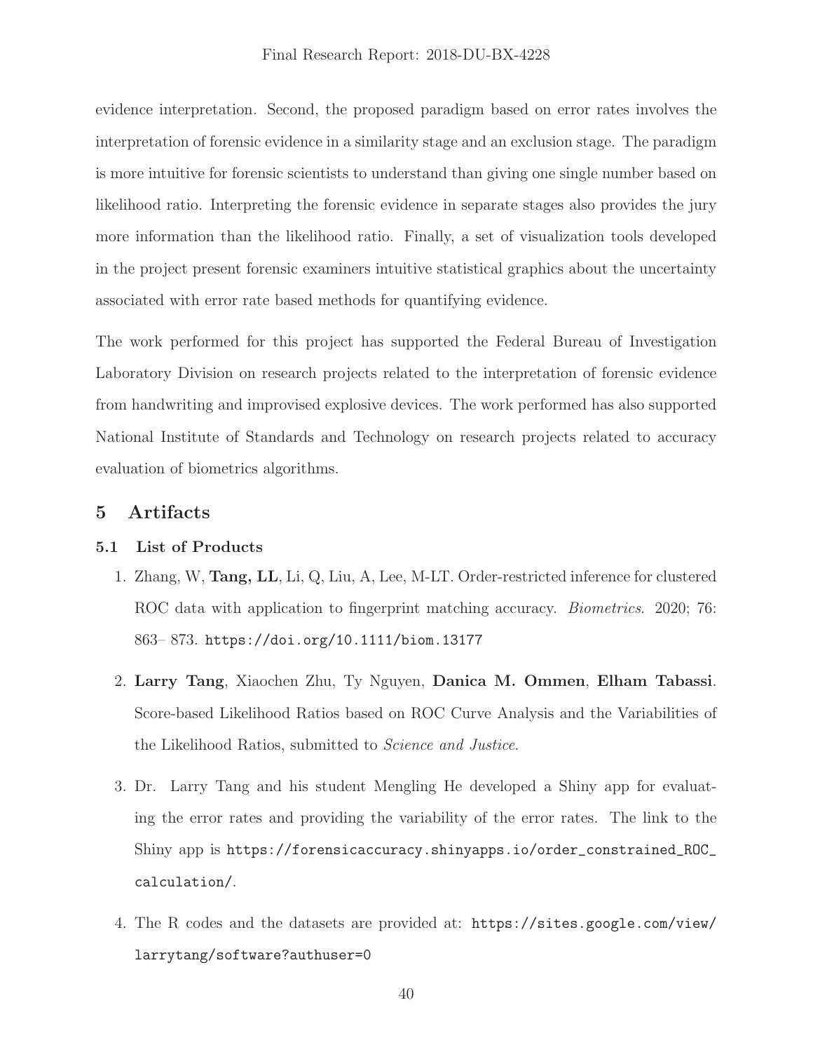evidence interpretation. Second, the proposed paradigm based on error rates involves the interpretation of forensic evidence in a similarity stage and an exclusion stage. The paradigm is more intuitive for forensic scientists to understand than giving one single number based on likelihood ratio. Interpreting the forensic evidence in separate stages also provides the jury more information than the likelihood ratio. Finally, a set of visualization tools developed in the project present forensic examiners intuitive statistical graphics about the uncertainty associated with error rate based methods for quantifying evidence.

The work performed for this project has supported the Federal Bureau of Investigation Laboratory Division on research projects related to the interpretation of forensic evidence from handwriting and improvised explosive devices. The work performed has also supported National Institute of Standards and Technology on research projects related to accuracy evaluation of biometrics algorithms.

# 5 Artifacts

## 5.1 List of Products

1. Zhang, W, **Tang, LL**, Li, Q, Liu, A, Lee, M-LT. Order-restricted inference for clustered ROC data with application to fingerprint matching accuracy. *Biometrics*. 2020; 76: 863– 873. `https://doi.org/10.1111/biom.13177`

2. **Larry Tang**, Xiaochen Zhu, Ty Nguyen, **Danica M. Ommen**, **Elham Tabassi**. Score-based Likelihood Ratios based on ROC Curve Analysis and the Variabilities of the Likelihood Ratios, submitted to *Science and Justice*.

3. Dr. Larry Tang and his student Mengling He developed a Shiny app for evaluating the error rates and providing the variability of the error rates. The link to the Shiny app is `https://forensicaccuracy.shinyapps.io/order_constrained_ROC_calculation/`.

4. The R codes and the datasets are provided at: `https://sites.google.com/view/larrytang/software?authuser=0`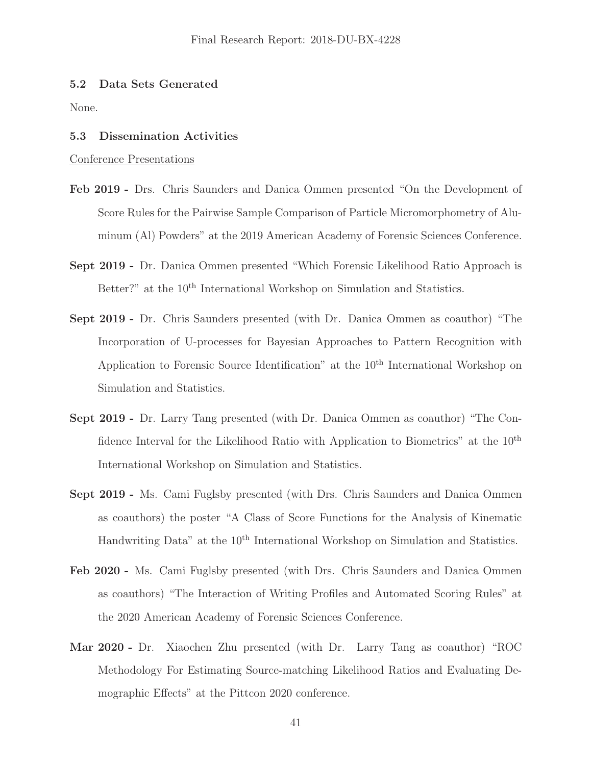### 5.2 Data Sets Generated

None.

### 5.3 Dissemination Activities

Conference Presentations

**Feb 2019 -** Drs. Chris Saunders and Danica Ommen presented "On the Development of Score Rules for the Pairwise Sample Comparison of Particle Micromorphometry of Aluminum (Al) Powders" at the 2019 American Academy of Forensic Sciences Conference.

**Sept 2019 -** Dr. Danica Ommen presented "Which Forensic Likelihood Ratio Approach is Better?" at the 10$^{\text{th}}$ International Workshop on Simulation and Statistics.

**Sept 2019 -** Dr. Chris Saunders presented (with Dr. Danica Ommen as coauthor) "The Incorporation of U-processes for Bayesian Approaches to Pattern Recognition with Application to Forensic Source Identification" at the 10$^{\text{th}}$ International Workshop on Simulation and Statistics.

**Sept 2019 -** Dr. Larry Tang presented (with Dr. Danica Ommen as coauthor) "The Confidence Interval for the Likelihood Ratio with Application to Biometrics" at the 10$^{\text{th}}$ International Workshop on Simulation and Statistics.

**Sept 2019 -** Ms. Cami Fuglsby presented (with Drs. Chris Saunders and Danica Ommen as coauthors) the poster "A Class of Score Functions for the Analysis of Kinematic Handwriting Data" at the 10$^{\text{th}}$ International Workshop on Simulation and Statistics.

**Feb 2020 -** Ms. Cami Fuglsby presented (with Drs. Chris Saunders and Danica Ommen as coauthors) "The Interaction of Writing Profiles and Automated Scoring Rules" at the 2020 American Academy of Forensic Sciences Conference.

**Mar 2020 -** Dr. Xiaochen Zhu presented (with Dr. Larry Tang as coauthor) "ROC Methodology For Estimating Source-matching Likelihood Ratios and Evaluating Demographic Effects" at the Pittcon 2020 conference.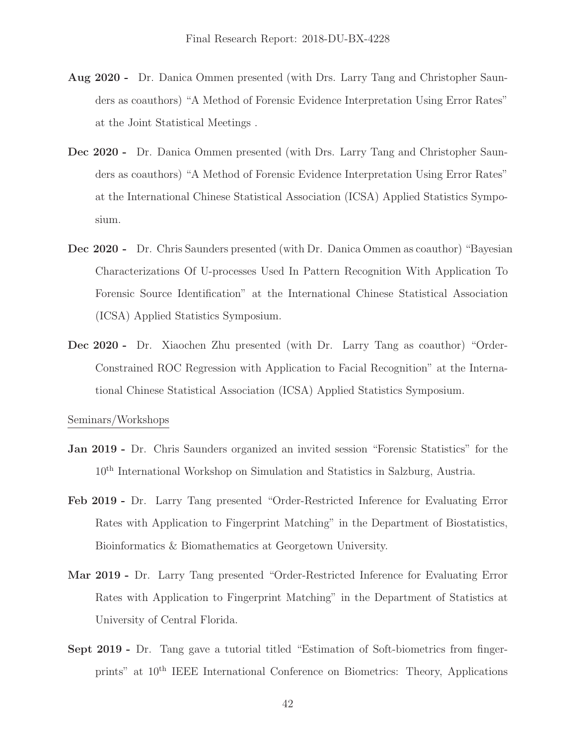**Aug 2020 -** Dr. Danica Ommen presented (with Drs. Larry Tang and Christopher Saunders as coauthors) "A Method of Forensic Evidence Interpretation Using Error Rates" at the Joint Statistical Meetings .

**Dec 2020 -** Dr. Danica Ommen presented (with Drs. Larry Tang and Christopher Saunders as coauthors) "A Method of Forensic Evidence Interpretation Using Error Rates" at the International Chinese Statistical Association (ICSA) Applied Statistics Symposium.

**Dec 2020 -** Dr. Chris Saunders presented (with Dr. Danica Ommen as coauthor) "Bayesian Characterizations Of U-processes Used In Pattern Recognition With Application To Forensic Source Identification" at the International Chinese Statistical Association (ICSA) Applied Statistics Symposium.

**Dec 2020 -** Dr. Xiaochen Zhu presented (with Dr. Larry Tang as coauthor) "Order-Constrained ROC Regression with Application to Facial Recognition" at the International Chinese Statistical Association (ICSA) Applied Statistics Symposium.

Seminars/Workshops

**Jan 2019 -** Dr. Chris Saunders organized an invited session "Forensic Statistics" for the 10th International Workshop on Simulation and Statistics in Salzburg, Austria.

**Feb 2019 -** Dr. Larry Tang presented "Order-Restricted Inference for Evaluating Error Rates with Application to Fingerprint Matching" in the Department of Biostatistics, Bioinformatics & Biomathematics at Georgetown University.

**Mar 2019 -** Dr. Larry Tang presented "Order-Restricted Inference for Evaluating Error Rates with Application to Fingerprint Matching" in the Department of Statistics at University of Central Florida.

**Sept 2019 -** Dr. Tang gave a tutorial titled "Estimation of Soft-biometrics from fingerprints" at 10th IEEE International Conference on Biometrics: Theory, Applications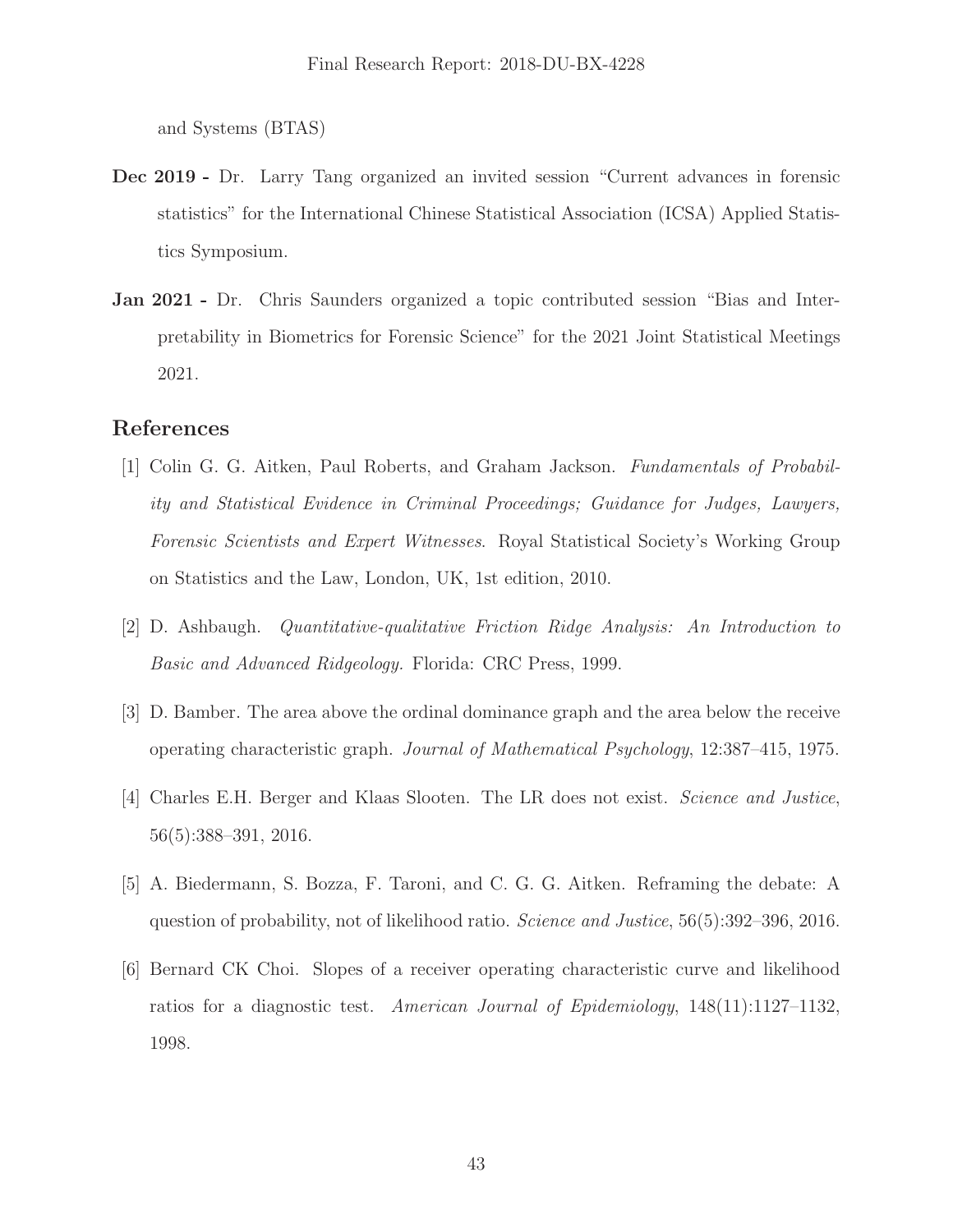and Systems (BTAS)

**Dec 2019 -** Dr. Larry Tang organized an invited session "Current advances in forensic statistics" for the International Chinese Statistical Association (ICSA) Applied Statistics Symposium.

**Jan 2021 -** Dr. Chris Saunders organized a topic contributed session "Bias and Interpretability in Biometrics for Forensic Science" for the 2021 Joint Statistical Meetings 2021.

## References

[1] Colin G. G. Aitken, Paul Roberts, and Graham Jackson. *Fundamentals of Probability and Statistical Evidence in Criminal Proceedings; Guidance for Judges, Lawyers, Forensic Scientists and Expert Witnesses*. Royal Statistical Society's Working Group on Statistics and the Law, London, UK, 1st edition, 2010.

[2] D. Ashbaugh. *Quantitative-qualitative Friction Ridge Analysis: An Introduction to Basic and Advanced Ridgeology.* Florida: CRC Press, 1999.

[3] D. Bamber. The area above the ordinal dominance graph and the area below the receive operating characteristic graph. *Journal of Mathematical Psychology*, 12:387–415, 1975.

[4] Charles E.H. Berger and Klaas Slooten. The LR does not exist. *Science and Justice*, 56(5):388–391, 2016.

[5] A. Biedermann, S. Bozza, F. Taroni, and C. G. G. Aitken. Reframing the debate: A question of probability, not of likelihood ratio. *Science and Justice*, 56(5):392–396, 2016.

[6] Bernard CK Choi. Slopes of a receiver operating characteristic curve and likelihood ratios for a diagnostic test. *American Journal of Epidemiology*, 148(11):1127–1132, 1998.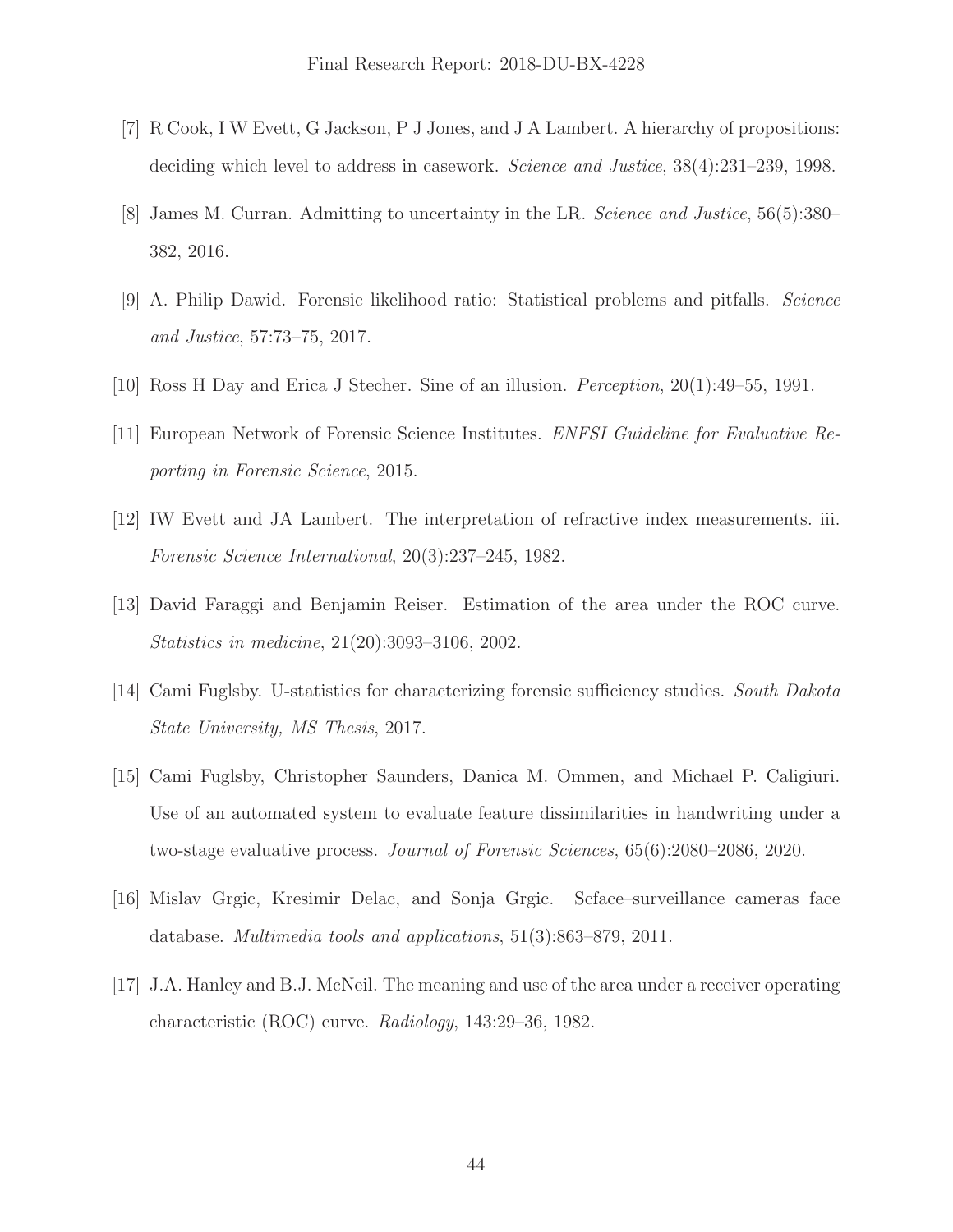[7] R Cook, I W Evett, G Jackson, P J Jones, and J A Lambert. A hierarchy of propositions: deciding which level to address in casework. *Science and Justice*, 38(4):231–239, 1998.

[8] James M. Curran. Admitting to uncertainty in the LR. *Science and Justice*, 56(5):380–382, 2016.

[9] A. Philip Dawid. Forensic likelihood ratio: Statistical problems and pitfalls. *Science and Justice*, 57:73–75, 2017.

[10] Ross H Day and Erica J Stecher. Sine of an illusion. *Perception*, 20(1):49–55, 1991.

[11] European Network of Forensic Science Institutes. *ENFSI Guideline for Evaluative Reporting in Forensic Science*, 2015.

[12] IW Evett and JA Lambert. The interpretation of refractive index measurements. iii. *Forensic Science International*, 20(3):237–245, 1982.

[13] David Faraggi and Benjamin Reiser. Estimation of the area under the ROC curve. *Statistics in medicine*, 21(20):3093–3106, 2002.

[14] Cami Fuglsby. U-statistics for characterizing forensic sufficiency studies. *South Dakota State University, MS Thesis*, 2017.

[15] Cami Fuglsby, Christopher Saunders, Danica M. Ommen, and Michael P. Caligiuri. Use of an automated system to evaluate feature dissimilarities in handwriting under a two-stage evaluative process. *Journal of Forensic Sciences*, 65(6):2080–2086, 2020.

[16] Mislav Grgic, Kresimir Delac, and Sonja Grgic. Scface–surveillance cameras face database. *Multimedia tools and applications*, 51(3):863–879, 2011.

[17] J.A. Hanley and B.J. McNeil. The meaning and use of the area under a receiver operating characteristic (ROC) curve. *Radiology*, 143:29–36, 1982.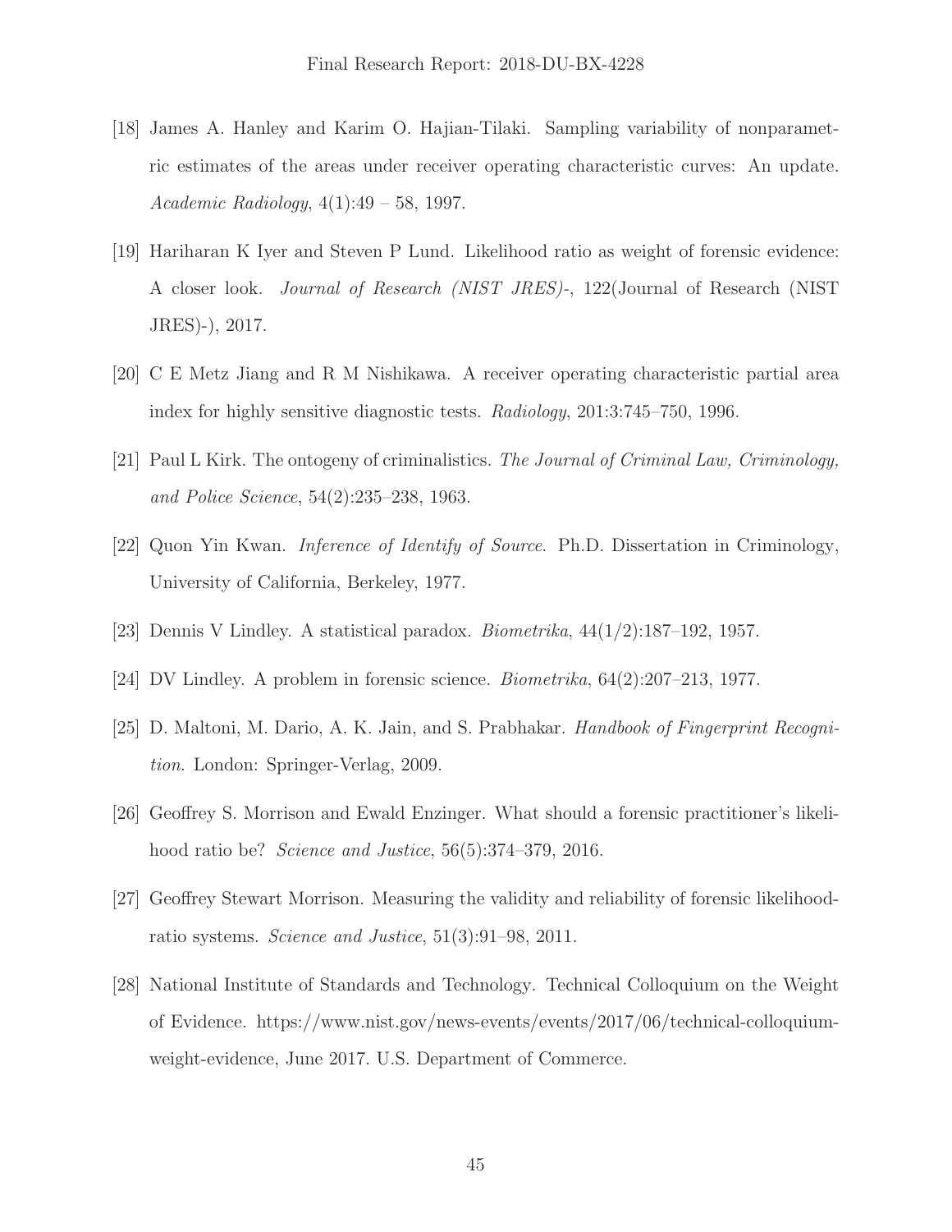[18] James A. Hanley and Karim O. Hajian-Tilaki. Sampling variability of nonparametric estimates of the areas under receiver operating characteristic curves: An update. *Academic Radiology*, 4(1):49 – 58, 1997.

[19] Hariharan K Iyer and Steven P Lund. Likelihood ratio as weight of forensic evidence: A closer look. *Journal of Research (NIST JRES)-*, 122(Journal of Research (NIST JRES)-), 2017.

[20] C E Metz Jiang and R M Nishikawa. A receiver operating characteristic partial area index for highly sensitive diagnostic tests. *Radiology*, 201:3:745–750, 1996.

[21] Paul L Kirk. The ontogeny of criminalistics. *The Journal of Criminal Law, Criminology, and Police Science*, 54(2):235–238, 1963.

[22] Quon Yin Kwan. *Inference of Identify of Source*. Ph.D. Dissertation in Criminology, University of California, Berkeley, 1977.

[23] Dennis V Lindley. A statistical paradox. *Biometrika*, 44(1/2):187–192, 1957.

[24] DV Lindley. A problem in forensic science. *Biometrika*, 64(2):207–213, 1977.

[25] D. Maltoni, M. Dario, A. K. Jain, and S. Prabhakar. *Handbook of Fingerprint Recognition*. London: Springer-Verlag, 2009.

[26] Geoffrey S. Morrison and Ewald Enzinger. What should a forensic practitioner's likelihood ratio be? *Science and Justice*, 56(5):374–379, 2016.

[27] Geoffrey Stewart Morrison. Measuring the validity and reliability of forensic likelihood-ratio systems. *Science and Justice*, 51(3):91–98, 2011.

[28] National Institute of Standards and Technology. Technical Colloquium on the Weight of Evidence. https://www.nist.gov/news-events/events/2017/06/technical-colloquium-weight-evidence, June 2017. U.S. Department of Commerce.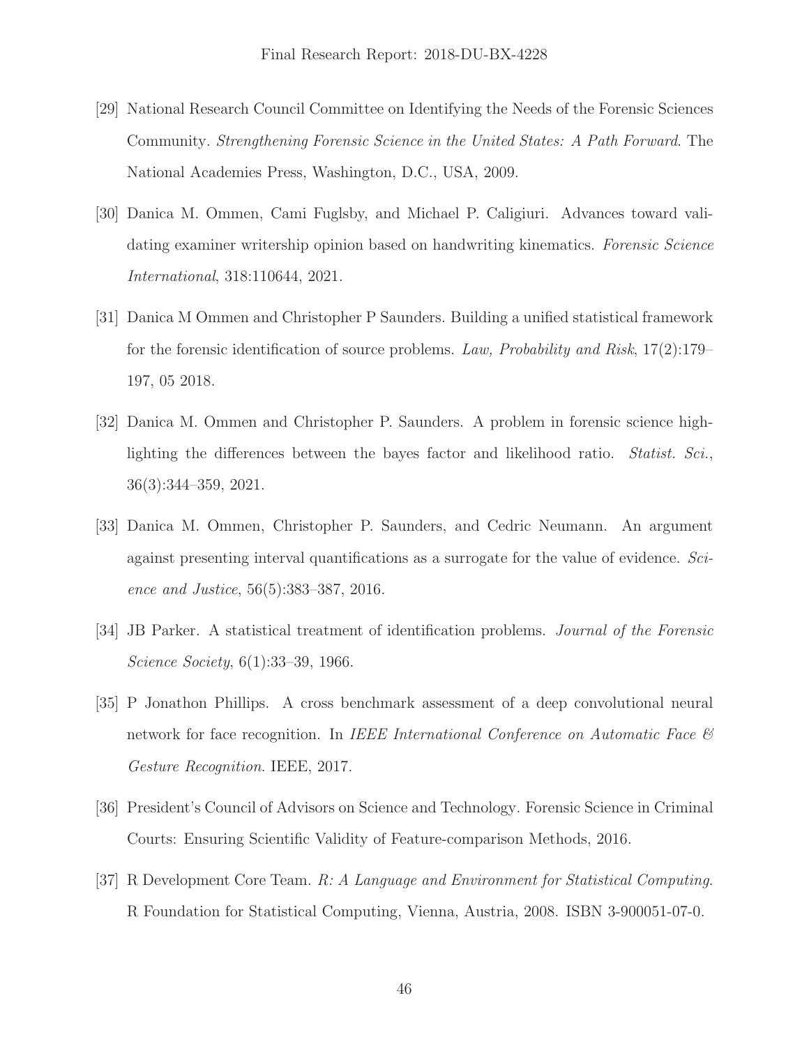[29] National Research Council Committee on Identifying the Needs of the Forensic Sciences Community. *Strengthening Forensic Science in the United States: A Path Forward*. The National Academies Press, Washington, D.C., USA, 2009.

[30] Danica M. Ommen, Cami Fuglsby, and Michael P. Caligiuri. Advances toward validating examiner writership opinion based on handwriting kinematics. *Forensic Science International*, 318:110644, 2021.

[31] Danica M Ommen and Christopher P Saunders. Building a unified statistical framework for the forensic identification of source problems. *Law, Probability and Risk*, 17(2):179–197, 05 2018.

[32] Danica M. Ommen and Christopher P. Saunders. A problem in forensic science highlighting the differences between the bayes factor and likelihood ratio. *Statist. Sci.*, 36(3):344–359, 2021.

[33] Danica M. Ommen, Christopher P. Saunders, and Cedric Neumann. An argument against presenting interval quantifications as a surrogate for the value of evidence. *Science and Justice*, 56(5):383–387, 2016.

[34] JB Parker. A statistical treatment of identification problems. *Journal of the Forensic Science Society*, 6(1):33–39, 1966.

[35] P Jonathon Phillips. A cross benchmark assessment of a deep convolutional neural network for face recognition. In *IEEE International Conference on Automatic Face & Gesture Recognition*. IEEE, 2017.

[36] President's Council of Advisors on Science and Technology. Forensic Science in Criminal Courts: Ensuring Scientific Validity of Feature-comparison Methods, 2016.

[37] R Development Core Team. *R: A Language and Environment for Statistical Computing*. R Foundation for Statistical Computing, Vienna, Austria, 2008. ISBN 3-900051-07-0.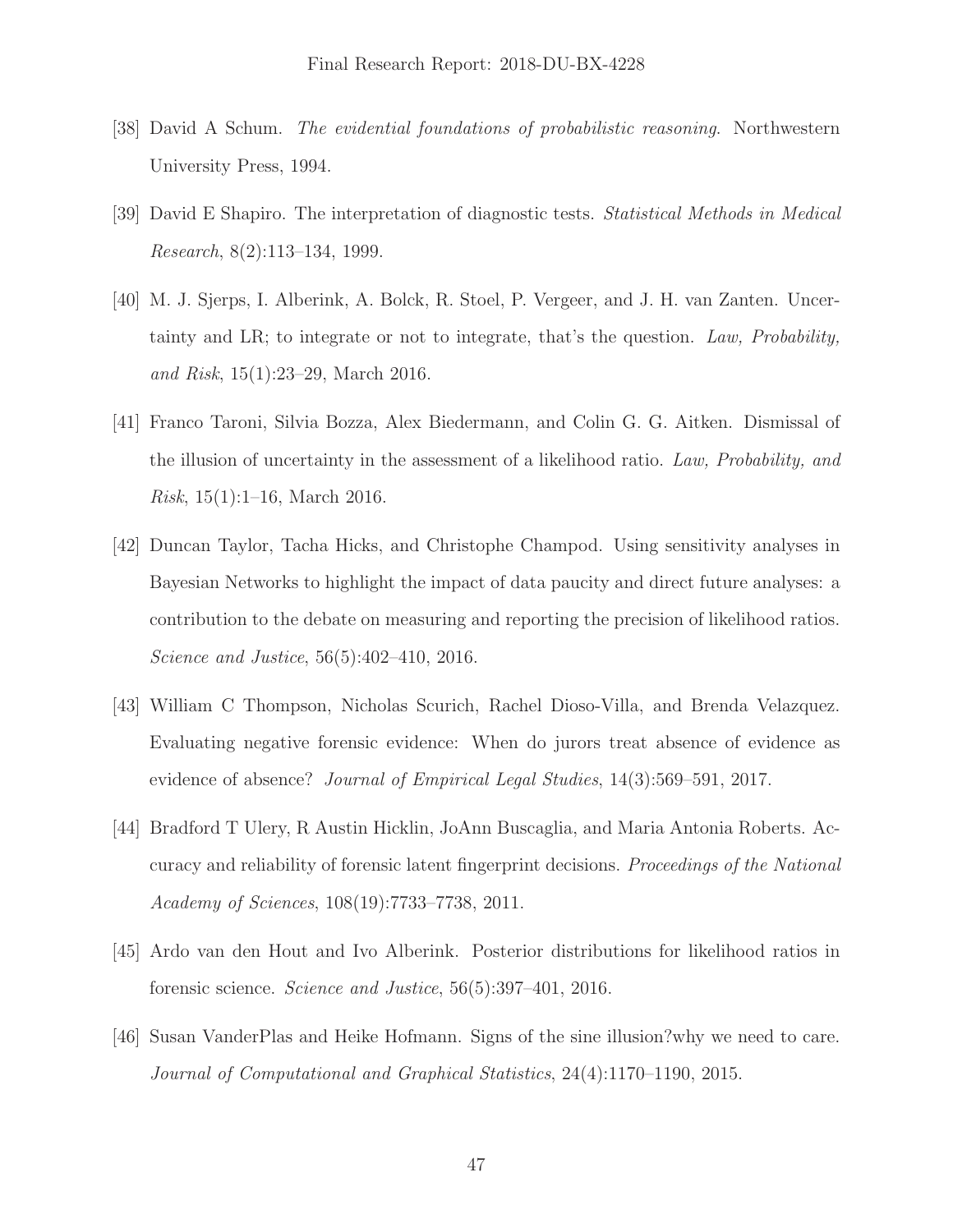[38] David A Schum. *The evidential foundations of probabilistic reasoning*. Northwestern University Press, 1994.

[39] David E Shapiro. The interpretation of diagnostic tests. *Statistical Methods in Medical Research*, 8(2):113–134, 1999.

[40] M. J. Sjerps, I. Alberink, A. Bolck, R. Stoel, P. Vergeer, and J. H. van Zanten. Uncertainty and LR; to integrate or not to integrate, that's the question. *Law, Probability, and Risk*, 15(1):23–29, March 2016.

[41] Franco Taroni, Silvia Bozza, Alex Biedermann, and Colin G. G. Aitken. Dismissal of the illusion of uncertainty in the assessment of a likelihood ratio. *Law, Probability, and Risk*, 15(1):1–16, March 2016.

[42] Duncan Taylor, Tacha Hicks, and Christophe Champod. Using sensitivity analyses in Bayesian Networks to highlight the impact of data paucity and direct future analyses: a contribution to the debate on measuring and reporting the precision of likelihood ratios. *Science and Justice*, 56(5):402–410, 2016.

[43] William C Thompson, Nicholas Scurich, Rachel Dioso-Villa, and Brenda Velazquez. Evaluating negative forensic evidence: When do jurors treat absence of evidence as evidence of absence? *Journal of Empirical Legal Studies*, 14(3):569–591, 2017.

[44] Bradford T Ulery, R Austin Hicklin, JoAnn Buscaglia, and Maria Antonia Roberts. Accuracy and reliability of forensic latent fingerprint decisions. *Proceedings of the National Academy of Sciences*, 108(19):7733–7738, 2011.

[45] Ardo van den Hout and Ivo Alberink. Posterior distributions for likelihood ratios in forensic science. *Science and Justice*, 56(5):397–401, 2016.

[46] Susan VanderPlas and Heike Hofmann. Signs of the sine illusion?why we need to care. *Journal of Computational and Graphical Statistics*, 24(4):1170–1190, 2015.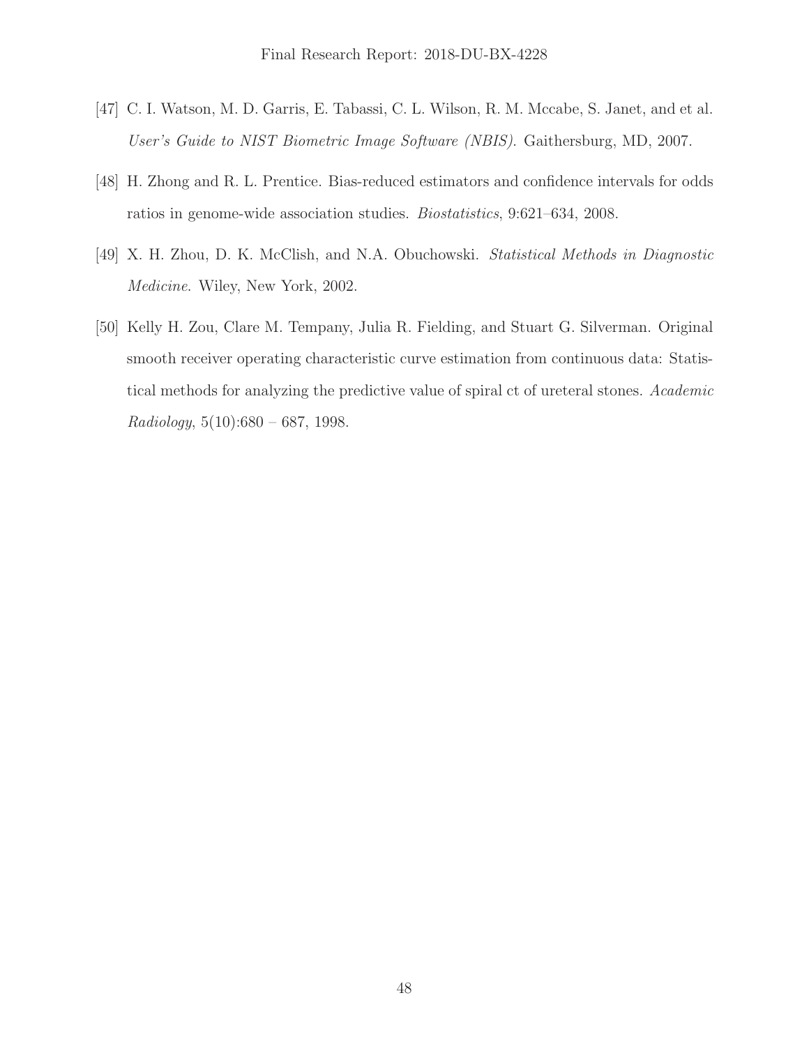[47] C. I. Watson, M. D. Garris, E. Tabassi, C. L. Wilson, R. M. Mccabe, S. Janet, and et al. *User's Guide to NIST Biometric Image Software (NBIS)*. Gaithersburg, MD, 2007.

[48] H. Zhong and R. L. Prentice. Bias-reduced estimators and confidence intervals for odds ratios in genome-wide association studies. *Biostatistics*, 9:621–634, 2008.

[49] X. H. Zhou, D. K. McClish, and N.A. Obuchowski. *Statistical Methods in Diagnostic Medicine*. Wiley, New York, 2002.

[50] Kelly H. Zou, Clare M. Tempany, Julia R. Fielding, and Stuart G. Silverman. Original smooth receiver operating characteristic curve estimation from continuous data: Statistical methods for analyzing the predictive value of spiral ct of ureteral stones. *Academic Radiology*, 5(10):680 – 687, 1998.